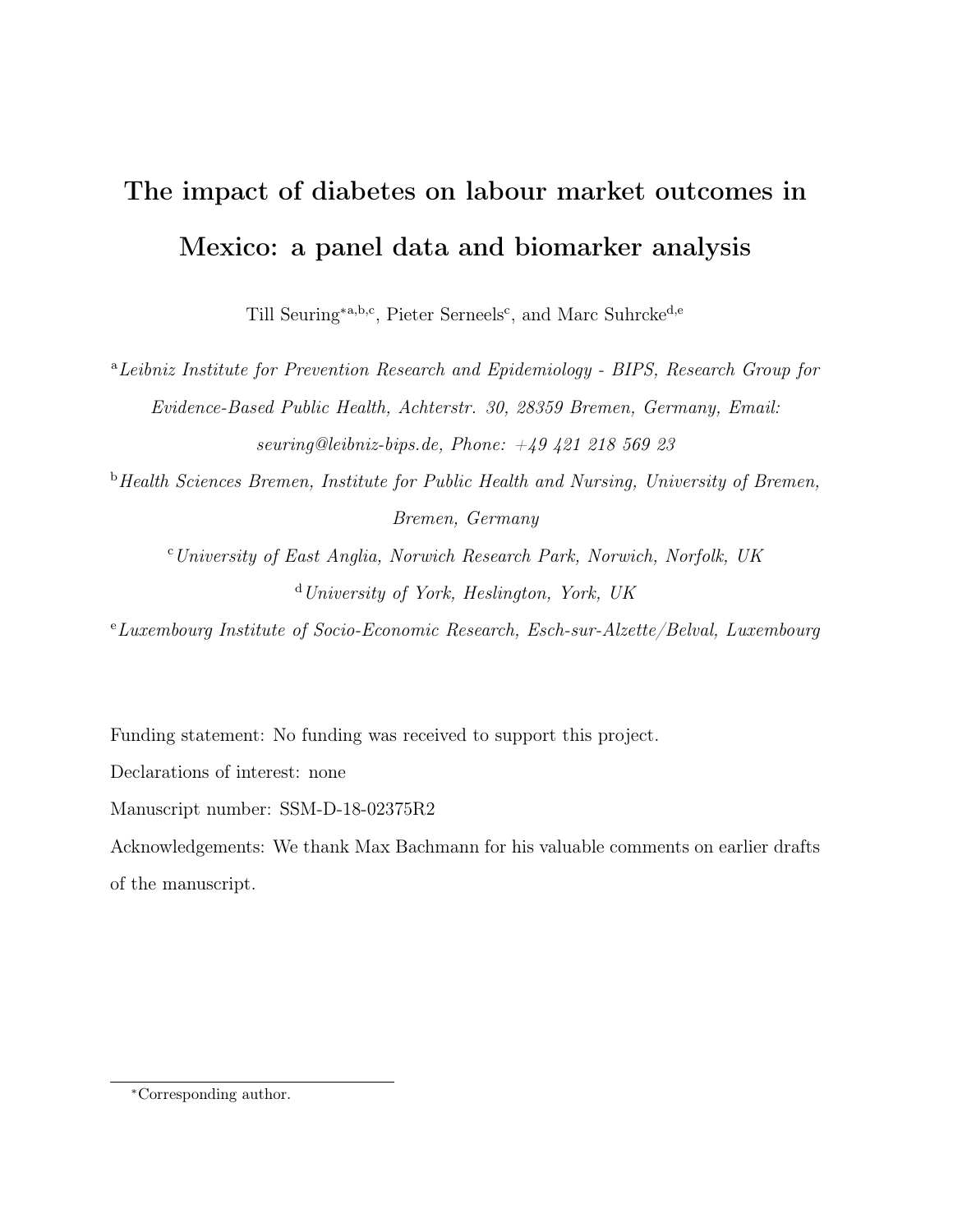# The impact of diabetes on labour market outcomes in Mexico: a panel data and biomarker analysis

Till Seuring*[a,b,c], Pieter Serneels[c], and Marc Suhrcke[d,e]

[a] *Leibniz Institute for Prevention Research and Epidemiology - BIPS, Research Group for Evidence-Based Public Health, Achterstr. 30, 28359 Bremen, Germany, Email: seuring@leibniz-bips.de, Phone: +49 421 218 569 23*

[b] *Health Sciences Bremen, Institute for Public Health and Nursing, University of Bremen, Bremen, Germany*

[c] *University of East Anglia, Norwich Research Park, Norwich, Norfolk, UK*

[d] *University of York, Heslington, York, UK*

[e] *Luxembourg Institute of Socio-Economic Research, Esch-sur-Alzette/Belval, Luxembourg*

Funding statement: No funding was received to support this project.

Declarations of interest: none

Manuscript number: SSM-D-18-02375R2

Acknowledgements: We thank Max Bachmann for his valuable comments on earlier drafts of the manuscript.

*Corresponding author.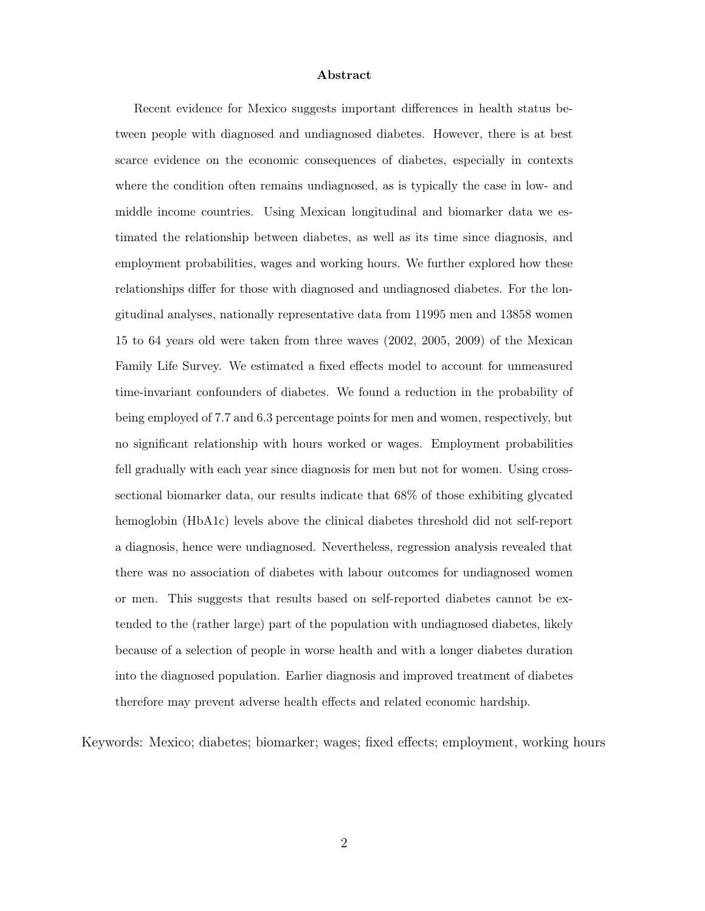**Abstract**

Recent evidence for Mexico suggests important differences in health status between people with diagnosed and undiagnosed diabetes. However, there is at best scarce evidence on the economic consequences of diabetes, especially in contexts where the condition often remains undiagnosed, as is typically the case in low- and middle income countries. Using Mexican longitudinal and biomarker data we estimated the relationship between diabetes, as well as its time since diagnosis, and employment probabilities, wages and working hours. We further explored how these relationships differ for those with diagnosed and undiagnosed diabetes. For the longitudinal analyses, nationally representative data from 11995 men and 13858 women 15 to 64 years old were taken from three waves (2002, 2005, 2009) of the Mexican Family Life Survey. We estimated a fixed effects model to account for unmeasured time-invariant confounders of diabetes. We found a reduction in the probability of being employed of 7.7 and 6.3 percentage points for men and women, respectively, but no significant relationship with hours worked or wages. Employment probabilities fell gradually with each year since diagnosis for men but not for women. Using cross-sectional biomarker data, our results indicate that 68% of those exhibiting glycated hemoglobin (HbA1c) levels above the clinical diabetes threshold did not self-report a diagnosis, hence were undiagnosed. Nevertheless, regression analysis revealed that there was no association of diabetes with labour outcomes for undiagnosed women or men. This suggests that results based on self-reported diabetes cannot be extended to the (rather large) part of the population with undiagnosed diabetes, likely because of a selection of people in worse health and with a longer diabetes duration into the diagnosed population. Earlier diagnosis and improved treatment of diabetes therefore may prevent adverse health effects and related economic hardship.

Keywords: Mexico; diabetes; biomarker; wages; fixed effects; employment, working hours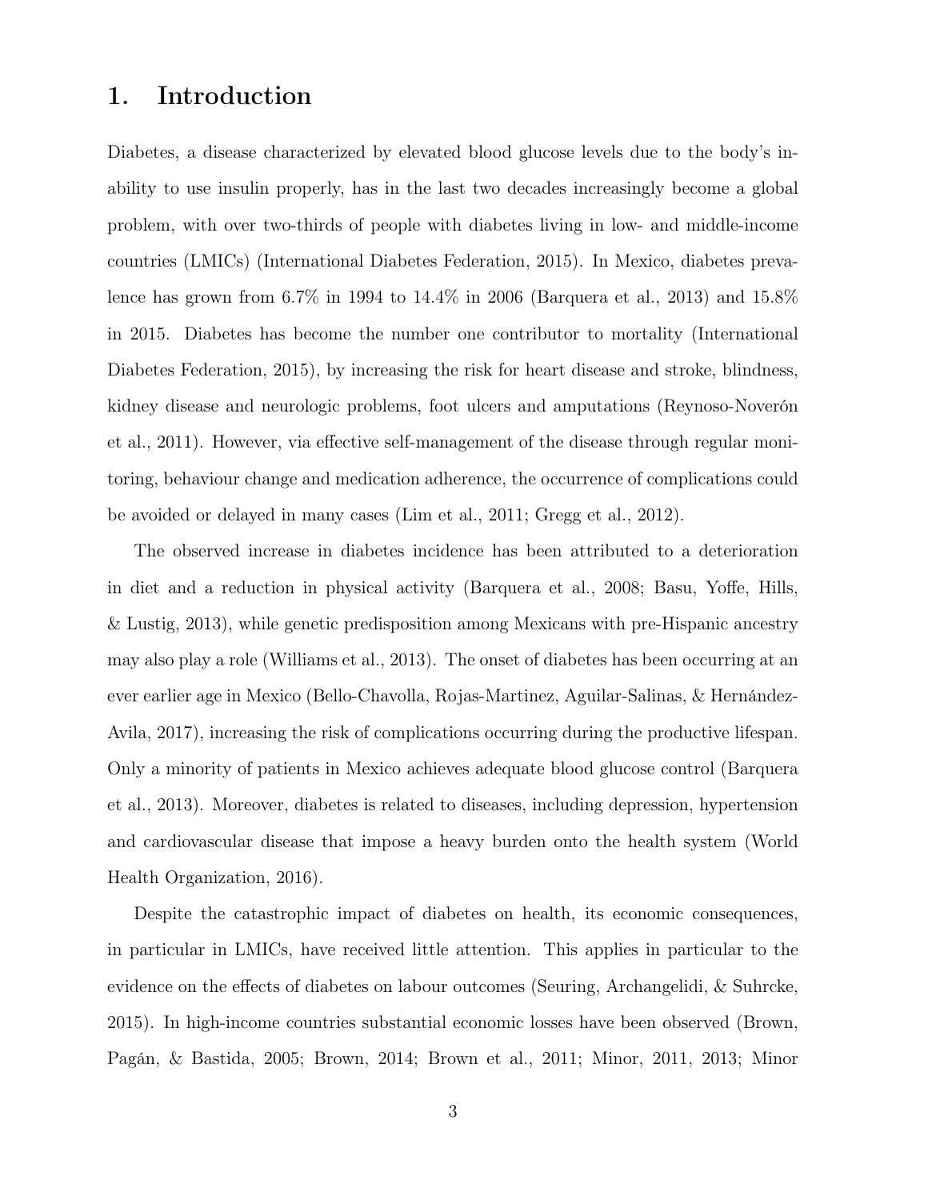# 1. Introduction

Diabetes, a disease characterized by elevated blood glucose levels due to the body's inability to use insulin properly, has in the last two decades increasingly become a global problem, with over two-thirds of people with diabetes living in low- and middle-income countries (LMICs) (International Diabetes Federation, 2015). In Mexico, diabetes prevalence has grown from 6.7% in 1994 to 14.4% in 2006 (Barquera et al., 2013) and 15.8% in 2015. Diabetes has become the number one contributor to mortality (International Diabetes Federation, 2015), by increasing the risk for heart disease and stroke, blindness, kidney disease and neurologic problems, foot ulcers and amputations (Reynoso-Noverón et al., 2011). However, via effective self-management of the disease through regular monitoring, behaviour change and medication adherence, the occurrence of complications could be avoided or delayed in many cases (Lim et al., 2011; Gregg et al., 2012).

The observed increase in diabetes incidence has been attributed to a deterioration in diet and a reduction in physical activity (Barquera et al., 2008; Basu, Yoffe, Hills, & Lustig, 2013), while genetic predisposition among Mexicans with pre-Hispanic ancestry may also play a role (Williams et al., 2013). The onset of diabetes has been occurring at an ever earlier age in Mexico (Bello-Chavolla, Rojas-Martinez, Aguilar-Salinas, & Hernández-Avila, 2017), increasing the risk of complications occurring during the productive lifespan. Only a minority of patients in Mexico achieves adequate blood glucose control (Barquera et al., 2013). Moreover, diabetes is related to diseases, including depression, hypertension and cardiovascular disease that impose a heavy burden onto the health system (World Health Organization, 2016).

Despite the catastrophic impact of diabetes on health, its economic consequences, in particular in LMICs, have received little attention. This applies in particular to the evidence on the effects of diabetes on labour outcomes (Seuring, Archangelidi, & Suhrcke, 2015). In high-income countries substantial economic losses have been observed (Brown, Pagán, & Bastida, 2005; Brown, 2014; Brown et al., 2011; Minor, 2011, 2013; Minor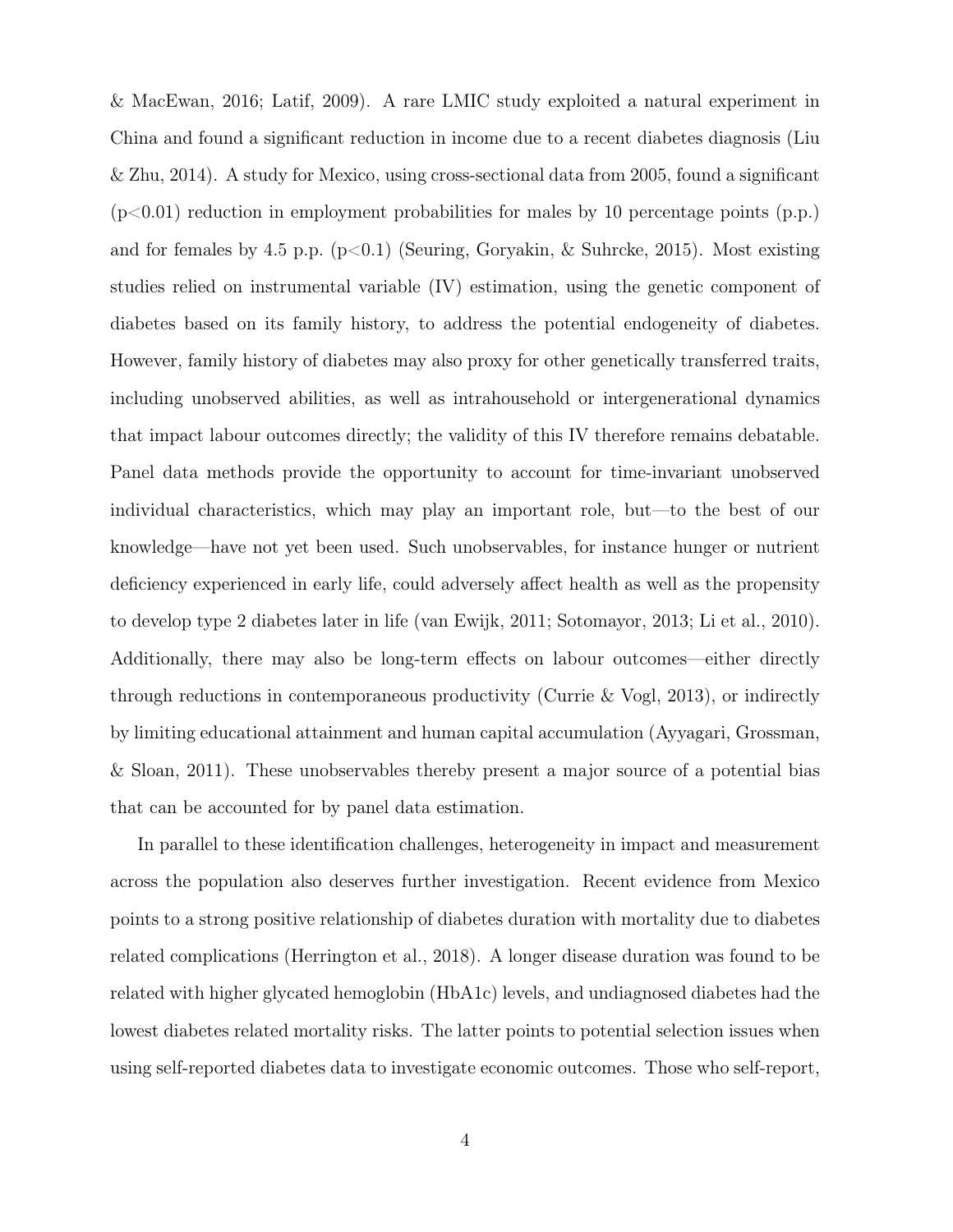& MacEwan, 2016; Latif, 2009). A rare LMIC study exploited a natural experiment in China and found a significant reduction in income due to a recent diabetes diagnosis (Liu & Zhu, 2014). A study for Mexico, using cross-sectional data from 2005, found a significant ($p<0.01$) reduction in employment probabilities for males by 10 percentage points (p.p.) and for females by 4.5 p.p. ($p<0.1$) (Seuring, Goryakin, & Suhrcke, 2015). Most existing studies relied on instrumental variable (IV) estimation, using the genetic component of diabetes based on its family history, to address the potential endogeneity of diabetes. However, family history of diabetes may also proxy for other genetically transferred traits, including unobserved abilities, as well as intrahousehold or intergenerational dynamics that impact labour outcomes directly; the validity of this IV therefore remains debatable. Panel data methods provide the opportunity to account for time-invariant unobserved individual characteristics, which may play an important role, but—to the best of our knowledge—have not yet been used. Such unobservables, for instance hunger or nutrient deficiency experienced in early life, could adversely affect health as well as the propensity to develop type 2 diabetes later in life (van Ewijk, 2011; Sotomayor, 2013; Li et al., 2010). Additionally, there may also be long-term effects on labour outcomes—either directly through reductions in contemporaneous productivity (Currie & Vogl, 2013), or indirectly by limiting educational attainment and human capital accumulation (Ayyagari, Grossman, & Sloan, 2011). These unobservables thereby present a major source of a potential bias that can be accounted for by panel data estimation.

In parallel to these identification challenges, heterogeneity in impact and measurement across the population also deserves further investigation. Recent evidence from Mexico points to a strong positive relationship of diabetes duration with mortality due to diabetes related complications (Herrington et al., 2018). A longer disease duration was found to be related with higher glycated hemoglobin (HbA1c) levels, and undiagnosed diabetes had the lowest diabetes related mortality risks. The latter points to potential selection issues when using self-reported diabetes data to investigate economic outcomes. Those who self-report,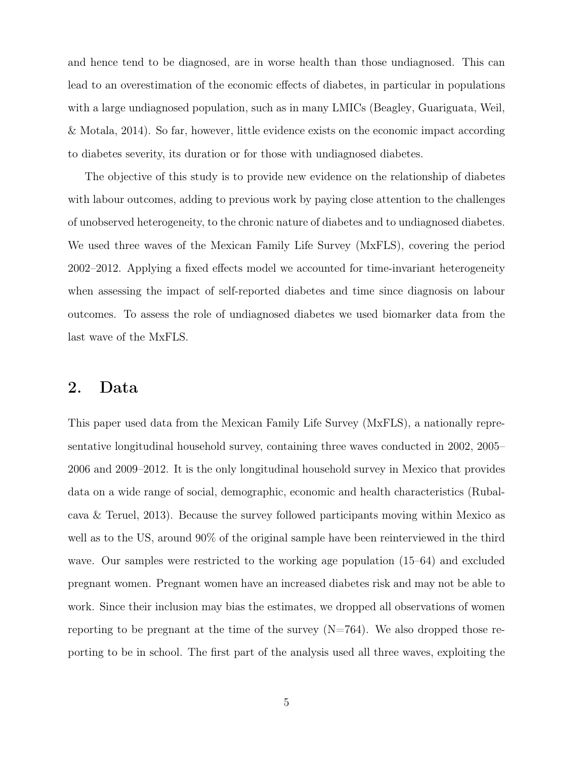and hence tend to be diagnosed, are in worse health than those undiagnosed. This can lead to an overestimation of the economic effects of diabetes, in particular in populations with a large undiagnosed population, such as in many LMICs (Beagley, Guariguata, Weil, & Motala, 2014). So far, however, little evidence exists on the economic impact according to diabetes severity, its duration or for those with undiagnosed diabetes.

The objective of this study is to provide new evidence on the relationship of diabetes with labour outcomes, adding to previous work by paying close attention to the challenges of unobserved heterogeneity, to the chronic nature of diabetes and to undiagnosed diabetes. We used three waves of the Mexican Family Life Survey (MxFLS), covering the period 2002–2012. Applying a fixed effects model we accounted for time-invariant heterogeneity when assessing the impact of self-reported diabetes and time since diagnosis on labour outcomes. To assess the role of undiagnosed diabetes we used biomarker data from the last wave of the MxFLS.

## 2. Data

This paper used data from the Mexican Family Life Survey (MxFLS), a nationally representative longitudinal household survey, containing three waves conducted in 2002, 2005–2006 and 2009–2012. It is the only longitudinal household survey in Mexico that provides data on a wide range of social, demographic, economic and health characteristics (Rubalcava & Teruel, 2013). Because the survey followed participants moving within Mexico as well as to the US, around 90% of the original sample have been reinterviewed in the third wave. Our samples were restricted to the working age population (15–64) and excluded pregnant women. Pregnant women have an increased diabetes risk and may not be able to work. Since their inclusion may bias the estimates, we dropped all observations of women reporting to be pregnant at the time of the survey (N=764). We also dropped those reporting to be in school. The first part of the analysis used all three waves, exploiting the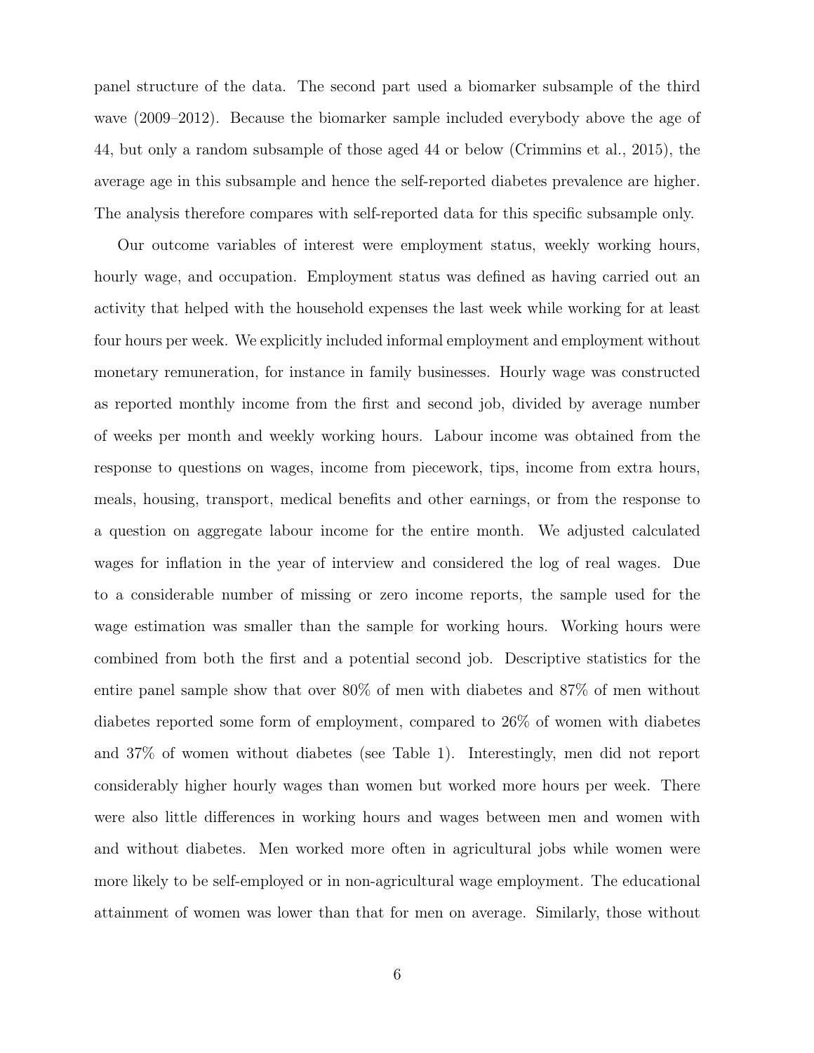panel structure of the data. The second part used a biomarker subsample of the third wave (2009–2012). Because the biomarker sample included everybody above the age of 44, but only a random subsample of those aged 44 or below (Crimmins et al., 2015), the average age in this subsample and hence the self-reported diabetes prevalence are higher. The analysis therefore compares with self-reported data for this specific subsample only.

Our outcome variables of interest were employment status, weekly working hours, hourly wage, and occupation. Employment status was defined as having carried out an activity that helped with the household expenses the last week while working for at least four hours per week. We explicitly included informal employment and employment without monetary remuneration, for instance in family businesses. Hourly wage was constructed as reported monthly income from the first and second job, divided by average number of weeks per month and weekly working hours. Labour income was obtained from the response to questions on wages, income from piecework, tips, income from extra hours, meals, housing, transport, medical benefits and other earnings, or from the response to a question on aggregate labour income for the entire month. We adjusted calculated wages for inflation in the year of interview and considered the log of real wages. Due to a considerable number of missing or zero income reports, the sample used for the wage estimation was smaller than the sample for working hours. Working hours were combined from both the first and a potential second job. Descriptive statistics for the entire panel sample show that over 80% of men with diabetes and 87% of men without diabetes reported some form of employment, compared to 26% of women with diabetes and 37% of women without diabetes (see Table 1). Interestingly, men did not report considerably higher hourly wages than women but worked more hours per week. There were also little differences in working hours and wages between men and women with and without diabetes. Men worked more often in agricultural jobs while women were more likely to be self-employed or in non-agricultural wage employment. The educational attainment of women was lower than that for men on average. Similarly, those without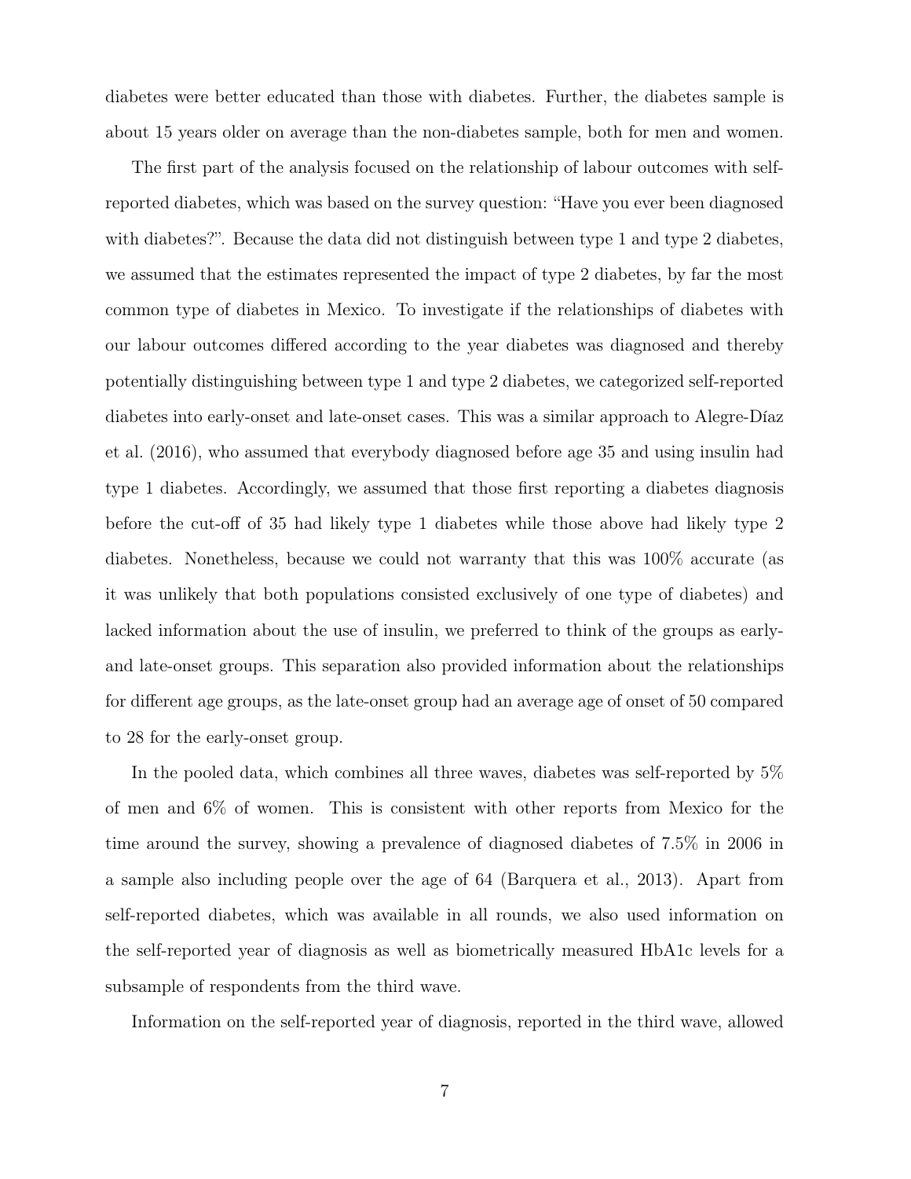diabetes were better educated than those with diabetes. Further, the diabetes sample is about 15 years older on average than the non-diabetes sample, both for men and women.

The first part of the analysis focused on the relationship of labour outcomes with self-reported diabetes, which was based on the survey question: "Have you ever been diagnosed with diabetes?". Because the data did not distinguish between type 1 and type 2 diabetes, we assumed that the estimates represented the impact of type 2 diabetes, by far the most common type of diabetes in Mexico. To investigate if the relationships of diabetes with our labour outcomes differed according to the year diabetes was diagnosed and thereby potentially distinguishing between type 1 and type 2 diabetes, we categorized self-reported diabetes into early-onset and late-onset cases. This was a similar approach to Alegre-Díaz et al. (2016), who assumed that everybody diagnosed before age 35 and using insulin had type 1 diabetes. Accordingly, we assumed that those first reporting a diabetes diagnosis before the cut-off of 35 had likely type 1 diabetes while those above had likely type 2 diabetes. Nonetheless, because we could not warranty that this was 100% accurate (as it was unlikely that both populations consisted exclusively of one type of diabetes) and lacked information about the use of insulin, we preferred to think of the groups as early- and late-onset groups. This separation also provided information about the relationships for different age groups, as the late-onset group had an average age of onset of 50 compared to 28 for the early-onset group.

In the pooled data, which combines all three waves, diabetes was self-reported by 5% of men and 6% of women. This is consistent with other reports from Mexico for the time around the survey, showing a prevalence of diagnosed diabetes of 7.5% in 2006 in a sample also including people over the age of 64 (Barquera et al., 2013). Apart from self-reported diabetes, which was available in all rounds, we also used information on the self-reported year of diagnosis as well as biometrically measured HbA1c levels for a subsample of respondents from the third wave.

Information on the self-reported year of diagnosis, reported in the third wave, allowed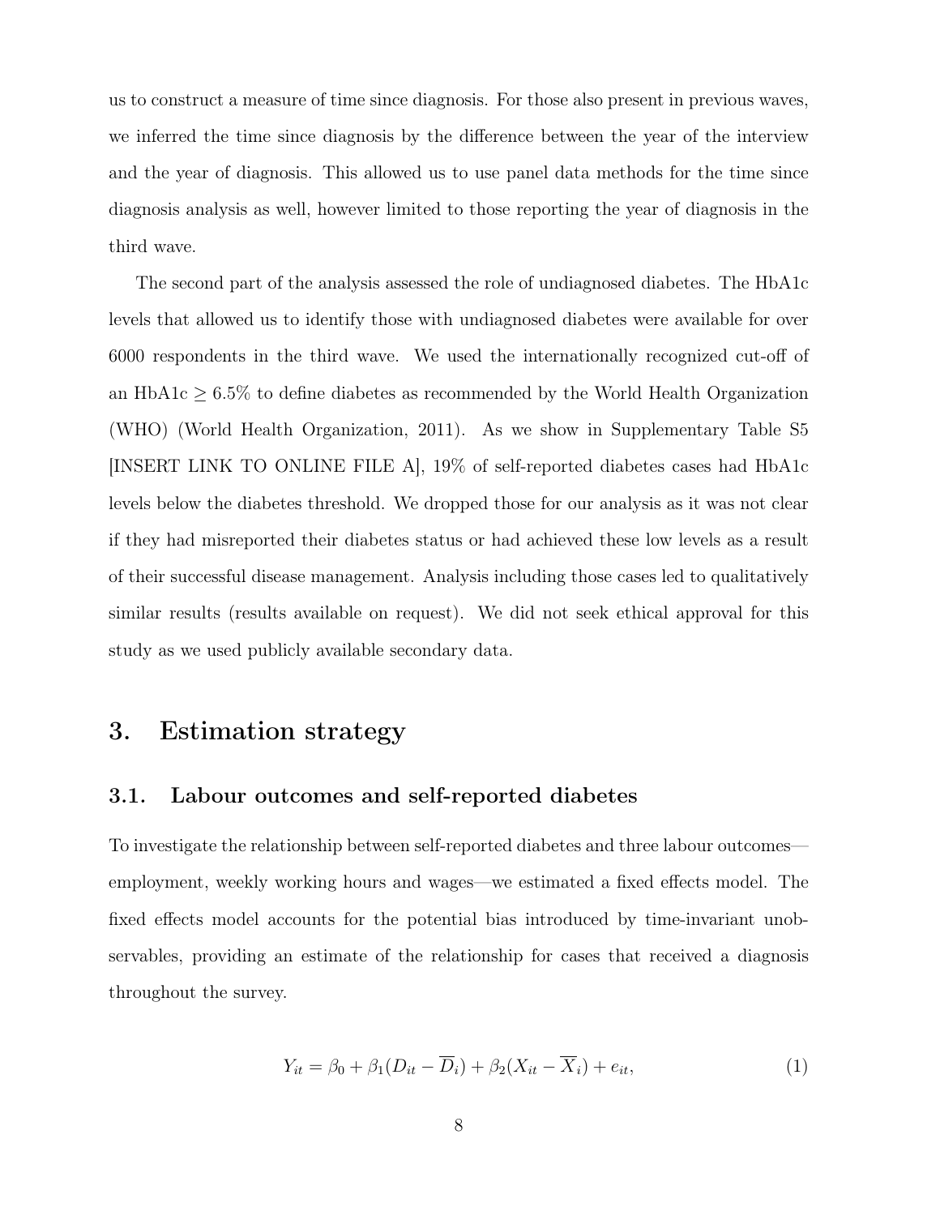us to construct a measure of time since diagnosis. For those also present in previous waves, we inferred the time since diagnosis by the difference between the year of the interview and the year of diagnosis. This allowed us to use panel data methods for the time since diagnosis analysis as well, however limited to those reporting the year of diagnosis in the third wave.

The second part of the analysis assessed the role of undiagnosed diabetes. The HbA1c levels that allowed us to identify those with undiagnosed diabetes were available for over 6000 respondents in the third wave. We used the internationally recognized cut-off of an HbA1c $\geq 6.5\%$ to define diabetes as recommended by the World Health Organization (WHO) (World Health Organization, 2011). As we show in Supplementary Table S5 [INSERT LINK TO ONLINE FILE A], 19% of self-reported diabetes cases had HbA1c levels below the diabetes threshold. We dropped those for our analysis as it was not clear if they had misreported their diabetes status or had achieved these low levels as a result of their successful disease management. Analysis including those cases led to qualitatively similar results (results available on request). We did not seek ethical approval for this study as we used publicly available secondary data.

## 3. Estimation strategy

### 3.1. Labour outcomes and self-reported diabetes

To investigate the relationship between self-reported diabetes and three labour outcomes—employment, weekly working hours and wages—we estimated a fixed effects model. The fixed effects model accounts for the potential bias introduced by time-invariant unobservables, providing an estimate of the relationship for cases that received a diagnosis throughout the survey.

$$Y_{it} = \beta_0 + \beta_1(D_{it} - \overline{D}_i) + \beta_2(X_{it} - \overline{X}_i) + e_{it}, \tag{1}$$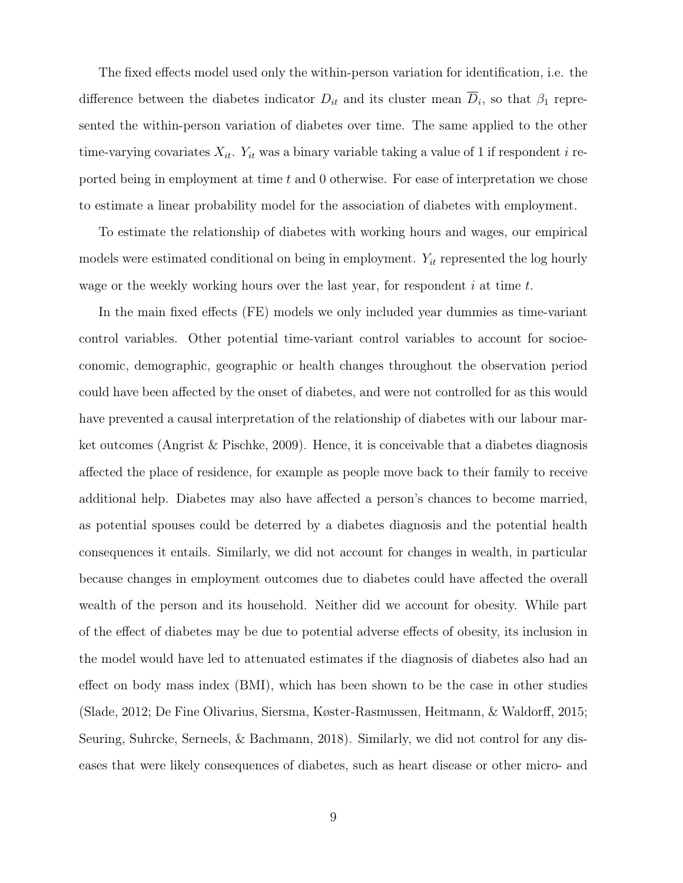The fixed effects model used only the within-person variation for identification, i.e. the difference between the diabetes indicator $D_{it}$ and its cluster mean $\overline{D}_i$, so that $\beta_1$ represented the within-person variation of diabetes over time. The same applied to the other time-varying covariates $X_{it}$. $Y_{it}$ was a binary variable taking a value of 1 if respondent $i$ reported being in employment at time $t$ and 0 otherwise. For ease of interpretation we chose to estimate a linear probability model for the association of diabetes with employment.

To estimate the relationship of diabetes with working hours and wages, our empirical models were estimated conditional on being in employment. $Y_{it}$ represented the log hourly wage or the weekly working hours over the last year, for respondent $i$ at time $t$.

In the main fixed effects (FE) models we only included year dummies as time-variant control variables. Other potential time-variant control variables to account for socioeconomic, demographic, geographic or health changes throughout the observation period could have been affected by the onset of diabetes, and were not controlled for as this would have prevented a causal interpretation of the relationship of diabetes with our labour market outcomes (Angrist & Pischke, 2009). Hence, it is conceivable that a diabetes diagnosis affected the place of residence, for example as people move back to their family to receive additional help. Diabetes may also have affected a person's chances to become married, as potential spouses could be deterred by a diabetes diagnosis and the potential health consequences it entails. Similarly, we did not account for changes in wealth, in particular because changes in employment outcomes due to diabetes could have affected the overall wealth of the person and its household. Neither did we account for obesity. While part of the effect of diabetes may be due to potential adverse effects of obesity, its inclusion in the model would have led to attenuated estimates if the diagnosis of diabetes also had an effect on body mass index (BMI), which has been shown to be the case in other studies (Slade, 2012; De Fine Olivarius, Siersma, Køster-Rasmussen, Heitmann, & Waldorff, 2015; Seuring, Suhrcke, Serneels, & Bachmann, 2018). Similarly, we did not control for any diseases that were likely consequences of diabetes, such as heart disease or other micro- and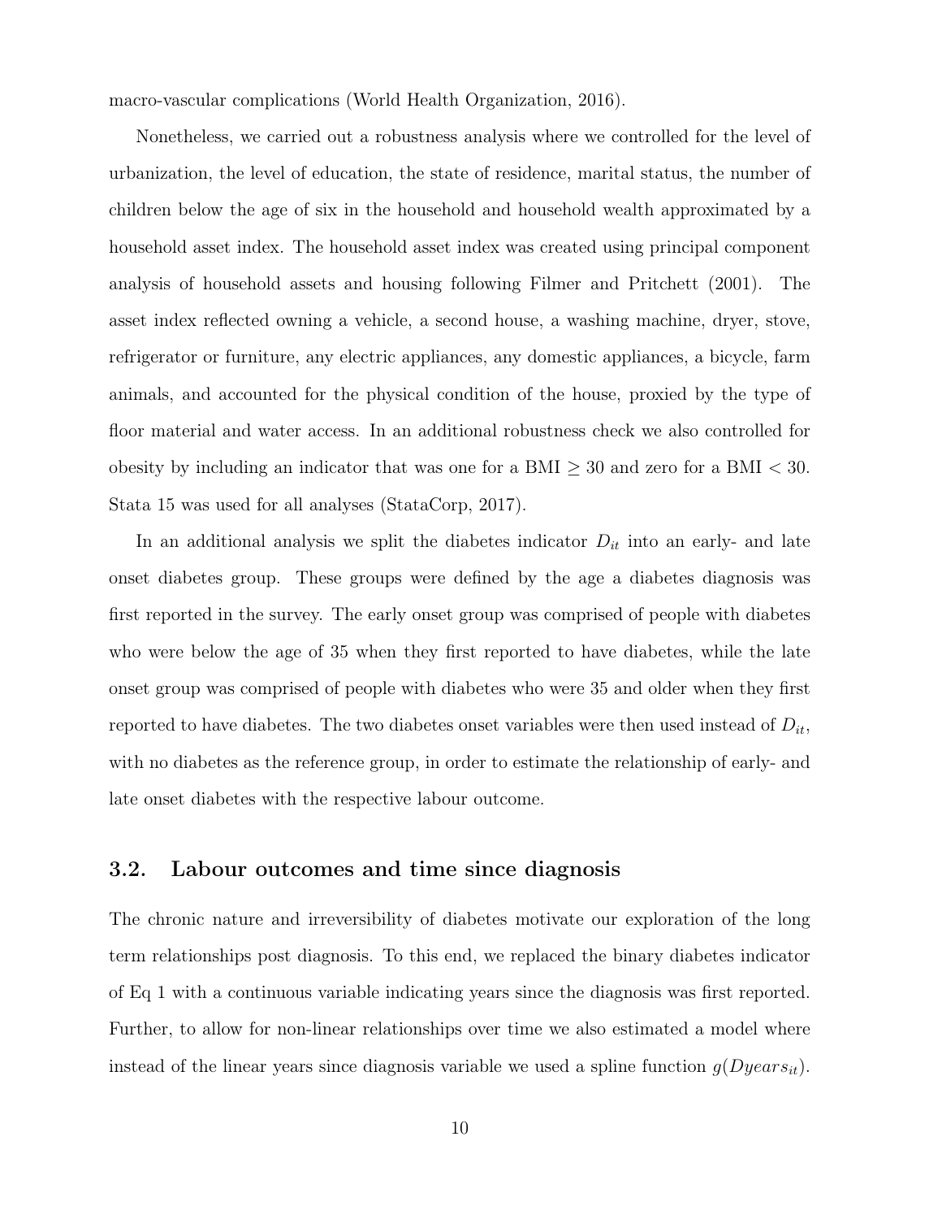macro-vascular complications (World Health Organization, 2016).

Nonetheless, we carried out a robustness analysis where we controlled for the level of urbanization, the level of education, the state of residence, marital status, the number of children below the age of six in the household and household wealth approximated by a household asset index. The household asset index was created using principal component analysis of household assets and housing following Filmer and Pritchett (2001). The asset index reflected owning a vehicle, a second house, a washing machine, dryer, stove, refrigerator or furniture, any electric appliances, any domestic appliances, a bicycle, farm animals, and accounted for the physical condition of the house, proxied by the type of floor material and water access. In an additional robustness check we also controlled for obesity by including an indicator that was one for a BMI $\geq 30$ and zero for a BMI $< 30$. Stata 15 was used for all analyses (StataCorp, 2017).

In an additional analysis we split the diabetes indicator $D_{it}$ into an early- and late onset diabetes group. These groups were defined by the age a diabetes diagnosis was first reported in the survey. The early onset group was comprised of people with diabetes who were below the age of 35 when they first reported to have diabetes, while the late onset group was comprised of people with diabetes who were 35 and older when they first reported to have diabetes. The two diabetes onset variables were then used instead of $D_{it}$, with no diabetes as the reference group, in order to estimate the relationship of early- and late onset diabetes with the respective labour outcome.

## 3.2. Labour outcomes and time since diagnosis

The chronic nature and irreversibility of diabetes motivate our exploration of the long term relationships post diagnosis. To this end, we replaced the binary diabetes indicator of Eq 1 with a continuous variable indicating years since the diagnosis was first reported. Further, to allow for non-linear relationships over time we also estimated a model where instead of the linear years since diagnosis variable we used a spline function $g(Dyears_{it})$.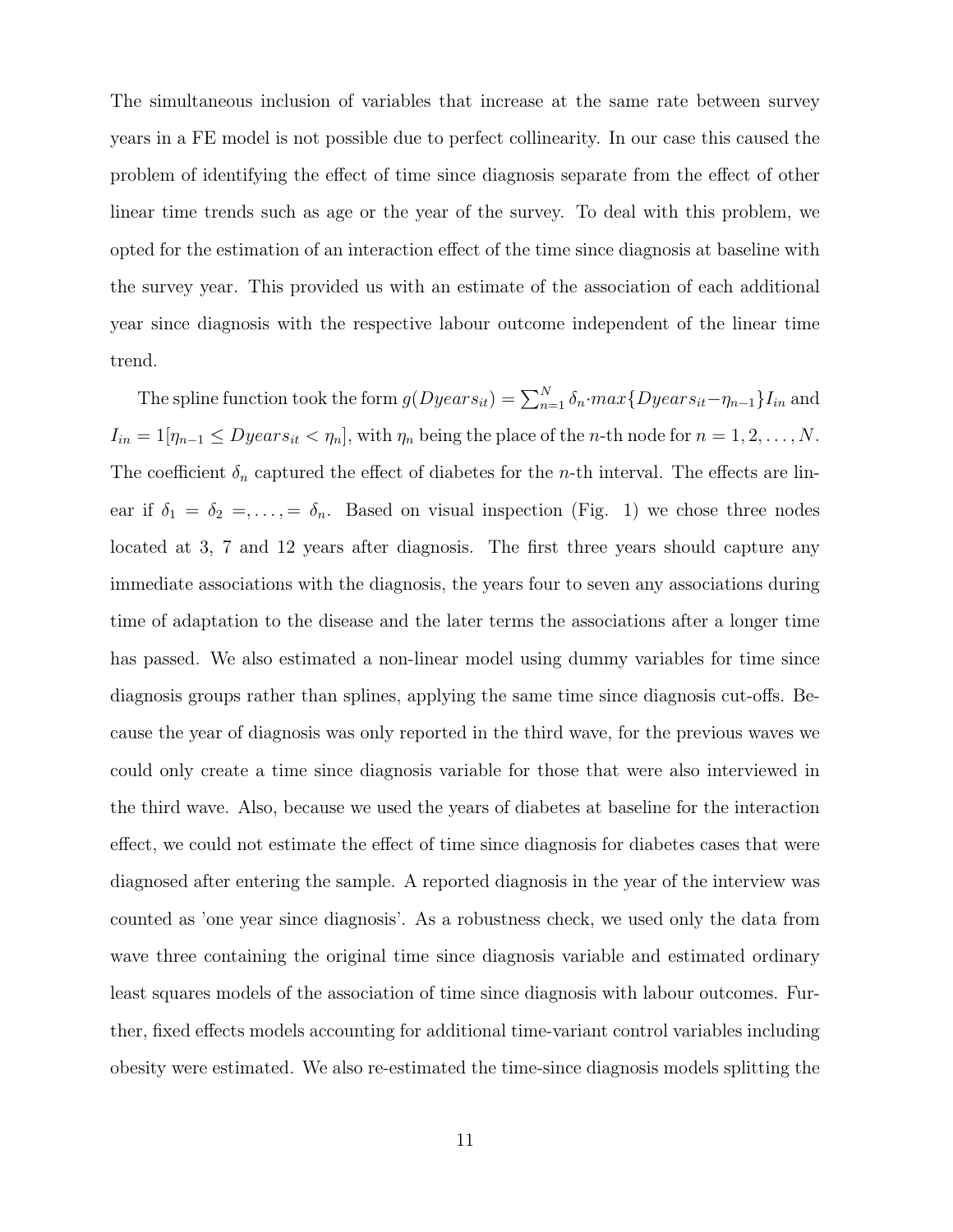The simultaneous inclusion of variables that increase at the same rate between survey years in a FE model is not possible due to perfect collinearity. In our case this caused the problem of identifying the effect of time since diagnosis separate from the effect of other linear time trends such as age or the year of the survey. To deal with this problem, we opted for the estimation of an interaction effect of the time since diagnosis at baseline with the survey year. This provided us with an estimate of the association of each additional year since diagnosis with the respective labour outcome independent of the linear time trend.

The spline function took the form $g(Dyears_{it}) = \sum_{n=1}^{N} \delta_n \cdot max\{Dyears_{it} - \eta_{n-1}\} I_{in}$ and $I_{in} = 1[\eta_{n-1} \leq Dyears_{it} < \eta_n]$, with $\eta_n$ being the place of the $n$-th node for $n = 1, 2, \ldots, N$. The coefficient $\delta_n$ captured the effect of diabetes for the $n$-th interval. The effects are linear if $\delta_1 = \delta_2 =, \ldots, = \delta_n$. Based on visual inspection (Fig. 1) we chose three nodes located at 3, 7 and 12 years after diagnosis. The first three years should capture any immediate associations with the diagnosis, the years four to seven any associations during time of adaptation to the disease and the later terms the associations after a longer time has passed. We also estimated a non-linear model using dummy variables for time since diagnosis groups rather than splines, applying the same time since diagnosis cut-offs. Because the year of diagnosis was only reported in the third wave, for the previous waves we could only create a time since diagnosis variable for those that were also interviewed in the third wave. Also, because we used the years of diabetes at baseline for the interaction effect, we could not estimate the effect of time since diagnosis for diabetes cases that were diagnosed after entering the sample. A reported diagnosis in the year of the interview was counted as 'one year since diagnosis'. As a robustness check, we used only the data from wave three containing the original time since diagnosis variable and estimated ordinary least squares models of the association of time since diagnosis with labour outcomes. Further, fixed effects models accounting for additional time-variant control variables including obesity were estimated. We also re-estimated the time-since diagnosis models splitting the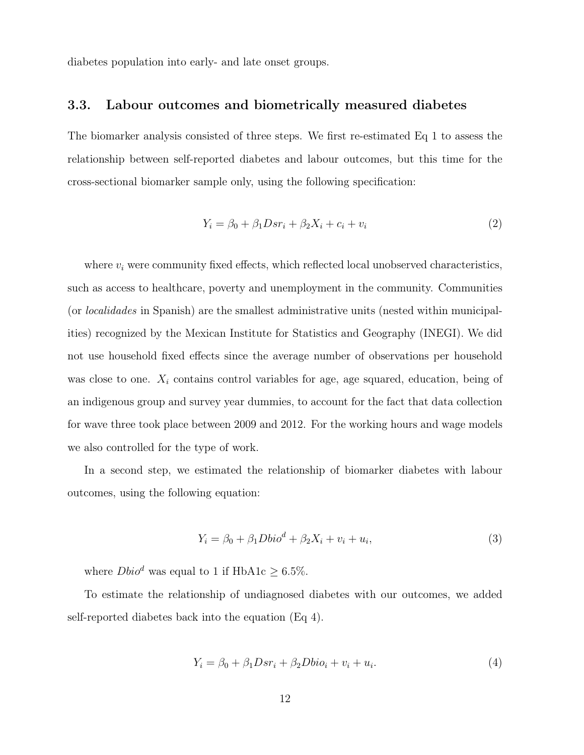diabetes population into early- and late onset groups.

### 3.3. Labour outcomes and biometrically measured diabetes

The biomarker analysis consisted of three steps. We first re-estimated Eq 1 to assess the relationship between self-reported diabetes and labour outcomes, but this time for the cross-sectional biomarker sample only, using the following specification:

$$Y_i = \beta_0 + \beta_1 Dsr_i + \beta_2 X_i + c_i + v_i \tag{2}$$

where $v_i$ were community fixed effects, which reflected local unobserved characteristics, such as access to healthcare, poverty and unemployment in the community. Communities (or *localidades* in Spanish) are the smallest administrative units (nested within municipalities) recognized by the Mexican Institute for Statistics and Geography (INEGI). We did not use household fixed effects since the average number of observations per household was close to one. $X_i$ contains control variables for age, age squared, education, being of an indigenous group and survey year dummies, to account for the fact that data collection for wave three took place between 2009 and 2012. For the working hours and wage models we also controlled for the type of work.

In a second step, we estimated the relationship of biomarker diabetes with labour outcomes, using the following equation:

$$Y_i = \beta_0 + \beta_1 Dbio^d + \beta_2 X_i + v_i + u_i, \tag{3}$$

where $Dbio^d$ was equal to 1 if HbA1c $\geq 6.5\%$.

To estimate the relationship of undiagnosed diabetes with our outcomes, we added self-reported diabetes back into the equation (Eq 4).

$$Y_i = \beta_0 + \beta_1 Dsr_i + \beta_2 Dbio_i + v_i + u_i. \tag{4}$$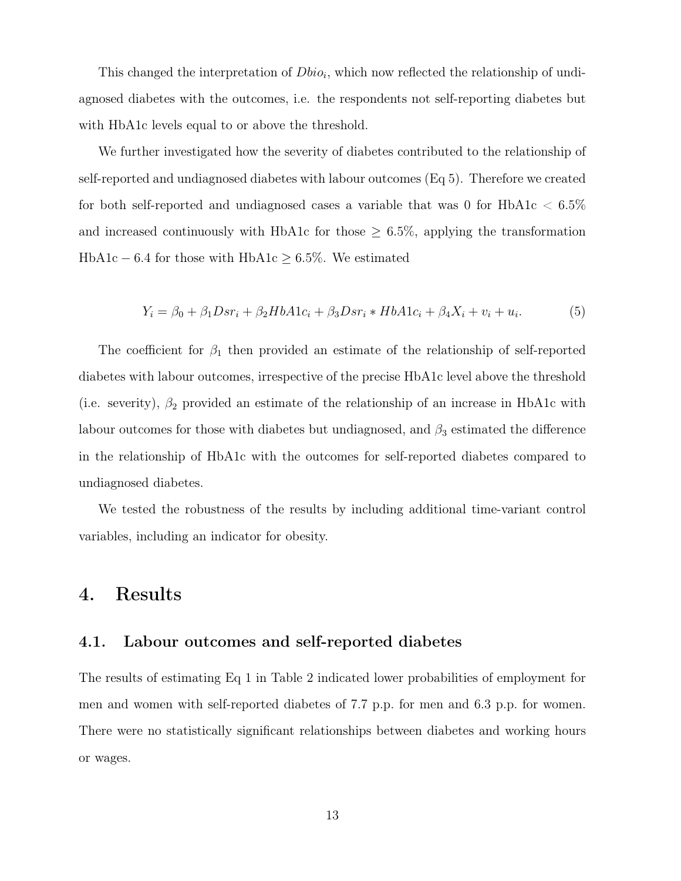This changed the interpretation of $Dbio_i$, which now reflected the relationship of undiagnosed diabetes with the outcomes, i.e. the respondents not self-reporting diabetes but with HbA1c levels equal to or above the threshold.

We further investigated how the severity of diabetes contributed to the relationship of self-reported and undiagnosed diabetes with labour outcomes (Eq 5). Therefore we created for both self-reported and undiagnosed cases a variable that was 0 for HbA1c $< 6.5\%$ and increased continuously with HbA1c for those $\geq 6.5\%$, applying the transformation HbA1c $- 6.4$ for those with HbA1c $\geq 6.5\%$. We estimated

$$Y_i = \beta_0 + \beta_1 Dsr_i + \beta_2 HbA1c_i + \beta_3 Dsr_i * HbA1c_i + \beta_4 X_i + v_i + u_i. \tag{5}$$

The coefficient for $\beta_1$ then provided an estimate of the relationship of self-reported diabetes with labour outcomes, irrespective of the precise HbA1c level above the threshold (i.e. severity), $\beta_2$ provided an estimate of the relationship of an increase in HbA1c with labour outcomes for those with diabetes but undiagnosed, and $\beta_3$ estimated the difference in the relationship of HbA1c with the outcomes for self-reported diabetes compared to undiagnosed diabetes.

We tested the robustness of the results by including additional time-variant control variables, including an indicator for obesity.

# 4. Results

## 4.1. Labour outcomes and self-reported diabetes

The results of estimating Eq 1 in Table 2 indicated lower probabilities of employment for men and women with self-reported diabetes of 7.7 p.p. for men and 6.3 p.p. for women. There were no statistically significant relationships between diabetes and working hours or wages.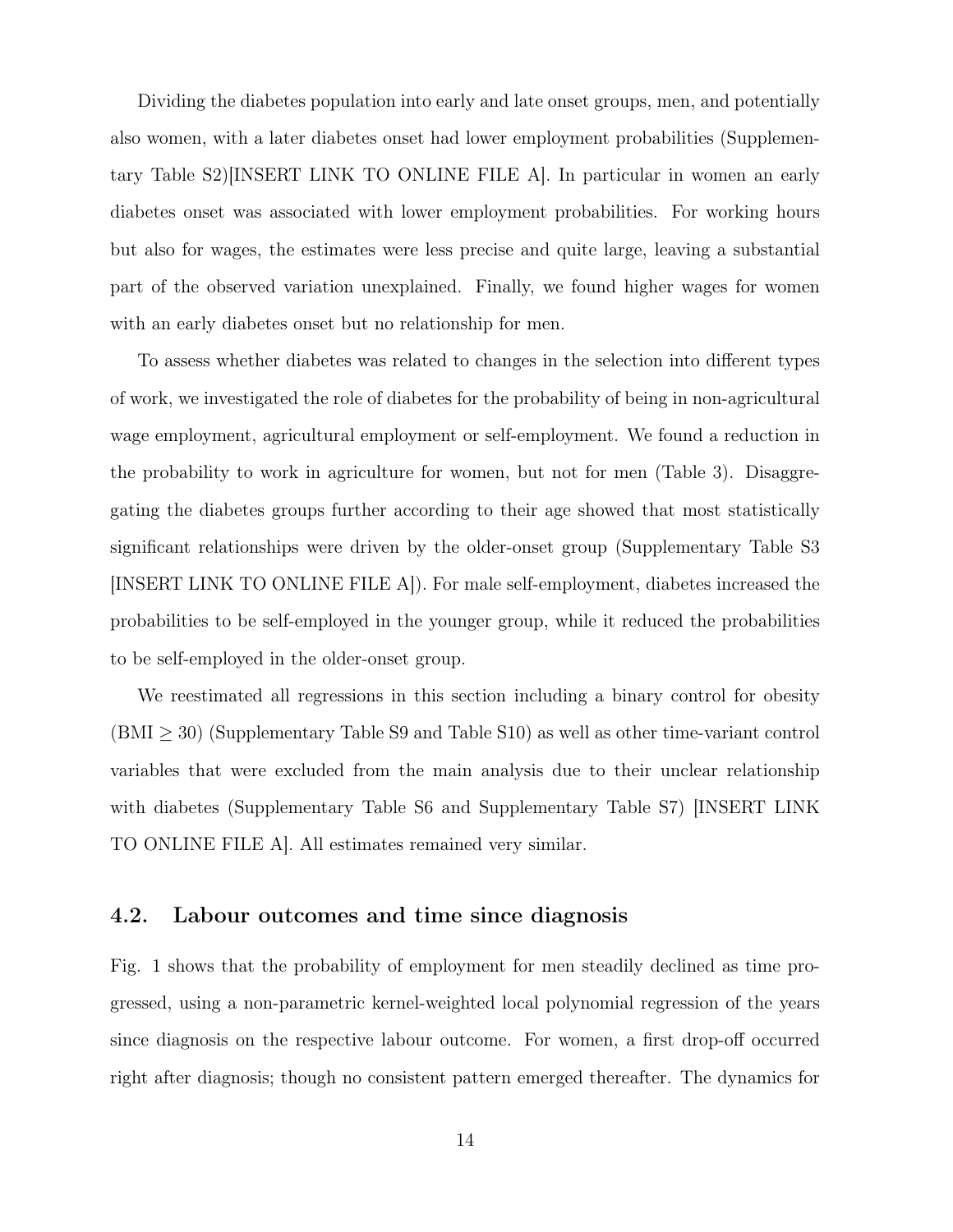Dividing the diabetes population into early and late onset groups, men, and potentially also women, with a later diabetes onset had lower employment probabilities (Supplementary Table S2)[INSERT LINK TO ONLINE FILE A]. In particular in women an early diabetes onset was associated with lower employment probabilities. For working hours but also for wages, the estimates were less precise and quite large, leaving a substantial part of the observed variation unexplained. Finally, we found higher wages for women with an early diabetes onset but no relationship for men.

To assess whether diabetes was related to changes in the selection into different types of work, we investigated the role of diabetes for the probability of being in non-agricultural wage employment, agricultural employment or self-employment. We found a reduction in the probability to work in agriculture for women, but not for men (Table 3). Disaggregating the diabetes groups further according to their age showed that most statistically significant relationships were driven by the older-onset group (Supplementary Table S3 [INSERT LINK TO ONLINE FILE A]). For male self-employment, diabetes increased the probabilities to be self-employed in the younger group, while it reduced the probabilities to be self-employed in the older-onset group.

We reestimated all regressions in this section including a binary control for obesity (BMI $\geq 30$) (Supplementary Table S9 and Table S10) as well as other time-variant control variables that were excluded from the main analysis due to their unclear relationship with diabetes (Supplementary Table S6 and Supplementary Table S7) [INSERT LINK TO ONLINE FILE A]. All estimates remained very similar.

## 4.2. Labour outcomes and time since diagnosis

Fig. 1 shows that the probability of employment for men steadily declined as time progressed, using a non-parametric kernel-weighted local polynomial regression of the years since diagnosis on the respective labour outcome. For women, a first drop-off occurred right after diagnosis; though no consistent pattern emerged thereafter. The dynamics for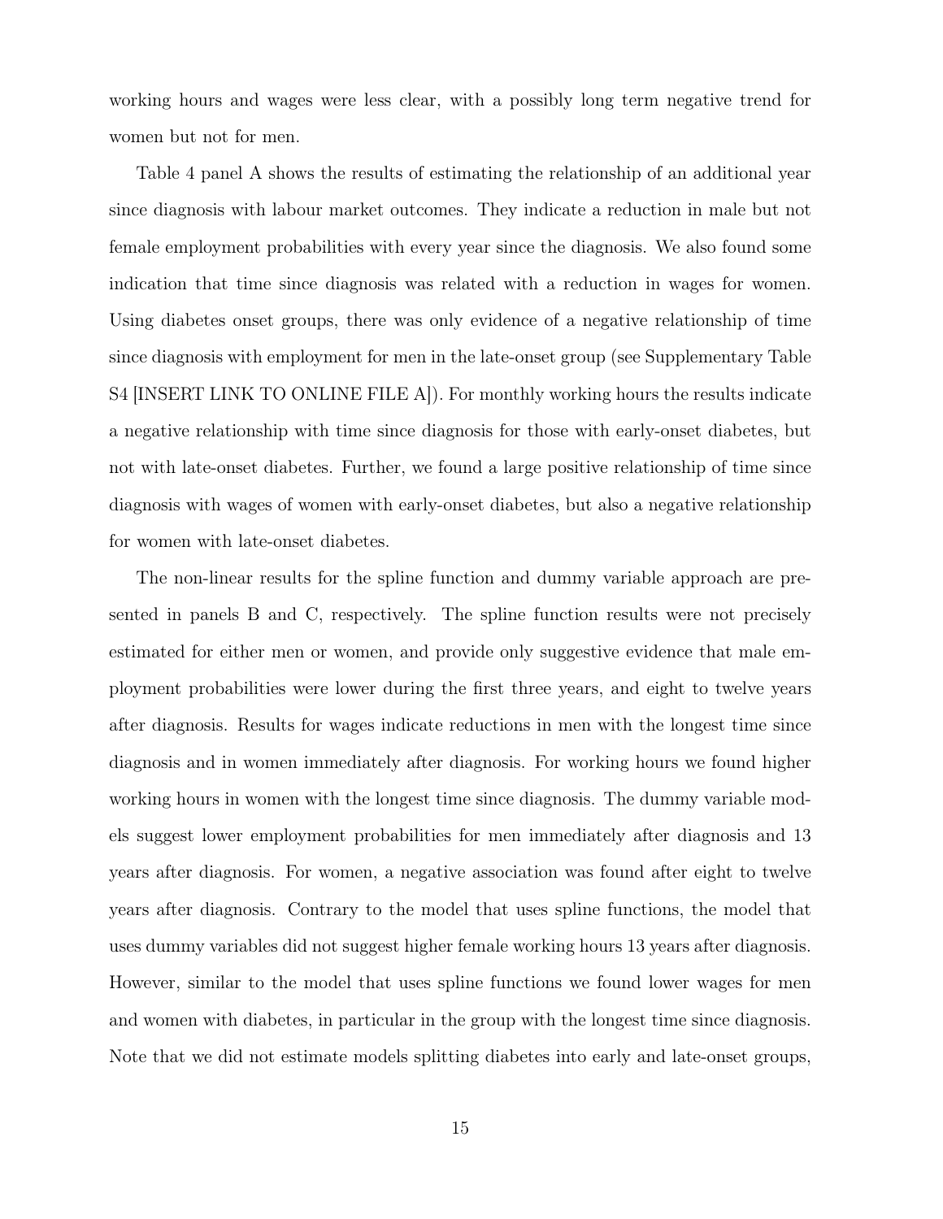working hours and wages were less clear, with a possibly long term negative trend for women but not for men.

Table 4 panel A shows the results of estimating the relationship of an additional year since diagnosis with labour market outcomes. They indicate a reduction in male but not female employment probabilities with every year since the diagnosis. We also found some indication that time since diagnosis was related with a reduction in wages for women. Using diabetes onset groups, there was only evidence of a negative relationship of time since diagnosis with employment for men in the late-onset group (see Supplementary Table S4 [INSERT LINK TO ONLINE FILE A]). For monthly working hours the results indicate a negative relationship with time since diagnosis for those with early-onset diabetes, but not with late-onset diabetes. Further, we found a large positive relationship of time since diagnosis with wages of women with early-onset diabetes, but also a negative relationship for women with late-onset diabetes.

The non-linear results for the spline function and dummy variable approach are presented in panels B and C, respectively. The spline function results were not precisely estimated for either men or women, and provide only suggestive evidence that male employment probabilities were lower during the first three years, and eight to twelve years after diagnosis. Results for wages indicate reductions in men with the longest time since diagnosis and in women immediately after diagnosis. For working hours we found higher working hours in women with the longest time since diagnosis. The dummy variable models suggest lower employment probabilities for men immediately after diagnosis and 13 years after diagnosis. For women, a negative association was found after eight to twelve years after diagnosis. Contrary to the model that uses spline functions, the model that uses dummy variables did not suggest higher female working hours 13 years after diagnosis. However, similar to the model that uses spline functions we found lower wages for men and women with diabetes, in particular in the group with the longest time since diagnosis. Note that we did not estimate models splitting diabetes into early and late-onset groups,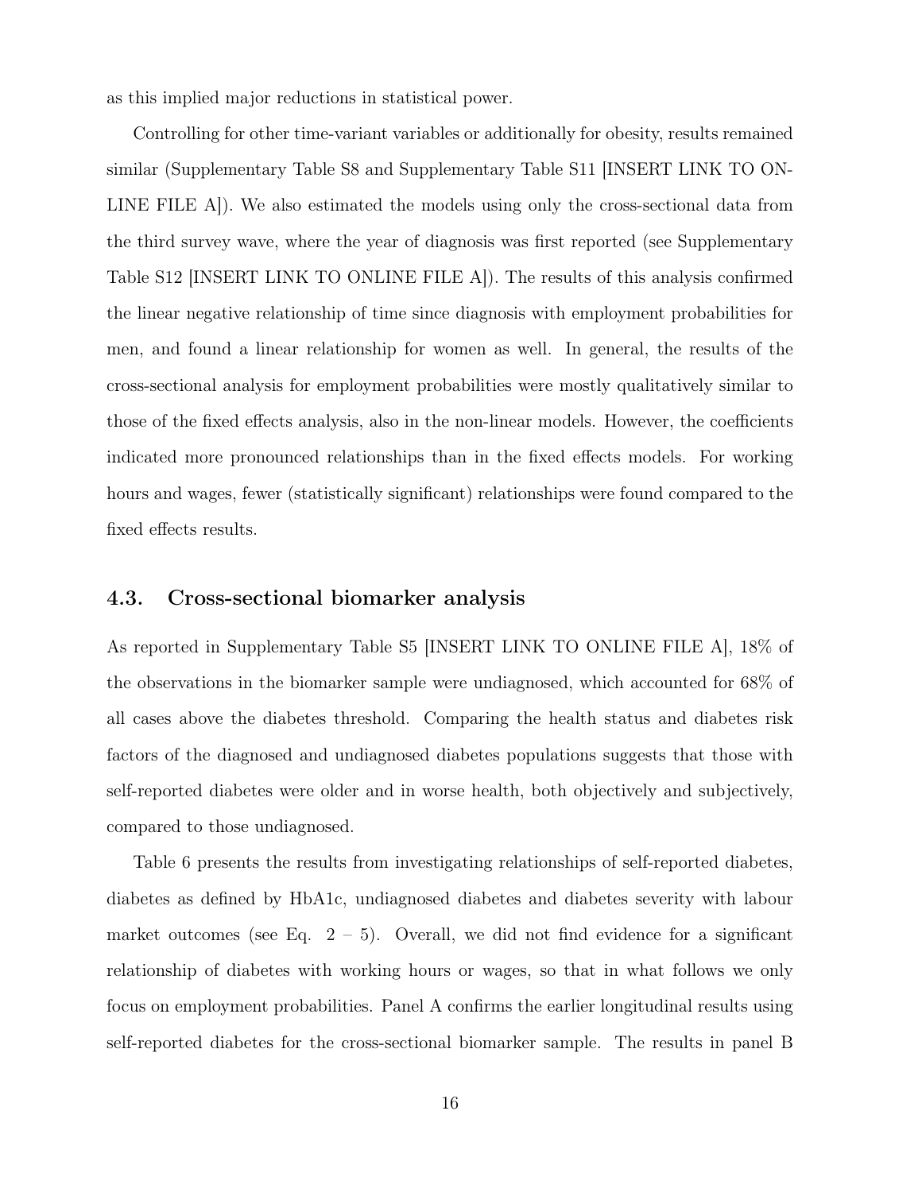as this implied major reductions in statistical power.

Controlling for other time-variant variables or additionally for obesity, results remained similar (Supplementary Table S8 and Supplementary Table S11 [INSERT LINK TO ONLINE FILE A]). We also estimated the models using only the cross-sectional data from the third survey wave, where the year of diagnosis was first reported (see Supplementary Table S12 [INSERT LINK TO ONLINE FILE A]). The results of this analysis confirmed the linear negative relationship of time since diagnosis with employment probabilities for men, and found a linear relationship for women as well. In general, the results of the cross-sectional analysis for employment probabilities were mostly qualitatively similar to those of the fixed effects analysis, also in the non-linear models. However, the coefficients indicated more pronounced relationships than in the fixed effects models. For working hours and wages, fewer (statistically significant) relationships were found compared to the fixed effects results.

### 4.3. Cross-sectional biomarker analysis

As reported in Supplementary Table S5 [INSERT LINK TO ONLINE FILE A], 18% of the observations in the biomarker sample were undiagnosed, which accounted for 68% of all cases above the diabetes threshold. Comparing the health status and diabetes risk factors of the diagnosed and undiagnosed diabetes populations suggests that those with self-reported diabetes were older and in worse health, both objectively and subjectively, compared to those undiagnosed.

Table 6 presents the results from investigating relationships of self-reported diabetes, diabetes as defined by HbA1c, undiagnosed diabetes and diabetes severity with labour market outcomes (see Eq. 2 – 5). Overall, we did not find evidence for a significant relationship of diabetes with working hours or wages, so that in what follows we only focus on employment probabilities. Panel A confirms the earlier longitudinal results using self-reported diabetes for the cross-sectional biomarker sample. The results in panel B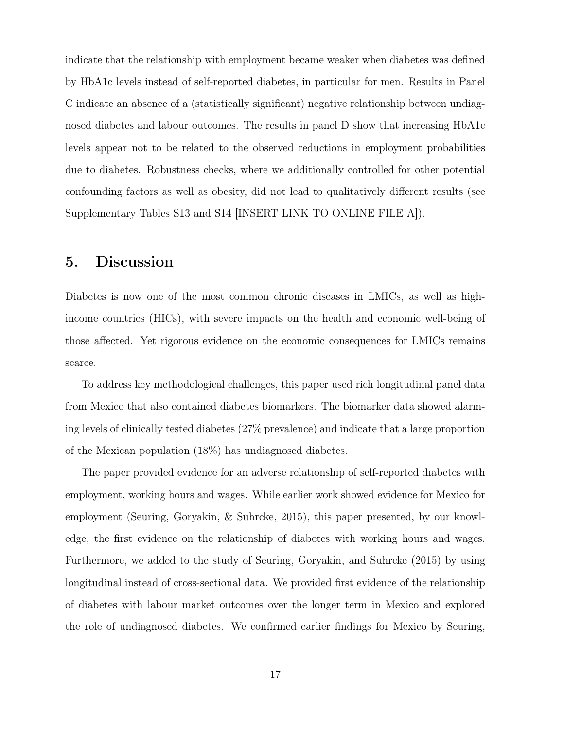indicate that the relationship with employment became weaker when diabetes was defined by HbA1c levels instead of self-reported diabetes, in particular for men. Results in Panel C indicate an absence of a (statistically significant) negative relationship between undiagnosed diabetes and labour outcomes. The results in panel D show that increasing HbA1c levels appear not to be related to the observed reductions in employment probabilities due to diabetes. Robustness checks, where we additionally controlled for other potential confounding factors as well as obesity, did not lead to qualitatively different results (see Supplementary Tables S13 and S14 [INSERT LINK TO ONLINE FILE A]).

## 5. Discussion

Diabetes is now one of the most common chronic diseases in LMICs, as well as high-income countries (HICs), with severe impacts on the health and economic well-being of those affected. Yet rigorous evidence on the economic consequences for LMICs remains scarce.

To address key methodological challenges, this paper used rich longitudinal panel data from Mexico that also contained diabetes biomarkers. The biomarker data showed alarming levels of clinically tested diabetes (27% prevalence) and indicate that a large proportion of the Mexican population (18%) has undiagnosed diabetes.

The paper provided evidence for an adverse relationship of self-reported diabetes with employment, working hours and wages. While earlier work showed evidence for Mexico for employment (Seuring, Goryakin, & Suhrcke, 2015), this paper presented, by our knowledge, the first evidence on the relationship of diabetes with working hours and wages. Furthermore, we added to the study of Seuring, Goryakin, and Suhrcke (2015) by using longitudinal instead of cross-sectional data. We provided first evidence of the relationship of diabetes with labour market outcomes over the longer term in Mexico and explored the role of undiagnosed diabetes. We confirmed earlier findings for Mexico by Seuring,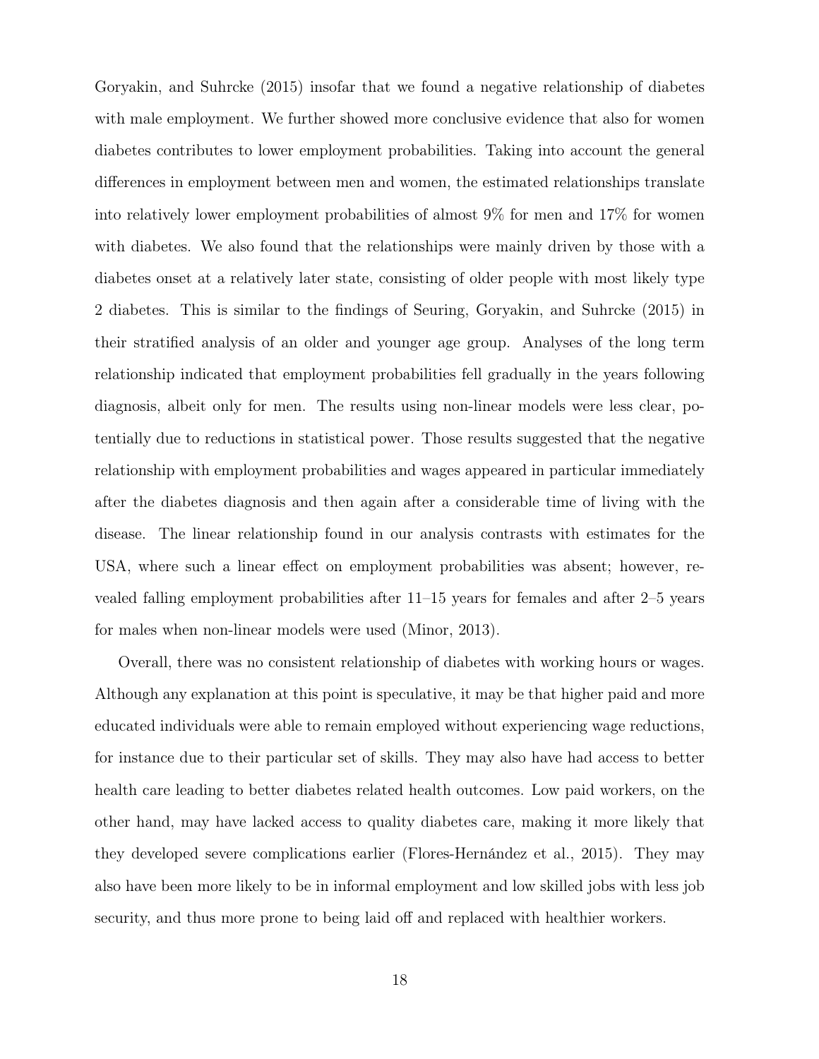Goryakin, and Suhrcke (2015) insofar that we found a negative relationship of diabetes with male employment. We further showed more conclusive evidence that also for women diabetes contributes to lower employment probabilities. Taking into account the general differences in employment between men and women, the estimated relationships translate into relatively lower employment probabilities of almost 9% for men and 17% for women with diabetes. We also found that the relationships were mainly driven by those with a diabetes onset at a relatively later state, consisting of older people with most likely type 2 diabetes. This is similar to the findings of Seuring, Goryakin, and Suhrcke (2015) in their stratified analysis of an older and younger age group. Analyses of the long term relationship indicated that employment probabilities fell gradually in the years following diagnosis, albeit only for men. The results using non-linear models were less clear, potentially due to reductions in statistical power. Those results suggested that the negative relationship with employment probabilities and wages appeared in particular immediately after the diabetes diagnosis and then again after a considerable time of living with the disease. The linear relationship found in our analysis contrasts with estimates for the USA, where such a linear effect on employment probabilities was absent; however, revealed falling employment probabilities after 11–15 years for females and after 2–5 years for males when non-linear models were used (Minor, 2013).

Overall, there was no consistent relationship of diabetes with working hours or wages. Although any explanation at this point is speculative, it may be that higher paid and more educated individuals were able to remain employed without experiencing wage reductions, for instance due to their particular set of skills. They may also have had access to better health care leading to better diabetes related health outcomes. Low paid workers, on the other hand, may have lacked access to quality diabetes care, making it more likely that they developed severe complications earlier (Flores-Hernández et al., 2015). They may also have been more likely to be in informal employment and low skilled jobs with less job security, and thus more prone to being laid off and replaced with healthier workers.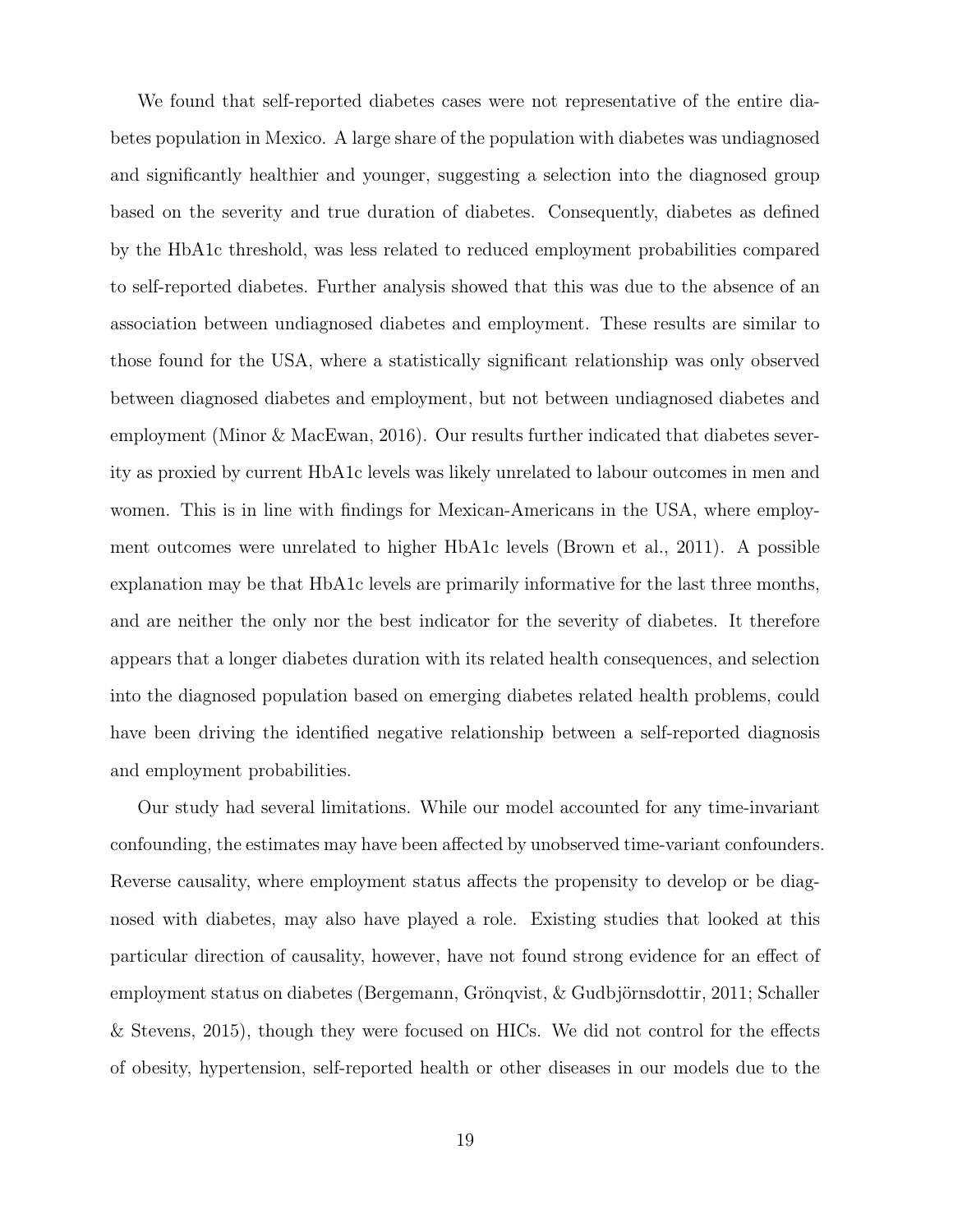We found that self-reported diabetes cases were not representative of the entire diabetes population in Mexico. A large share of the population with diabetes was undiagnosed and significantly healthier and younger, suggesting a selection into the diagnosed group based on the severity and true duration of diabetes. Consequently, diabetes as defined by the HbA1c threshold, was less related to reduced employment probabilities compared to self-reported diabetes. Further analysis showed that this was due to the absence of an association between undiagnosed diabetes and employment. These results are similar to those found for the USA, where a statistically significant relationship was only observed between diagnosed diabetes and employment, but not between undiagnosed diabetes and employment (Minor & MacEwan, 2016). Our results further indicated that diabetes severity as proxied by current HbA1c levels was likely unrelated to labour outcomes in men and women. This is in line with findings for Mexican-Americans in the USA, where employment outcomes were unrelated to higher HbA1c levels (Brown et al., 2011). A possible explanation may be that HbA1c levels are primarily informative for the last three months, and are neither the only nor the best indicator for the severity of diabetes. It therefore appears that a longer diabetes duration with its related health consequences, and selection into the diagnosed population based on emerging diabetes related health problems, could have been driving the identified negative relationship between a self-reported diagnosis and employment probabilities.

Our study had several limitations. While our model accounted for any time-invariant confounding, the estimates may have been affected by unobserved time-variant confounders. Reverse causality, where employment status affects the propensity to develop or be diagnosed with diabetes, may also have played a role. Existing studies that looked at this particular direction of causality, however, have not found strong evidence for an effect of employment status on diabetes (Bergemann, Grönqvist, & Gudbjörnsdottir, 2011; Schaller & Stevens, 2015), though they were focused on HICs. We did not control for the effects of obesity, hypertension, self-reported health or other diseases in our models due to the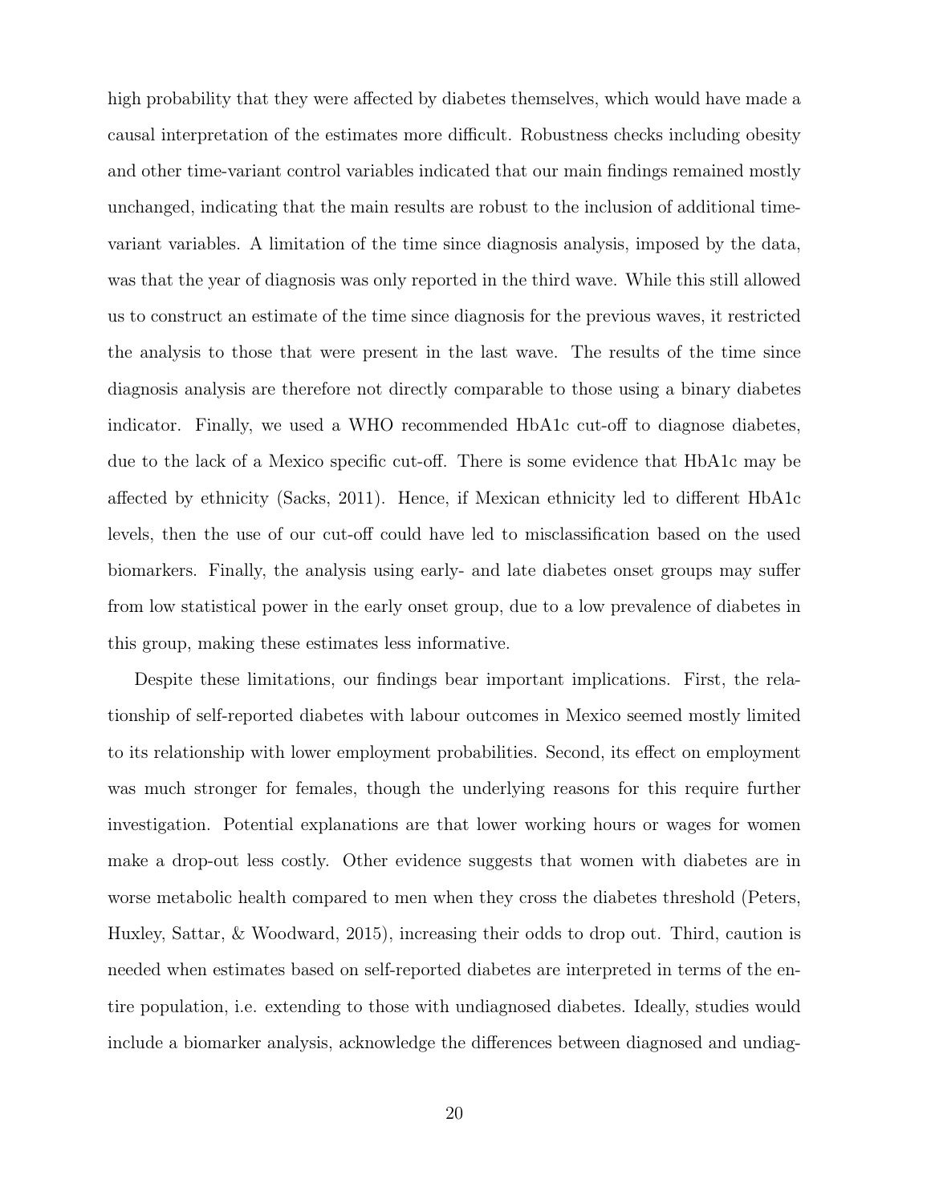high probability that they were affected by diabetes themselves, which would have made a causal interpretation of the estimates more difficult. Robustness checks including obesity and other time-variant control variables indicated that our main findings remained mostly unchanged, indicating that the main results are robust to the inclusion of additional time-variant variables. A limitation of the time since diagnosis analysis, imposed by the data, was that the year of diagnosis was only reported in the third wave. While this still allowed us to construct an estimate of the time since diagnosis for the previous waves, it restricted the analysis to those that were present in the last wave. The results of the time since diagnosis analysis are therefore not directly comparable to those using a binary diabetes indicator. Finally, we used a WHO recommended HbA1c cut-off to diagnose diabetes, due to the lack of a Mexico specific cut-off. There is some evidence that HbA1c may be affected by ethnicity (Sacks, 2011). Hence, if Mexican ethnicity led to different HbA1c levels, then the use of our cut-off could have led to misclassification based on the used biomarkers. Finally, the analysis using early- and late diabetes onset groups may suffer from low statistical power in the early onset group, due to a low prevalence of diabetes in this group, making these estimates less informative.

Despite these limitations, our findings bear important implications. First, the relationship of self-reported diabetes with labour outcomes in Mexico seemed mostly limited to its relationship with lower employment probabilities. Second, its effect on employment was much stronger for females, though the underlying reasons for this require further investigation. Potential explanations are that lower working hours or wages for women make a drop-out less costly. Other evidence suggests that women with diabetes are in worse metabolic health compared to men when they cross the diabetes threshold (Peters, Huxley, Sattar, & Woodward, 2015), increasing their odds to drop out. Third, caution is needed when estimates based on self-reported diabetes are interpreted in terms of the entire population, i.e. extending to those with undiagnosed diabetes. Ideally, studies would include a biomarker analysis, acknowledge the differences between diagnosed and undiag-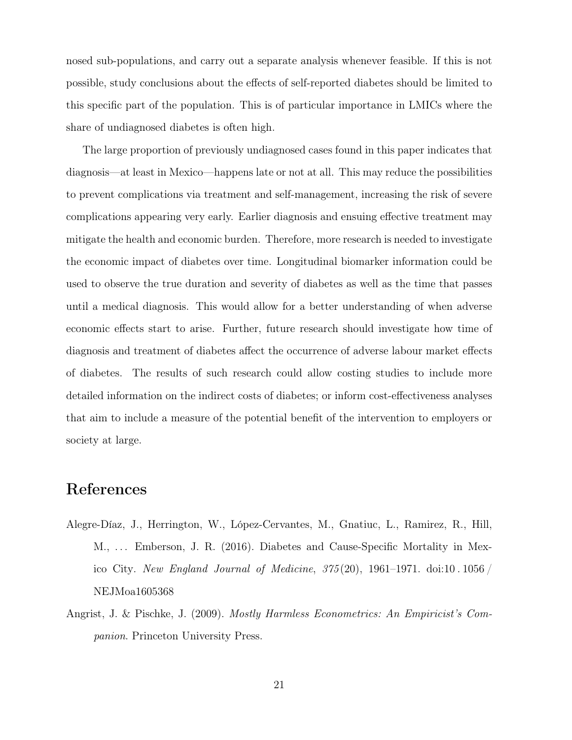nosed sub-populations, and carry out a separate analysis whenever feasible. If this is not possible, study conclusions about the effects of self-reported diabetes should be limited to this specific part of the population. This is of particular importance in LMICs where the share of undiagnosed diabetes is often high.

The large proportion of previously undiagnosed cases found in this paper indicates that diagnosis—at least in Mexico—happens late or not at all. This may reduce the possibilities to prevent complications via treatment and self-management, increasing the risk of severe complications appearing very early. Earlier diagnosis and ensuing effective treatment may mitigate the health and economic burden. Therefore, more research is needed to investigate the economic impact of diabetes over time. Longitudinal biomarker information could be used to observe the true duration and severity of diabetes as well as the time that passes until a medical diagnosis. This would allow for a better understanding of when adverse economic effects start to arise. Further, future research should investigate how time of diagnosis and treatment of diabetes affect the occurrence of adverse labour market effects of diabetes. The results of such research could allow costing studies to include more detailed information on the indirect costs of diabetes; or inform cost-effectiveness analyses that aim to include a measure of the potential benefit of the intervention to employers or society at large.

# References

Alegre-Díaz, J., Herrington, W., López-Cervantes, M., Gnatiuc, L., Ramirez, R., Hill, M., ... Emberson, J. R. (2016). Diabetes and Cause-Specific Mortality in Mexico City. *New England Journal of Medicine*, *375*(20), 1961–1971. doi:10.1056/NEJMoa1605368

Angrist, J. & Pischke, J. (2009). *Mostly Harmless Econometrics: An Empiricist's Companion*. Princeton University Press.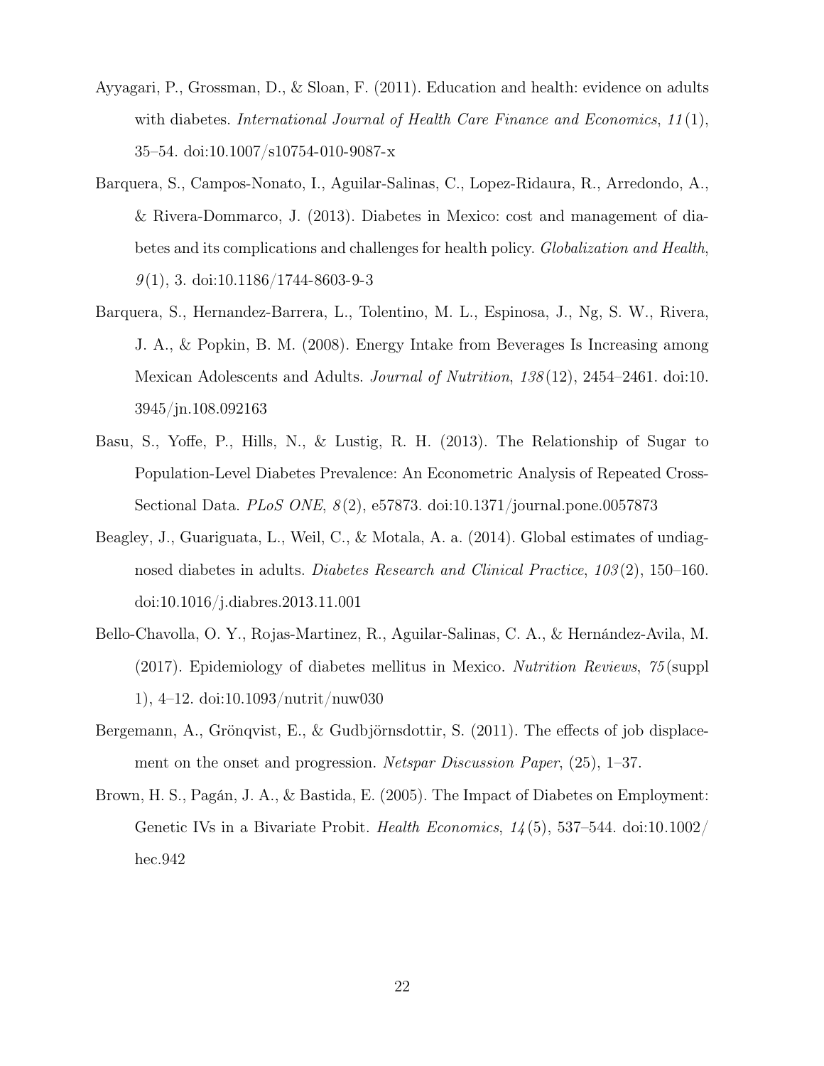Ayyagari, P., Grossman, D., & Sloan, F. (2011). Education and health: evidence on adults with diabetes. *International Journal of Health Care Finance and Economics*, *11*(1), 35–54. doi:10.1007/s10754-010-9087-x

Barquera, S., Campos-Nonato, I., Aguilar-Salinas, C., Lopez-Ridaura, R., Arredondo, A., & Rivera-Dommarco, J. (2013). Diabetes in Mexico: cost and management of diabetes and its complications and challenges for health policy. *Globalization and Health*, *9*(1), 3. doi:10.1186/1744-8603-9-3

Barquera, S., Hernandez-Barrera, L., Tolentino, M. L., Espinosa, J., Ng, S. W., Rivera, J. A., & Popkin, B. M. (2008). Energy Intake from Beverages Is Increasing among Mexican Adolescents and Adults. *Journal of Nutrition*, *138*(12), 2454–2461. doi:10.3945/jn.108.092163

Basu, S., Yoffe, P., Hills, N., & Lustig, R. H. (2013). The Relationship of Sugar to Population-Level Diabetes Prevalence: An Econometric Analysis of Repeated Cross-Sectional Data. *PLoS ONE*, *8*(2), e57873. doi:10.1371/journal.pone.0057873

Beagley, J., Guariguata, L., Weil, C., & Motala, A. a. (2014). Global estimates of undiagnosed diabetes in adults. *Diabetes Research and Clinical Practice*, *103*(2), 150–160. doi:10.1016/j.diabres.2013.11.001

Bello-Chavolla, O. Y., Rojas-Martinez, R., Aguilar-Salinas, C. A., & Hernández-Avila, M. (2017). Epidemiology of diabetes mellitus in Mexico. *Nutrition Reviews*, *75*(suppl 1), 4–12. doi:10.1093/nutrit/nuw030

Bergemann, A., Grönqvist, E., & Gudbjörnsdottir, S. (2011). The effects of job displacement on the onset and progression. *Netspar Discussion Paper*, (25), 1–37.

Brown, H. S., Pagán, J. A., & Bastida, E. (2005). The Impact of Diabetes on Employment: Genetic IVs in a Bivariate Probit. *Health Economics*, *14*(5), 537–544. doi:10.1002/hec.942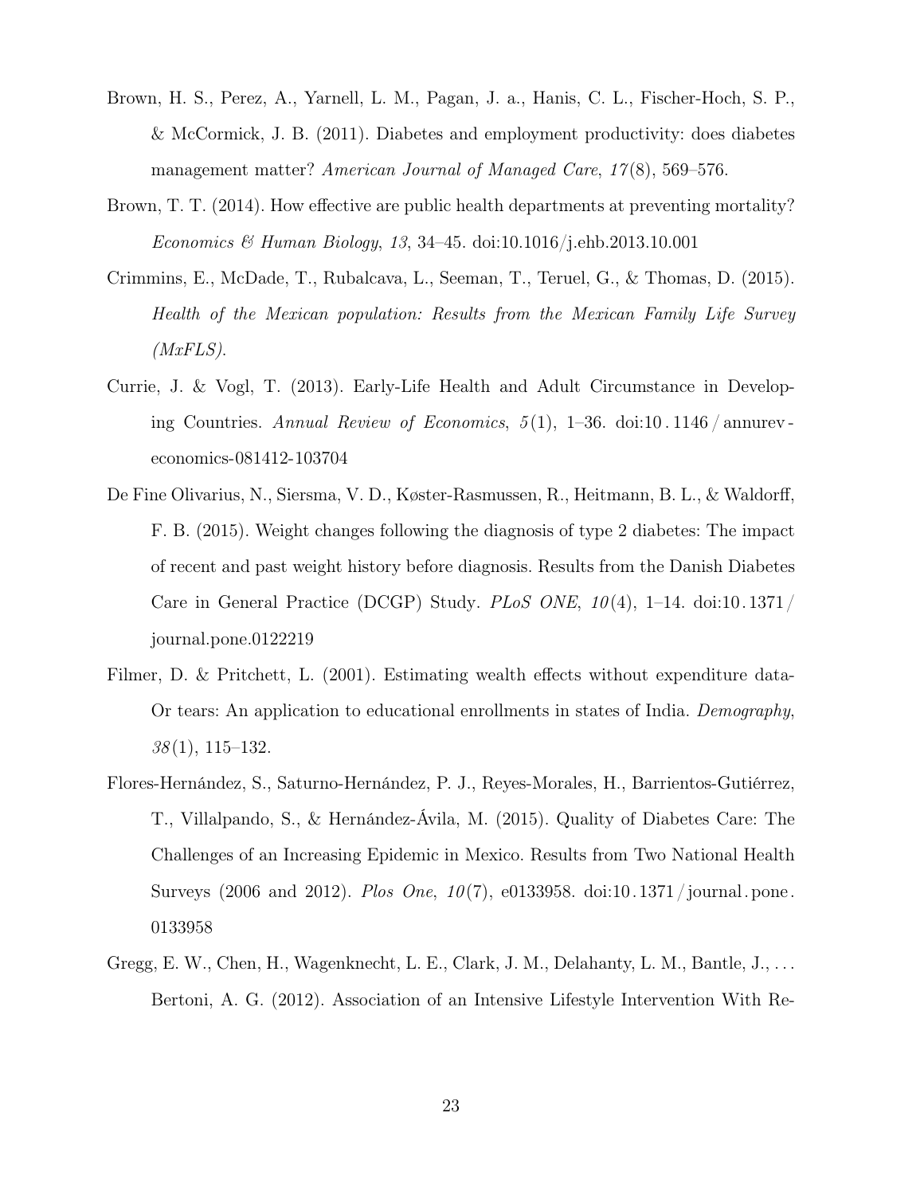Brown, H. S., Perez, A., Yarnell, L. M., Pagan, J. a., Hanis, C. L., Fischer-Hoch, S. P., & McCormick, J. B. (2011). Diabetes and employment productivity: does diabetes management matter? *American Journal of Managed Care*, *17*(8), 569–576.

Brown, T. T. (2014). How effective are public health departments at preventing mortality? *Economics & Human Biology*, *13*, 34–45. doi:10.1016/j.ehb.2013.10.001

Crimmins, E., McDade, T., Rubalcava, L., Seeman, T., Teruel, G., & Thomas, D. (2015). *Health of the Mexican population: Results from the Mexican Family Life Survey (MxFLS)*.

Currie, J. & Vogl, T. (2013). Early-Life Health and Adult Circumstance in Developing Countries. *Annual Review of Economics*, *5*(1), 1–36. doi:10.1146/annurev-economics-081412-103704

De Fine Olivarius, N., Siersma, V. D., Køster-Rasmussen, R., Heitmann, B. L., & Waldorff, F. B. (2015). Weight changes following the diagnosis of type 2 diabetes: The impact of recent and past weight history before diagnosis. Results from the Danish Diabetes Care in General Practice (DCGP) Study. *PLoS ONE*, *10*(4), 1–14. doi:10.1371/journal.pone.0122219

Filmer, D. & Pritchett, L. (2001). Estimating wealth effects without expenditure data-Or tears: An application to educational enrollments in states of India. *Demography*, *38*(1), 115–132.

Flores-Hernández, S., Saturno-Hernández, P. J., Reyes-Morales, H., Barrientos-Gutiérrez, T., Villalpando, S., & Hernández-Ávila, M. (2015). Quality of Diabetes Care: The Challenges of an Increasing Epidemic in Mexico. Results from Two National Health Surveys (2006 and 2012). *Plos One*, *10*(7), e0133958. doi:10.1371/journal.pone.0133958

Gregg, E. W., Chen, H., Wagenknecht, L. E., Clark, J. M., Delahanty, L. M., Bantle, J., . . . Bertoni, A. G. (2012). Association of an Intensive Lifestyle Intervention With Re-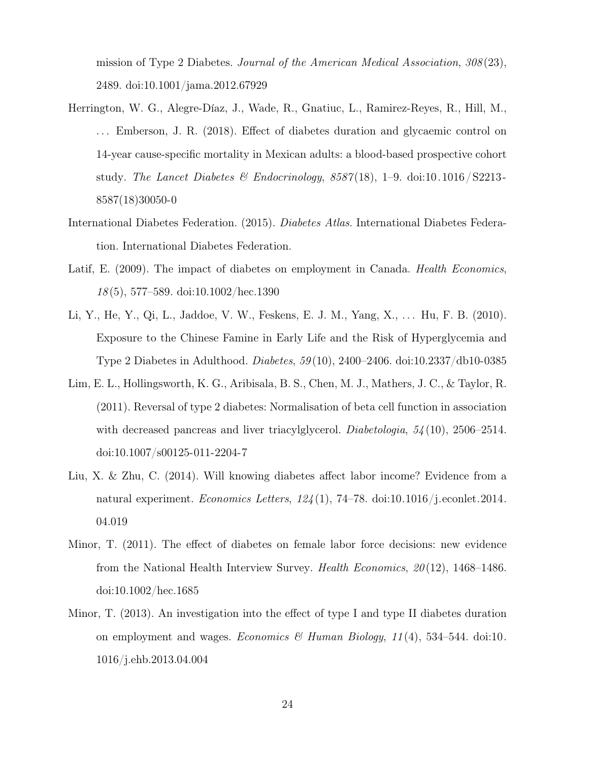mission of Type 2 Diabetes. *Journal of the American Medical Association*, *308*(23), 2489. doi:10.1001/jama.2012.67929

Herrington, W. G., Alegre-Díaz, J., Wade, R., Gnatiuc, L., Ramirez-Reyes, R., Hill, M., ... Emberson, J. R. (2018). Effect of diabetes duration and glycaemic control on 14-year cause-specific mortality in Mexican adults: a blood-based prospective cohort study. *The Lancet Diabetes & Endocrinology*, *8587*(18), 1–9. doi:10.1016/S2213-8587(18)30050-0

International Diabetes Federation. (2015). *Diabetes Atlas*. International Diabetes Federation. International Diabetes Federation.

Latif, E. (2009). The impact of diabetes on employment in Canada. *Health Economics*, *18*(5), 577–589. doi:10.1002/hec.1390

Li, Y., He, Y., Qi, L., Jaddoe, V. W., Feskens, E. J. M., Yang, X., ... Hu, F. B. (2010). Exposure to the Chinese Famine in Early Life and the Risk of Hyperglycemia and Type 2 Diabetes in Adulthood. *Diabetes*, *59*(10), 2400–2406. doi:10.2337/db10-0385

Lim, E. L., Hollingsworth, K. G., Aribisala, B. S., Chen, M. J., Mathers, J. C., & Taylor, R. (2011). Reversal of type 2 diabetes: Normalisation of beta cell function in association with decreased pancreas and liver triacylglycerol. *Diabetologia*, *54*(10), 2506–2514. doi:10.1007/s00125-011-2204-7

Liu, X. & Zhu, C. (2014). Will knowing diabetes affect labor income? Evidence from a natural experiment. *Economics Letters*, *124*(1), 74–78. doi:10.1016/j.econlet.2014.04.019

Minor, T. (2011). The effect of diabetes on female labor force decisions: new evidence from the National Health Interview Survey. *Health Economics*, *20*(12), 1468–1486. doi:10.1002/hec.1685

Minor, T. (2013). An investigation into the effect of type I and type II diabetes duration on employment and wages. *Economics & Human Biology*, *11*(4), 534–544. doi:10.1016/j.ehb.2013.04.004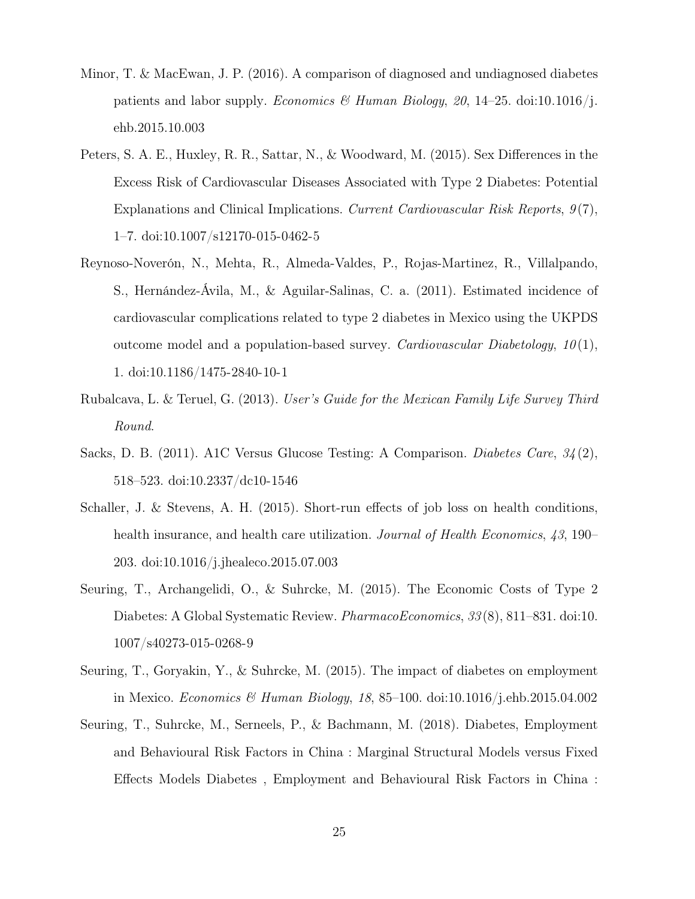Minor, T. & MacEwan, J. P. (2016). A comparison of diagnosed and undiagnosed diabetes patients and labor supply. *Economics & Human Biology*, *20*, 14–25. doi:10.1016/j.ehb.2015.10.003

Peters, S. A. E., Huxley, R. R., Sattar, N., & Woodward, M. (2015). Sex Differences in the Excess Risk of Cardiovascular Diseases Associated with Type 2 Diabetes: Potential Explanations and Clinical Implications. *Current Cardiovascular Risk Reports*, *9*(7), 1–7. doi:10.1007/s12170-015-0462-5

Reynoso-Noverón, N., Mehta, R., Almeda-Valdes, P., Rojas-Martinez, R., Villalpando, S., Hernández-Ávila, M., & Aguilar-Salinas, C. a. (2011). Estimated incidence of cardiovascular complications related to type 2 diabetes in Mexico using the UKPDS outcome model and a population-based survey. *Cardiovascular Diabetology*, *10*(1), 1. doi:10.1186/1475-2840-10-1

Rubalcava, L. & Teruel, G. (2013). *User's Guide for the Mexican Family Life Survey Third Round*.

Sacks, D. B. (2011). A1C Versus Glucose Testing: A Comparison. *Diabetes Care*, *34*(2), 518–523. doi:10.2337/dc10-1546

Schaller, J. & Stevens, A. H. (2015). Short-run effects of job loss on health conditions, health insurance, and health care utilization. *Journal of Health Economics*, *43*, 190–203. doi:10.1016/j.jhealeco.2015.07.003

Seuring, T., Archangelidi, O., & Suhrcke, M. (2015). The Economic Costs of Type 2 Diabetes: A Global Systematic Review. *PharmacoEconomics*, *33*(8), 811–831. doi:10.1007/s40273-015-0268-9

Seuring, T., Goryakin, Y., & Suhrcke, M. (2015). The impact of diabetes on employment in Mexico. *Economics & Human Biology*, *18*, 85–100. doi:10.1016/j.ehb.2015.04.002

Seuring, T., Suhrcke, M., Serneels, P., & Bachmann, M. (2018). Diabetes, Employment and Behavioural Risk Factors in China : Marginal Structural Models versus Fixed Effects Models Diabetes , Employment and Behavioural Risk Factors in China :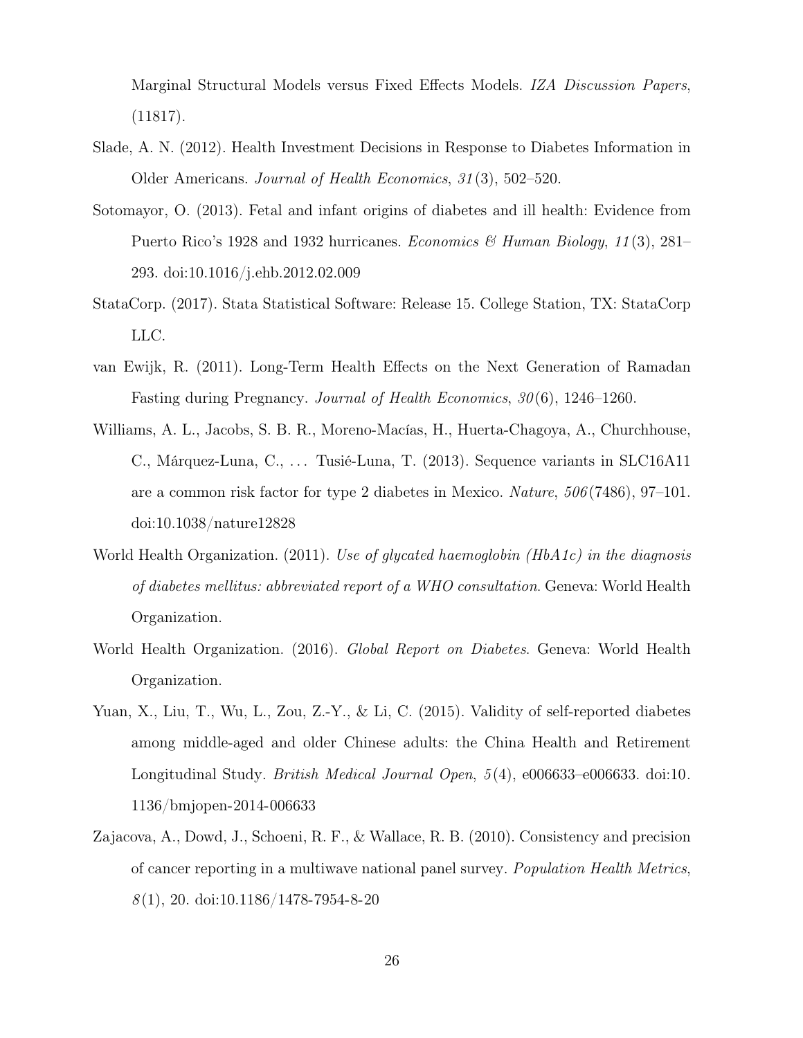Marginal Structural Models versus Fixed Effects Models. *IZA Discussion Papers*, (11817).

Slade, A. N. (2012). Health Investment Decisions in Response to Diabetes Information in Older Americans. *Journal of Health Economics*, *31*(3), 502–520.

Sotomayor, O. (2013). Fetal and infant origins of diabetes and ill health: Evidence from Puerto Rico's 1928 and 1932 hurricanes. *Economics & Human Biology*, *11*(3), 281–293. doi:10.1016/j.ehb.2012.02.009

StataCorp. (2017). Stata Statistical Software: Release 15. College Station, TX: StataCorp LLC.

van Ewijk, R. (2011). Long-Term Health Effects on the Next Generation of Ramadan Fasting during Pregnancy. *Journal of Health Economics*, *30*(6), 1246–1260.

Williams, A. L., Jacobs, S. B. R., Moreno-Macías, H., Huerta-Chagoya, A., Churchhouse, C., Márquez-Luna, C., … Tusié-Luna, T. (2013). Sequence variants in SLC16A11 are a common risk factor for type 2 diabetes in Mexico. *Nature*, *506*(7486), 97–101. doi:10.1038/nature12828

World Health Organization. (2011). *Use of glycated haemoglobin (HbA1c) in the diagnosis of diabetes mellitus: abbreviated report of a WHO consultation*. Geneva: World Health Organization.

World Health Organization. (2016). *Global Report on Diabetes*. Geneva: World Health Organization.

Yuan, X., Liu, T., Wu, L., Zou, Z.-Y., & Li, C. (2015). Validity of self-reported diabetes among middle-aged and older Chinese adults: the China Health and Retirement Longitudinal Study. *British Medical Journal Open*, *5*(4), e006633–e006633. doi:10.1136/bmjopen-2014-006633

Zajacova, A., Dowd, J., Schoeni, R. F., & Wallace, R. B. (2010). Consistency and precision of cancer reporting in a multiwave national panel survey. *Population Health Metrics*, *8*(1), 20. doi:10.1186/1478-7954-8-20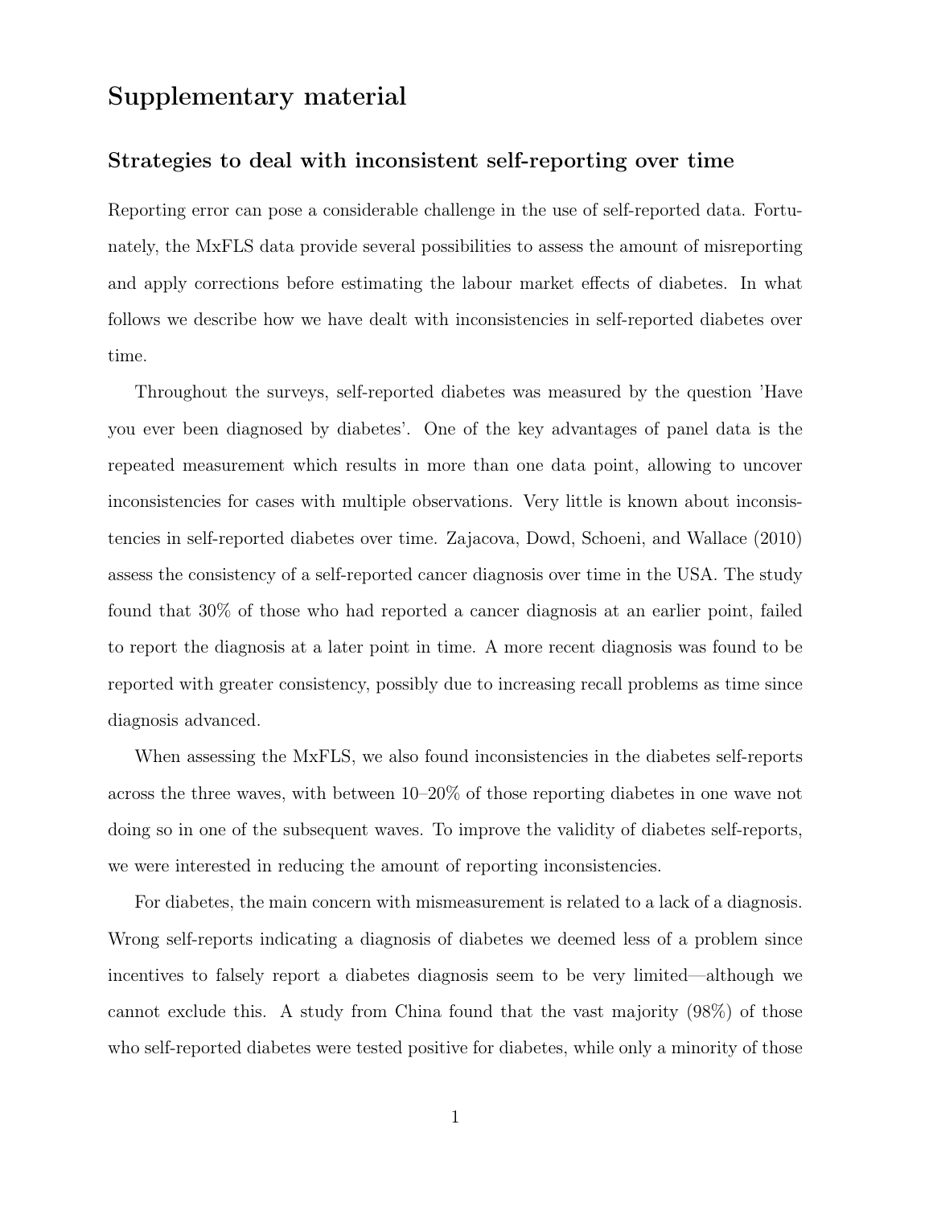# Supplementary material

## Strategies to deal with inconsistent self-reporting over time

Reporting error can pose a considerable challenge in the use of self-reported data. Fortunately, the MxFLS data provide several possibilities to assess the amount of misreporting and apply corrections before estimating the labour market effects of diabetes. In what follows we describe how we have dealt with inconsistencies in self-reported diabetes over time.

Throughout the surveys, self-reported diabetes was measured by the question 'Have you ever been diagnosed by diabetes'. One of the key advantages of panel data is the repeated measurement which results in more than one data point, allowing to uncover inconsistencies for cases with multiple observations. Very little is known about inconsistencies in self-reported diabetes over time. Zajacova, Dowd, Schoeni, and Wallace (2010) assess the consistency of a self-reported cancer diagnosis over time in the USA. The study found that 30% of those who had reported a cancer diagnosis at an earlier point, failed to report the diagnosis at a later point in time. A more recent diagnosis was found to be reported with greater consistency, possibly due to increasing recall problems as time since diagnosis advanced.

When assessing the MxFLS, we also found inconsistencies in the diabetes self-reports across the three waves, with between 10–20% of those reporting diabetes in one wave not doing so in one of the subsequent waves. To improve the validity of diabetes self-reports, we were interested in reducing the amount of reporting inconsistencies.

For diabetes, the main concern with mismeasurement is related to a lack of a diagnosis. Wrong self-reports indicating a diagnosis of diabetes we deemed less of a problem since incentives to falsely report a diabetes diagnosis seem to be very limited—although we cannot exclude this. A study from China found that the vast majority (98%) of those who self-reported diabetes were tested positive for diabetes, while only a minority of those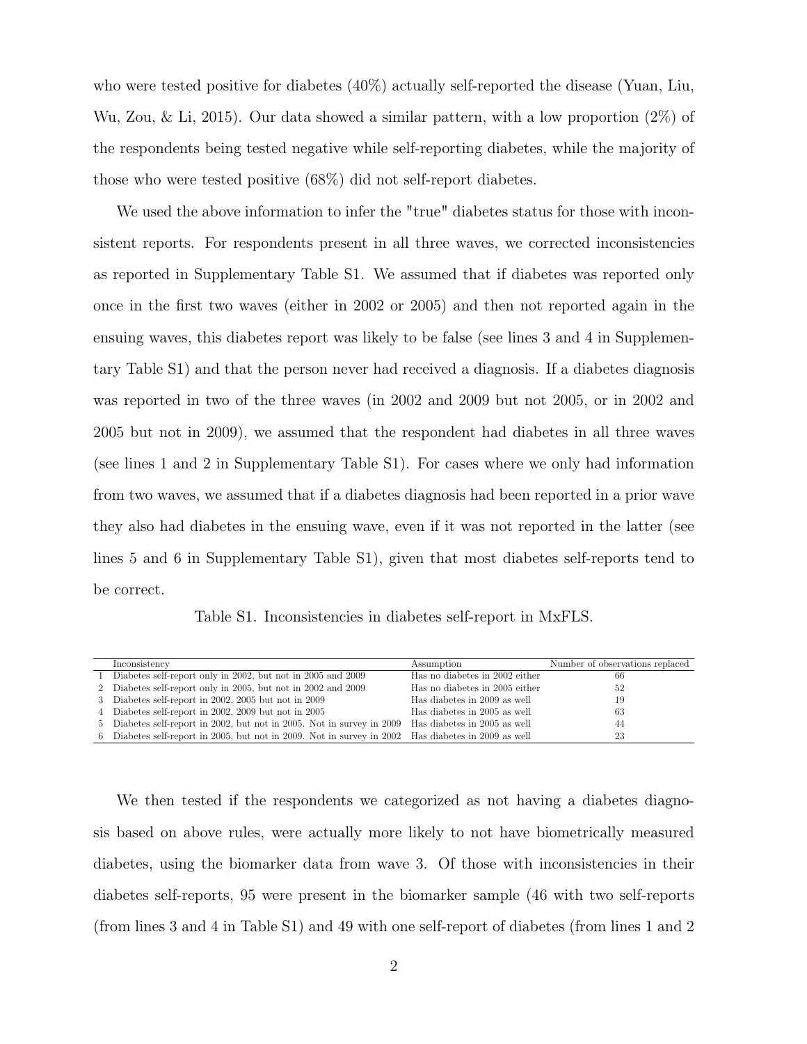who were tested positive for diabetes (40%) actually self-reported the disease (Yuan, Liu, Wu, Zou, & Li, 2015). Our data showed a similar pattern, with a low proportion (2%) of the respondents being tested negative while self-reporting diabetes, while the majority of those who were tested positive (68%) did not self-report diabetes.

We used the above information to infer the "true" diabetes status for those with inconsistent reports. For respondents present in all three waves, we corrected inconsistencies as reported in Supplementary Table S1. We assumed that if diabetes was reported only once in the first two waves (either in 2002 or 2005) and then not reported again in the ensuing waves, this diabetes report was likely to be false (see lines 3 and 4 in Supplementary Table S1) and that the person never had received a diagnosis. If a diabetes diagnosis was reported in two of the three waves (in 2002 and 2009 but not 2005, or in 2002 and 2005 but not in 2009), we assumed that the respondent had diabetes in all three waves (see lines 1 and 2 in Supplementary Table S1). For cases where we only had information from two waves, we assumed that if a diabetes diagnosis had been reported in a prior wave they also had diabetes in the ensuing wave, even if it was not reported in the latter (see lines 5 and 6 in Supplementary Table S1), given that most diabetes self-reports tend to be correct.

Table S1. Inconsistencies in diabetes self-report in MxFLS.

| | Inconsistency | Assumption | Number of observations replaced |
|---|---|---|---|
| 1 | Diabetes self-report only in 2002, but not in 2005 and 2009 | Has no diabetes in 2002 either | 66 |
| 2 | Diabetes self-report only in 2005, but not in 2002 and 2009 | Has no diabetes in 2005 either | 52 |
| 3 | Diabetes self-report in 2002, 2005 but not in 2009 | Has diabetes in 2009 as well | 19 |
| 4 | Diabetes self-report in 2002, 2009 but not in 2005 | Has diabetes in 2005 as well | 63 |
| 5 | Diabetes self-report in 2002, but not in 2005. Not in survey in 2009 | Has diabetes in 2005 as well | 44 |
| 6 | Diabetes self-report in 2005, but not in 2009. Not in survey in 2002 | Has diabetes in 2009 as well | 23 |

We then tested if the respondents we categorized as not having a diabetes diagnosis based on above rules, were actually more likely to not have biometrically measured diabetes, using the biomarker data from wave 3. Of those with inconsistencies in their diabetes self-reports, 95 were present in the biomarker sample (46 with two self-reports (from lines 3 and 4 in Table S1) and 49 with one self-report of diabetes (from lines 1 and 2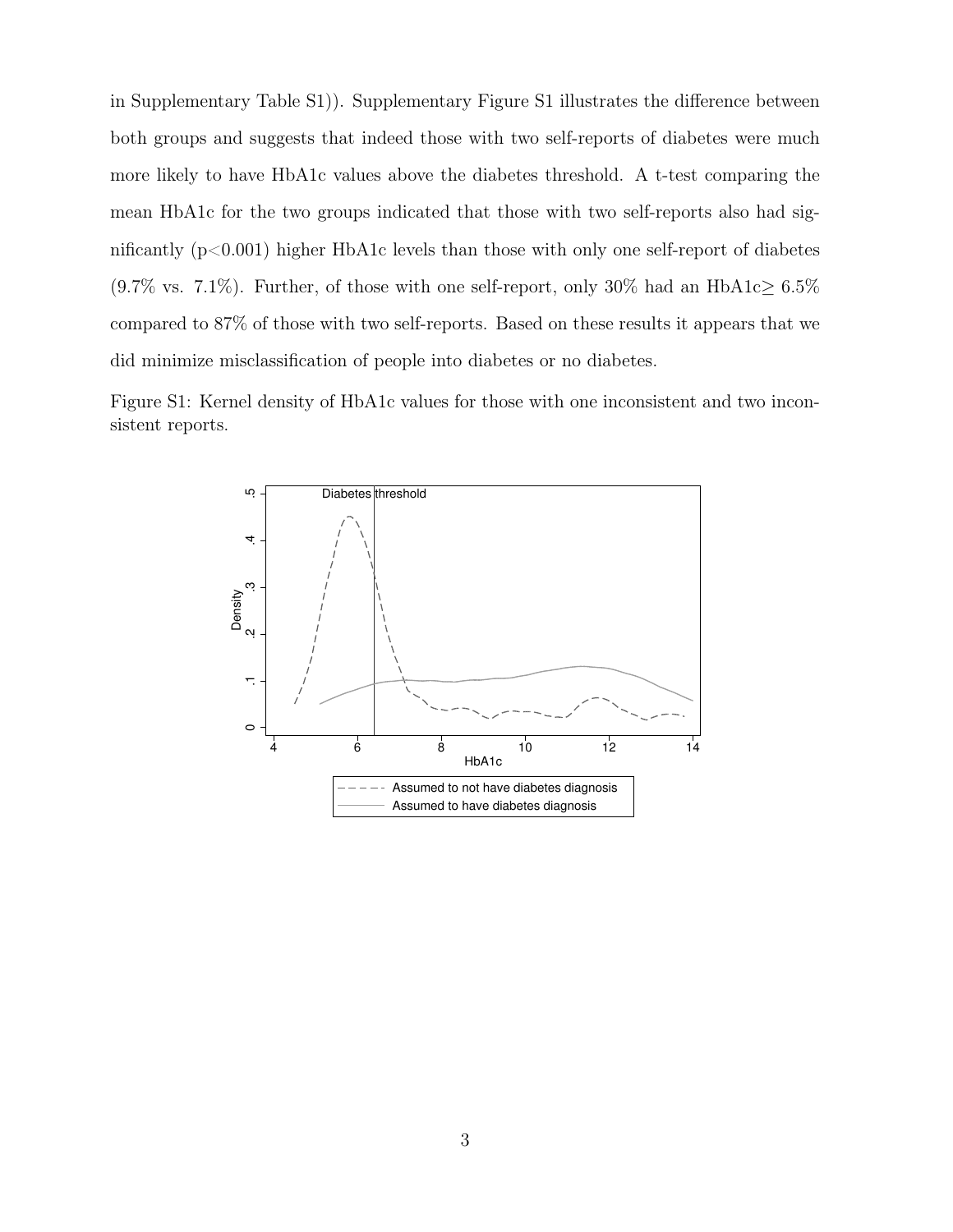in Supplementary Table S1)). Supplementary Figure S1 illustrates the difference between both groups and suggests that indeed those with two self-reports of diabetes were much more likely to have HbA1c values above the diabetes threshold. A t-test comparing the mean HbA1c for the two groups indicated that those with two self-reports also had significantly ($p<0.001$) higher HbA1c levels than those with only one self-report of diabetes (9.7% vs. 7.1%). Further, of those with one self-report, only 30% had an HbA1c$\geq$ 6.5% compared to 87% of those with two self-reports. Based on these results it appears that we did minimize misclassification of people into diabetes or no diabetes.

Figure S1: Kernel density of HbA1c values for those with one inconsistent and two inconsistent reports.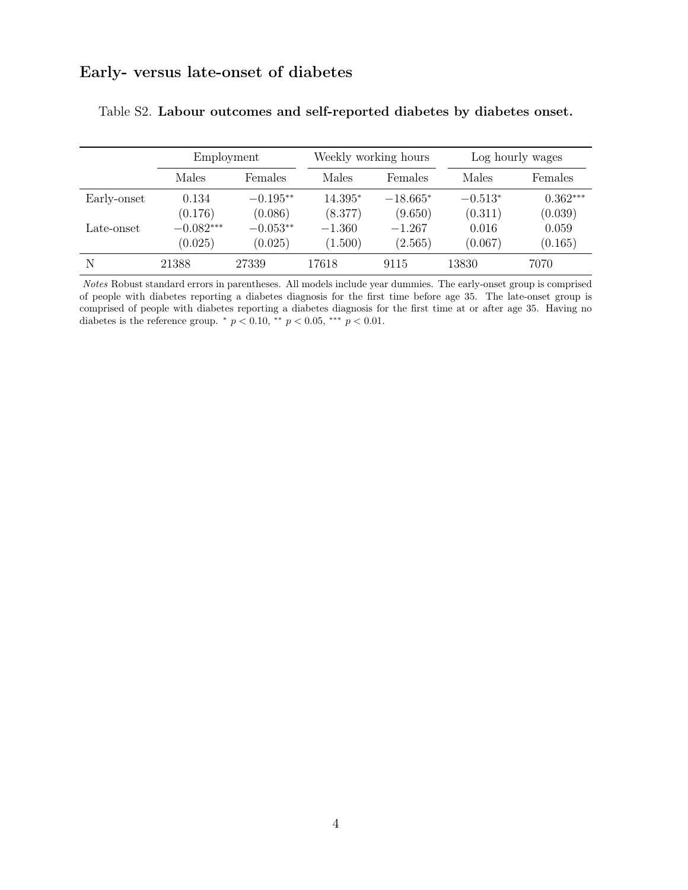## Early- versus late-onset of diabetes

Table S2. **Labour outcomes and self-reported diabetes by diabetes onset.**

| | Employment | | Weekly working hours | | Log hourly wages | |
|---|---|---|---|---|---|---|
| | Males | Females | Males | Females | Males | Females |
| Early-onset | 0.134 | $-0.195^{**}$ | $14.395^{*}$ | $-18.665^{*}$ | $-0.513^{*}$ | $0.362^{***}$ |
| | (0.176) | (0.086) | (8.377) | (9.650) | (0.311) | (0.039) |
| Late-onset | $-0.082^{***}$ | $-0.053^{**}$ | $-1.360$ | $-1.267$ | 0.016 | 0.059 |
| | (0.025) | (0.025) | (1.500) | (2.565) | (0.067) | (0.165) |
| N | 21388 | 27339 | 17618 | 9115 | 13830 | 7070 |

*Notes* Robust standard errors in parentheses. All models include year dummies. The early-onset group is comprised of people with diabetes reporting a diabetes diagnosis for the first time before age 35. The late-onset group is comprised of people with diabetes reporting a diabetes diagnosis for the first time at or after age 35. Having no diabetes is the reference group. $^{*}$ $p < 0.10$, $^{**}$ $p < 0.05$, $^{***}$ $p < 0.01$.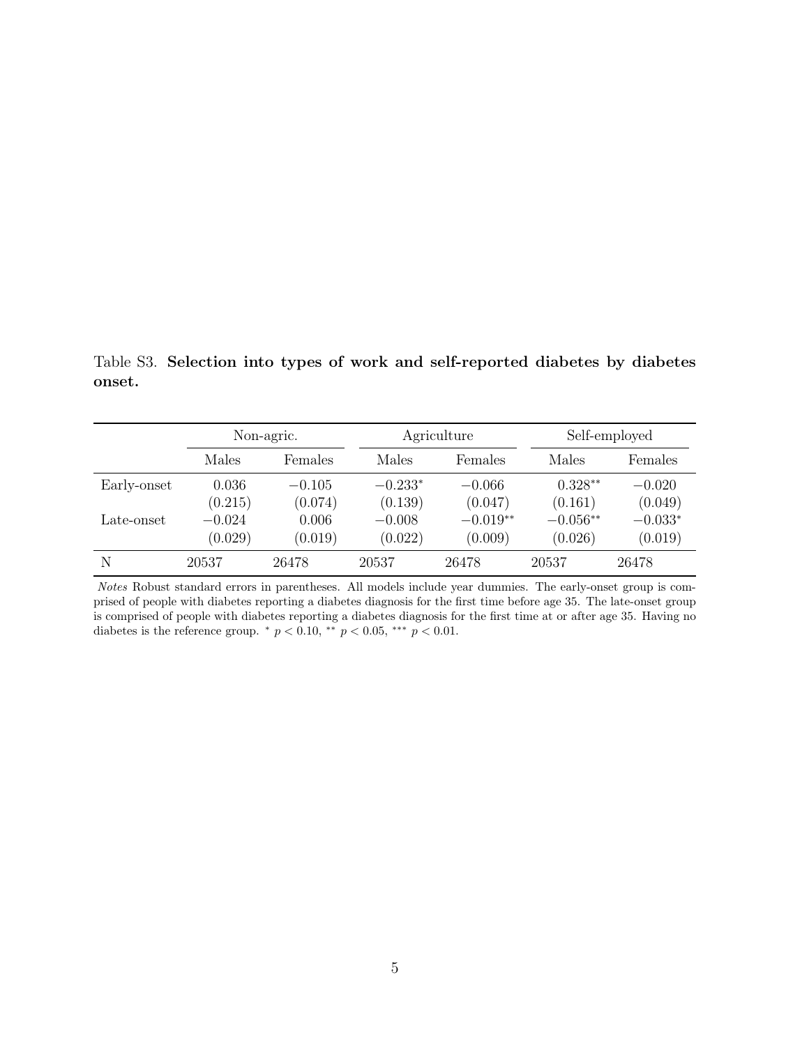Table S3. **Selection into types of work and self-reported diabetes by diabetes onset.**

| | Non-agric. | | Agriculture | | Self-employed | |
|---|---|---|---|---|---|---|
| | Males | Females | Males | Females | Males | Females |
| Early-onset | 0.036 | $-0.105$ | $-0.233^{*}$ | $-0.066$ | $0.328^{**}$ | $-0.020$ |
| | (0.215) | (0.074) | (0.139) | (0.047) | (0.161) | (0.049) |
| Late-onset | $-0.024$ | 0.006 | $-0.008$ | $-0.019^{**}$ | $-0.056^{**}$ | $-0.033^{*}$ |
| | (0.029) | (0.019) | (0.022) | (0.009) | (0.026) | (0.019) |
| N | 20537 | 26478 | 20537 | 26478 | 20537 | 26478 |

*Notes* Robust standard errors in parentheses. All models include year dummies. The early-onset group is comprised of people with diabetes reporting a diabetes diagnosis for the first time before age 35. The late-onset group is comprised of people with diabetes reporting a diabetes diagnosis for the first time at or after age 35. Having no diabetes is the reference group. $^{*}$ $p < 0.10$, $^{**}$ $p < 0.05$, $^{***}$ $p < 0.01$.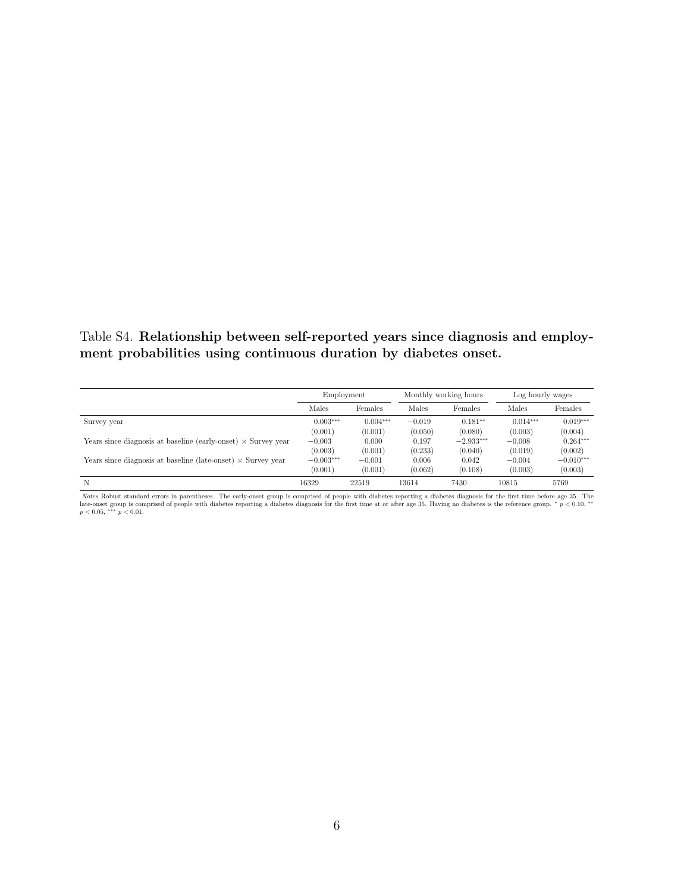Table S4. **Relationship between self-reported years since diagnosis and employment probabilities using continuous duration by diabetes onset.**

| | Employment | | Monthly working hours | | Log hourly wages | |
|---|---|---|---|---|---|---|
| | Males | Females | Males | Females | Males | Females |
| Survey year | 0.003*** | 0.004*** | −0.019 | 0.181** | 0.014*** | 0.019*** |
| | (0.001) | (0.001) | (0.050) | (0.080) | (0.003) | (0.004) |
| Years since diagnosis at baseline (early-onset) × Survey year | −0.003 | 0.000 | 0.197 | −2.933*** | −0.008 | 0.264*** |
| | (0.003) | (0.001) | (0.233) | (0.040) | (0.019) | (0.002) |
| Years since diagnosis at baseline (late-onset) × Survey year | −0.003*** | −0.001 | 0.006 | 0.042 | −0.004 | −0.010*** |
| | (0.001) | (0.001) | (0.062) | (0.108) | (0.003) | (0.003) |
| N | 16329 | 22519 | 13614 | 7430 | 10815 | 5769 |

*Notes* Robust standard errors in parentheses. The early-onset group is comprised of people with diabetes reporting a diabetes diagnosis for the first time before age 35. The late-onset group is comprised of people with diabetes reporting a diabetes diagnosis for the first time at or after age 35. Having no diabetes is the reference group. * $p < 0.10$, ** $p < 0.05$, *** $p < 0.01$.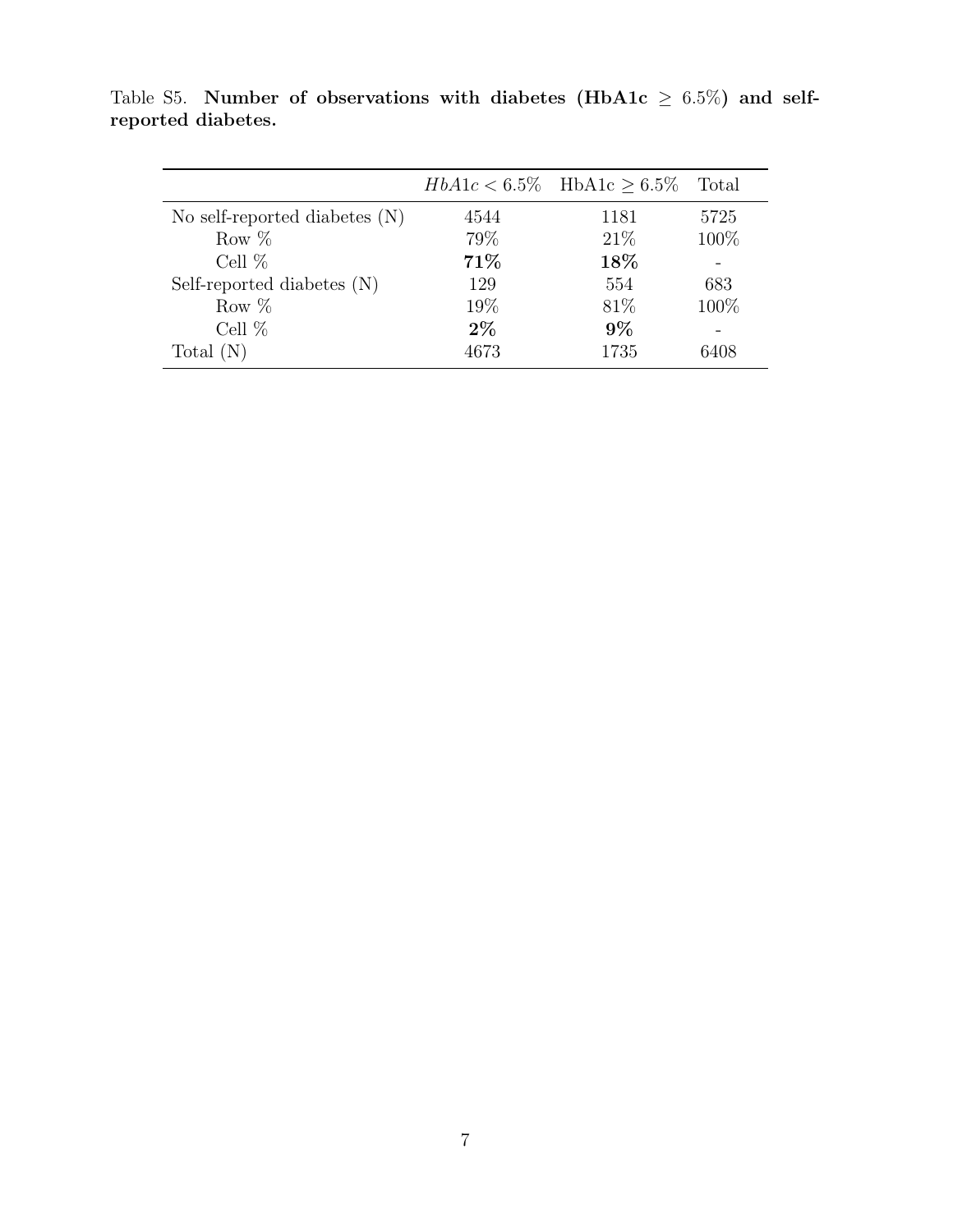Table S5. **Number of observations with diabetes (HbA1c $\geq$ 6.5%) and self-reported diabetes.**

| | $HbA1c < 6.5\%$ | HbA1c $\geq 6.5\%$ | Total |
|---|---|---|---|
| No self-reported diabetes (N) | 4544 | 1181 | 5725 |
| Row % | 79% | 21% | 100% |
| Cell % | **71%** | **18%** | - |
| Self-reported diabetes (N) | 129 | 554 | 683 |
| Row % | 19% | 81% | 100% |
| Cell % | **2%** | **9%** | - |
| Total (N) | 4673 | 1735 | 6408 |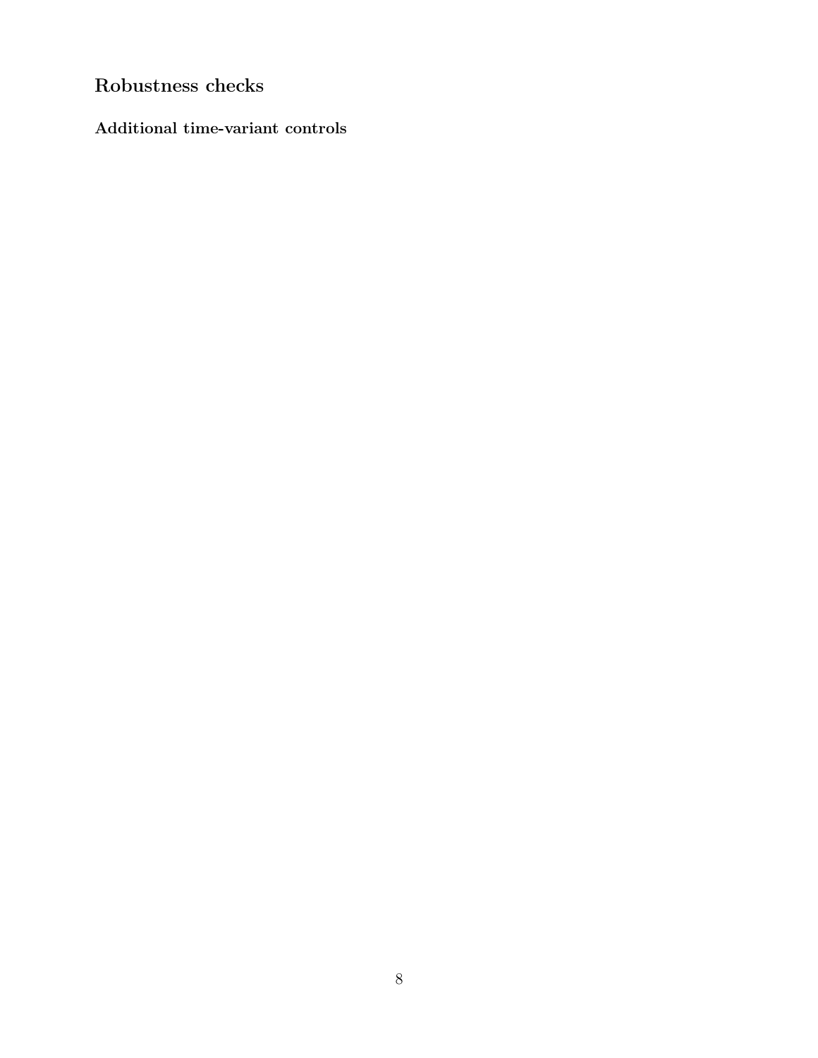## Robustness checks

### Additional time-variant controls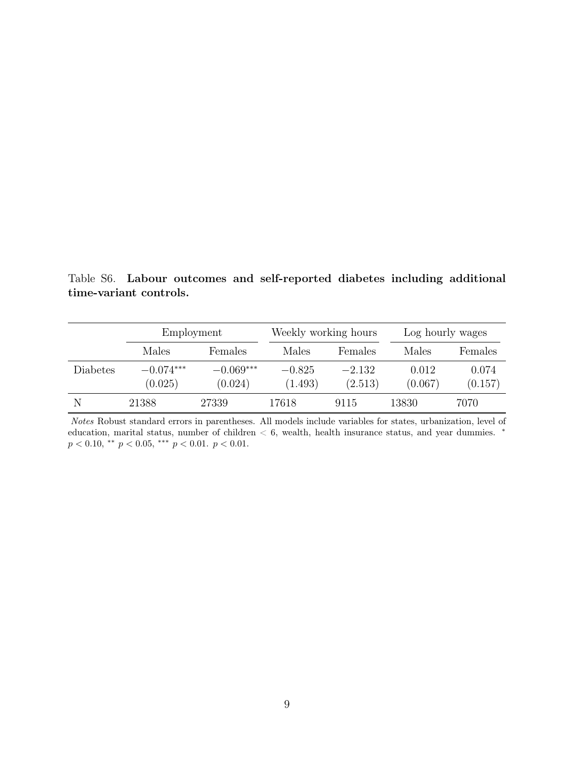Table S6. **Labour outcomes and self-reported diabetes including additional time-variant controls.**

| | Employment | | Weekly working hours | | Log hourly wages | |
|---|---|---|---|---|---|---|
| | Males | Females | Males | Females | Males | Females |
| Diabetes | $-0.074^{***}$ | $-0.069^{***}$ | $-0.825$ | $-2.132$ | 0.012 | 0.074 |
| | (0.025) | (0.024) | (1.493) | (2.513) | (0.067) | (0.157) |
| N | 21388 | 27339 | 17618 | 9115 | 13830 | 7070 |

*Notes* Robust standard errors in parentheses. All models include variables for states, urbanization, level of education, marital status, number of children $< 6$, wealth, health insurance status, and year dummies. $^{*}$ $p < 0.10$, $^{**}$ $p < 0.05$, $^{***}$ $p < 0.01$. $p < 0.01$.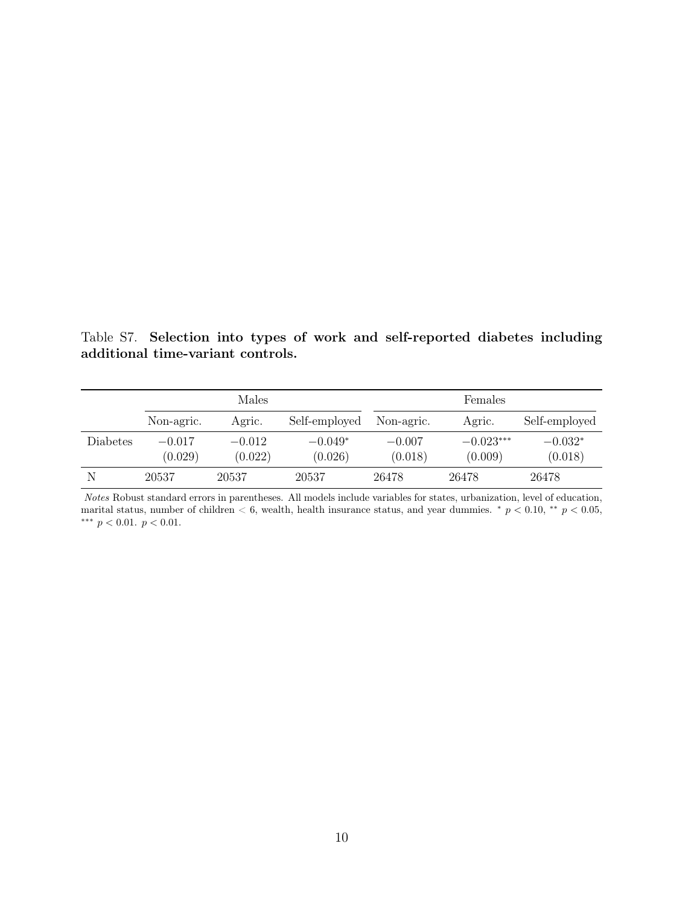Table S7. **Selection into types of work and self-reported diabetes including additional time-variant controls.**

| | Males | | | Females | | |
|---|---|---|---|---|---|---|
| | Non-agric. | Agric. | Self-employed | Non-agric. | Agric. | Self-employed |
| Diabetes | $-0.017$ | $-0.012$ | $-0.049^{*}$ | $-0.007$ | $-0.023^{***}$ | $-0.032^{*}$ |
| | (0.029) | (0.022) | (0.026) | (0.018) | (0.009) | (0.018) |
| N | 20537 | 20537 | 20537 | 26478 | 26478 | 26478 |

*Notes* Robust standard errors in parentheses. All models include variables for states, urbanization, level of education, marital status, number of children $< 6$, wealth, health insurance status, and year dummies. $^{*}$ $p < 0.10$, $^{**}$ $p < 0.05$, $^{***}$ $p < 0.01$. $p < 0.01$.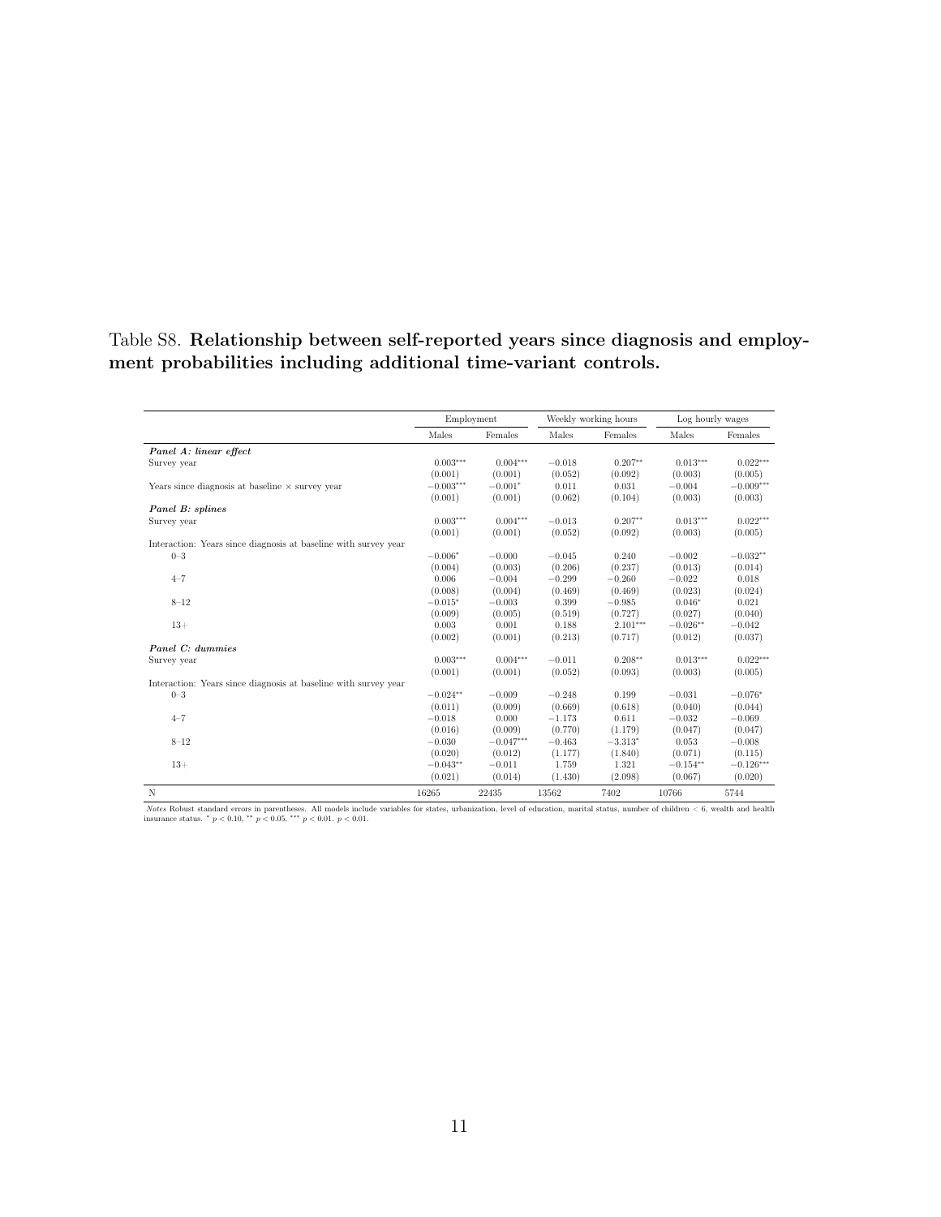Table S8. **Relationship between self-reported years since diagnosis and employment probabilities including additional time-variant controls.**

| | Employment | | Weekly working hours | | Log hourly wages | |
|---|---|---|---|---|---|---|
| | Males | Females | Males | Females | Males | Females |
| ***Panel A: linear effect*** | | | | | | |
| Survey year | $0.003^{***}$ | $0.004^{***}$ | $-0.018$ | $0.207^{**}$ | $0.013^{***}$ | $0.022^{***}$ |
| | (0.001) | (0.001) | (0.052) | (0.092) | (0.003) | (0.005) |
| Years since diagnosis at baseline × survey year | $-0.003^{***}$ | $-0.001^{*}$ | 0.011 | 0.031 | $-0.004$ | $-0.009^{***}$ |
| | (0.001) | (0.001) | (0.062) | (0.104) | (0.003) | (0.003) |
| ***Panel B: splines*** | | | | | | |
| Survey year | $0.003^{***}$ | $0.004^{***}$ | $-0.013$ | $0.207^{**}$ | $0.013^{***}$ | $0.022^{***}$ |
| | (0.001) | (0.001) | (0.052) | (0.092) | (0.003) | (0.005) |
| Interaction: Years since diagnosis at baseline with survey year | | | | | | |
| 0–3 | $-0.006^{*}$ | $-0.000$ | $-0.045$ | 0.240 | $-0.002$ | $-0.032^{**}$ |
| | (0.004) | (0.003) | (0.206) | (0.237) | (0.013) | (0.014) |
| 4–7 | 0.006 | $-0.004$ | $-0.299$ | $-0.260$ | $-0.022$ | 0.018 |
| | (0.008) | (0.004) | (0.469) | (0.469) | (0.023) | (0.024) |
| 8–12 | $-0.015^{*}$ | $-0.003$ | 0.399 | $-0.985$ | $0.046^{*}$ | 0.021 |
| | (0.009) | (0.005) | (0.519) | (0.727) | (0.027) | (0.040) |
| 13+ | 0.003 | 0.001 | 0.188 | $2.101^{***}$ | $-0.026^{**}$ | $-0.042$ |
| | (0.002) | (0.001) | (0.213) | (0.717) | (0.012) | (0.037) |
| ***Panel C: dummies*** | | | | | | |
| Survey year | $0.003^{***}$ | $0.004^{***}$ | $-0.011$ | $0.208^{**}$ | $0.013^{***}$ | $0.022^{***}$ |
| | (0.001) | (0.001) | (0.052) | (0.093) | (0.003) | (0.005) |
| Interaction: Years since diagnosis at baseline with survey year | | | | | | |
| 0–3 | $-0.024^{**}$ | $-0.009$ | $-0.248$ | 0.199 | $-0.031$ | $-0.076^{*}$ |
| | (0.011) | (0.009) | (0.669) | (0.618) | (0.040) | (0.044) |
| 4–7 | $-0.018$ | 0.000 | $-1.173$ | 0.611 | $-0.032$ | $-0.069$ |
| | (0.016) | (0.009) | (0.770) | (1.179) | (0.047) | (0.047) |
| 8–12 | $-0.030$ | $-0.047^{***}$ | $-0.463$ | $-3.313^{*}$ | 0.053 | $-0.008$ |
| | (0.020) | (0.012) | (1.177) | (1.840) | (0.071) | (0.115) |
| 13+ | $-0.043^{**}$ | $-0.011$ | 1.759 | 1.321 | $-0.154^{**}$ | $-0.126^{***}$ |
| | (0.021) | (0.014) | (1.430) | (2.098) | (0.067) | (0.020) |
| N | 16265 | 22435 | 13562 | 7402 | 10766 | 5744 |

*Notes* Robust standard errors in parentheses. All models include variables for states, urbanization, level of education, marital status, number of children < 6, wealth and health insurance status. $^{*}$ $p < 0.10$, $^{**}$ $p < 0.05$, $^{***}$ $p < 0.01$. $p < 0.01$.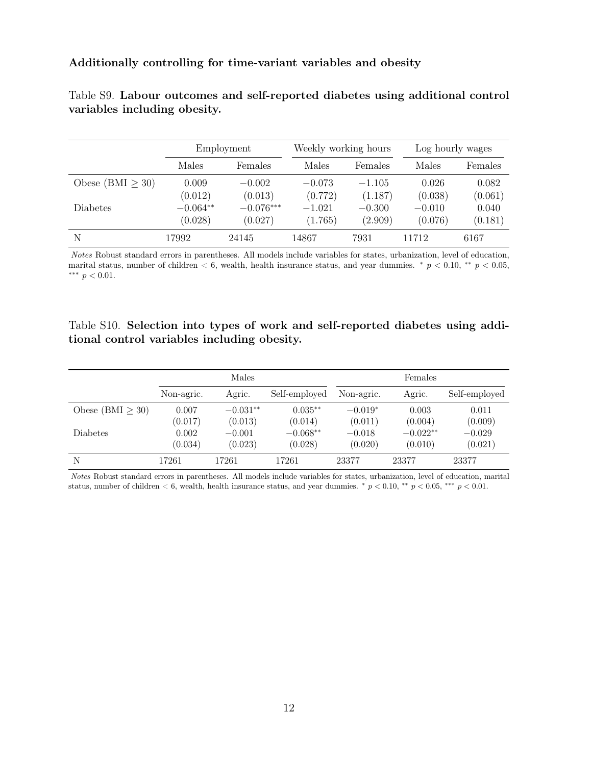### Additionally controlling for time-variant variables and obesity

Table S9. **Labour outcomes and self-reported diabetes using additional control variables including obesity.**

| | Employment | | Weekly working hours | | Log hourly wages | |
|---|---|---|---|---|---|---|
| | Males | Females | Males | Females | Males | Females |
| Obese (BMI $\geq$ 30) | 0.009 | $-0.002$ | $-0.073$ | $-1.105$ | 0.026 | 0.082 |
| | (0.012) | (0.013) | (0.772) | (1.187) | (0.038) | (0.061) |
| Diabetes | $-0.064^{**}$ | $-0.076^{***}$ | $-1.021$ | $-0.300$ | $-0.010$ | 0.040 |
| | (0.028) | (0.027) | (1.765) | (2.909) | (0.076) | (0.181) |
| N | 17992 | 24145 | 14867 | 7931 | 11712 | 6167 |

*Notes* Robust standard errors in parentheses. All models include variables for states, urbanization, level of education, marital status, number of children < 6, wealth, health insurance status, and year dummies. $^{*}$ $p < 0.10$, $^{**}$ $p < 0.05$, $^{***}$ $p < 0.01$.

Table S10. **Selection into types of work and self-reported diabetes using additional control variables including obesity.**

| | Males | | | Females | | |
|---|---|---|---|---|---|---|
| | Non-agric. | Agric. | Self-employed | Non-agric. | Agric. | Self-employed |
| Obese (BMI $\geq$ 30) | 0.007 | $-0.031^{**}$ | $0.035^{**}$ | $-0.019^{*}$ | 0.003 | 0.011 |
| | (0.017) | (0.013) | (0.014) | (0.011) | (0.004) | (0.009) |
| Diabetes | 0.002 | $-0.001$ | $-0.068^{**}$ | $-0.018$ | $-0.022^{**}$ | $-0.029$ |
| | (0.034) | (0.023) | (0.028) | (0.020) | (0.010) | (0.021) |
| N | 17261 | 17261 | 17261 | 23377 | 23377 | 23377 |

*Notes* Robust standard errors in parentheses. All models include variables for states, urbanization, level of education, marital status, number of children < 6, wealth, health insurance status, and year dummies. $^{*}$ $p < 0.10$, $^{**}$ $p < 0.05$, $^{***}$ $p < 0.01$.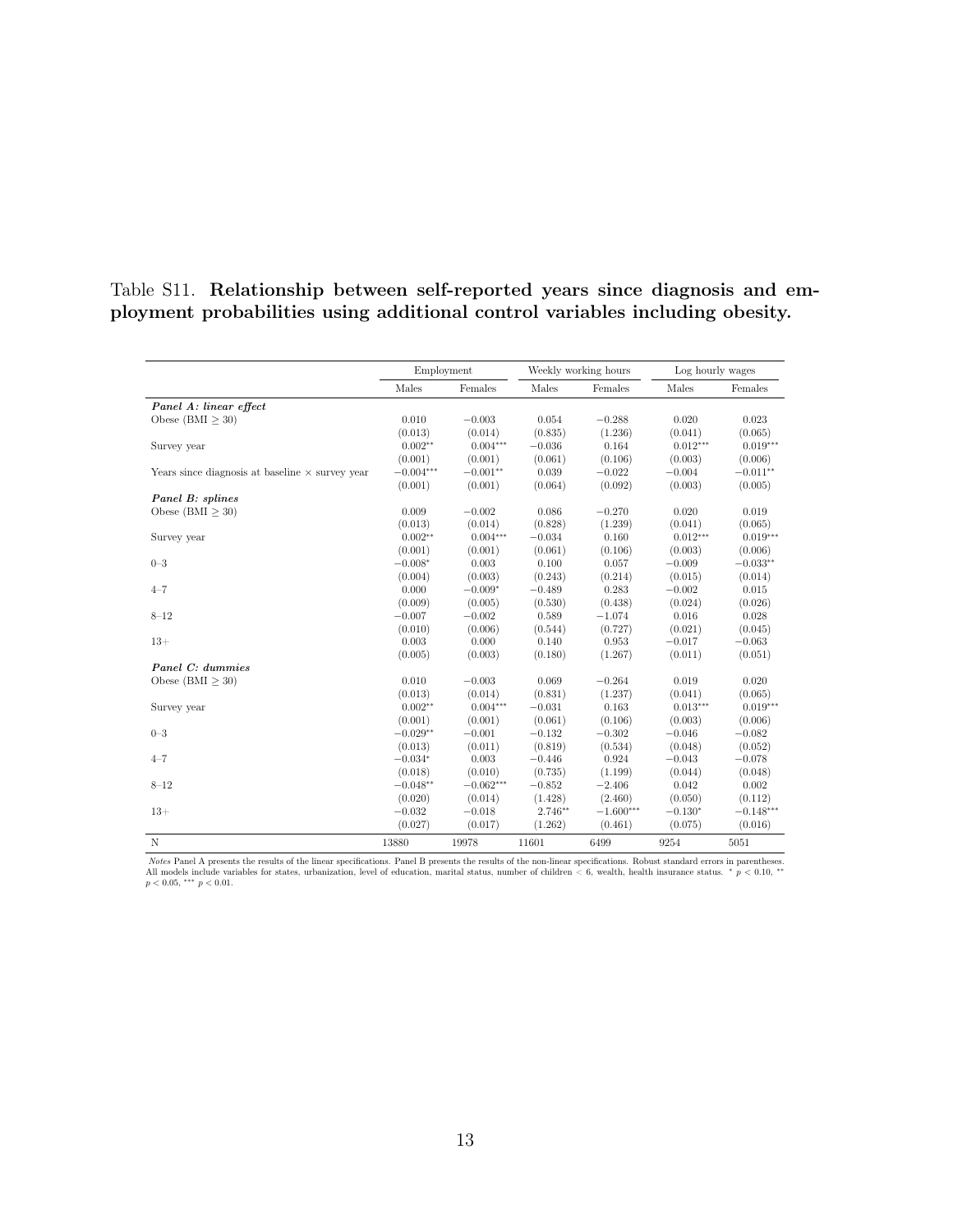Table S11. **Relationship between self-reported years since diagnosis and employment probabilities using additional control variables including obesity.**

| | Employment | | Weekly working hours | | Log hourly wages | |
|---|---|---|---|---|---|---|
| | Males | Females | Males | Females | Males | Females |
| ***Panel A: linear effect*** | | | | | | |
| Obese (BMI $\geq$ 30) | 0.010 | $-0.003$ | 0.054 | $-0.288$ | 0.020 | 0.023 |
| | (0.013) | (0.014) | (0.835) | (1.236) | (0.041) | (0.065) |
| Survey year | $0.002^{**}$ | $0.004^{***}$ | $-0.036$ | 0.164 | $0.012^{***}$ | $0.019^{***}$ |
| | (0.001) | (0.001) | (0.061) | (0.106) | (0.003) | (0.006) |
| Years since diagnosis at baseline $\times$ survey year | $-0.004^{***}$ | $-0.001^{**}$ | 0.039 | $-0.022$ | $-0.004$ | $-0.011^{**}$ |
| | (0.001) | (0.001) | (0.064) | (0.092) | (0.003) | (0.005) |
| ***Panel B: splines*** | | | | | | |
| Obese (BMI $\geq$ 30) | 0.009 | $-0.002$ | 0.086 | $-0.270$ | 0.020 | 0.019 |
| | (0.013) | (0.014) | (0.828) | (1.239) | (0.041) | (0.065) |
| Survey year | $0.002^{**}$ | $0.004^{***}$ | $-0.034$ | 0.160 | $0.012^{***}$ | $0.019^{***}$ |
| | (0.001) | (0.001) | (0.061) | (0.106) | (0.003) | (0.006) |
| 0–3 | $-0.008^{*}$ | 0.003 | 0.100 | 0.057 | $-0.009$ | $-0.033^{**}$ |
| | (0.004) | (0.003) | (0.243) | (0.214) | (0.015) | (0.014) |
| 4–7 | 0.000 | $-0.009^{*}$ | $-0.489$ | 0.283 | $-0.002$ | 0.015 |
| | (0.009) | (0.005) | (0.530) | (0.438) | (0.024) | (0.026) |
| 8–12 | $-0.007$ | $-0.002$ | 0.589 | $-1.074$ | 0.016 | 0.028 |
| | (0.010) | (0.006) | (0.544) | (0.727) | (0.021) | (0.045) |
| 13+ | 0.003 | 0.000 | 0.140 | 0.953 | $-0.017$ | $-0.063$ |
| | (0.005) | (0.003) | (0.180) | (1.267) | (0.011) | (0.051) |
| ***Panel C: dummies*** | | | | | | |
| Obese (BMI $\geq$ 30) | 0.010 | $-0.003$ | 0.069 | $-0.264$ | 0.019 | 0.020 |
| | (0.013) | (0.014) | (0.831) | (1.237) | (0.041) | (0.065) |
| Survey year | $0.002^{**}$ | $0.004^{***}$ | $-0.031$ | 0.163 | $0.013^{***}$ | $0.019^{***}$ |
| | (0.001) | (0.001) | (0.061) | (0.106) | (0.003) | (0.006) |
| 0–3 | $-0.029^{**}$ | $-0.001$ | $-0.132$ | $-0.302$ | $-0.046$ | $-0.082$ |
| | (0.013) | (0.011) | (0.819) | (0.534) | (0.048) | (0.052) |
| 4–7 | $-0.034^{*}$ | 0.003 | $-0.446$ | 0.924 | $-0.043$ | $-0.078$ |
| | (0.018) | (0.010) | (0.735) | (1.199) | (0.044) | (0.048) |
| 8–12 | $-0.048^{**}$ | $-0.062^{***}$ | $-0.852$ | $-2.406$ | 0.042 | 0.002 |
| | (0.020) | (0.014) | (1.428) | (2.460) | (0.050) | (0.112) |
| 13+ | $-0.032$ | $-0.018$ | $2.746^{**}$ | $-1.600^{***}$ | $-0.130^{*}$ | $-0.148^{***}$ |
| | (0.027) | (0.017) | (1.262) | (0.461) | (0.075) | (0.016) |
| N | 13880 | 19978 | 11601 | 6499 | 9254 | 5051 |

*Notes* Panel A presents the results of the linear specifications. Panel B presents the results of the non-linear specifications. Robust standard errors in parentheses. All models include variables for states, urbanization, level of education, marital status, number of children $< 6$, wealth, health insurance status. $^{*}$ $p < 0.10$, $^{**}$ $p < 0.05$, $^{***}$ $p < 0.01$.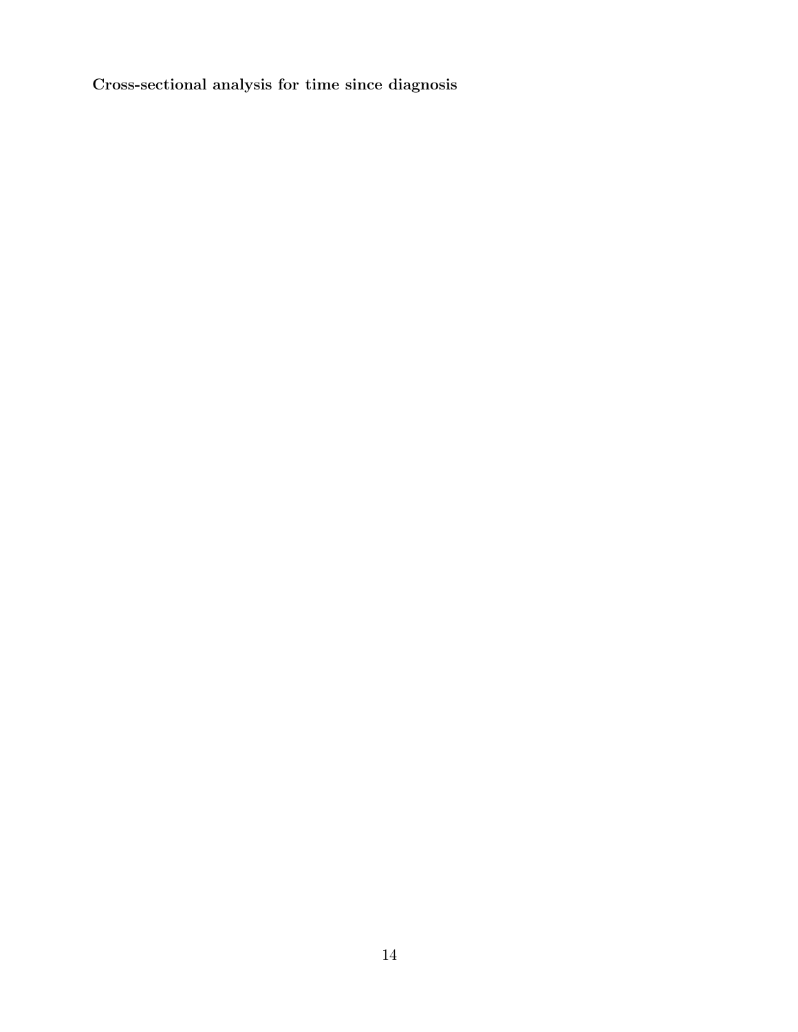**Cross-sectional analysis for time since diagnosis**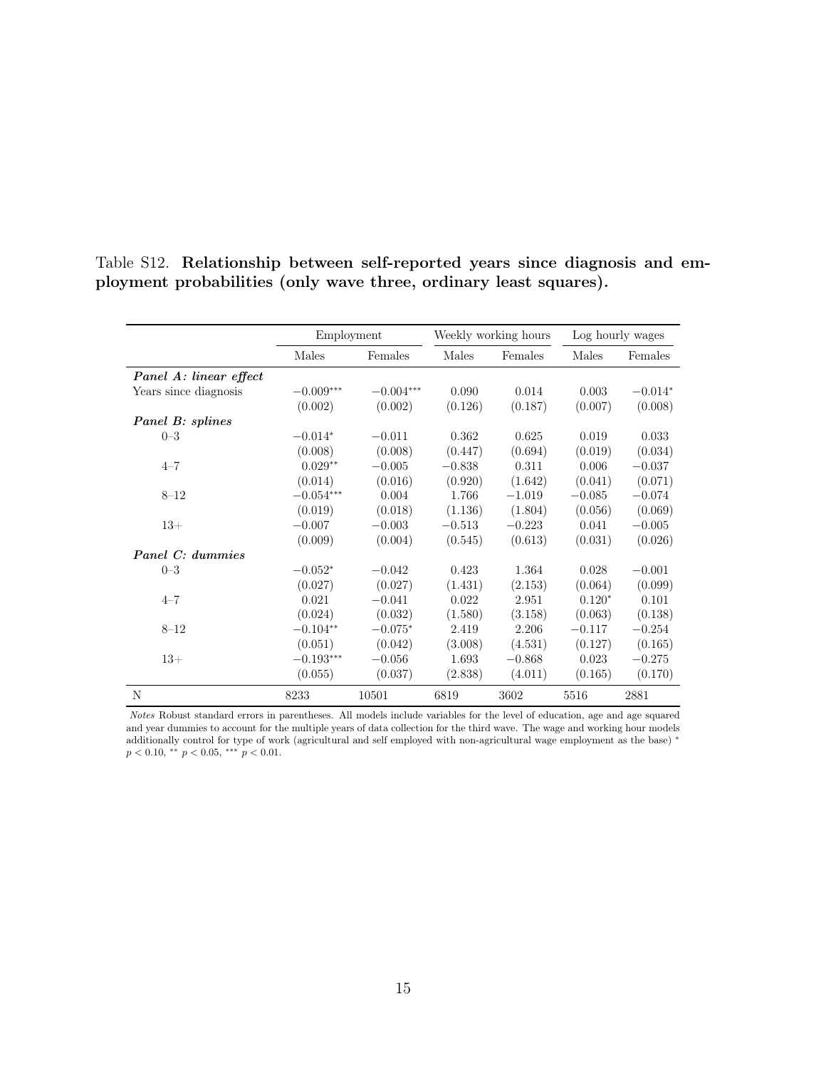Table S12. **Relationship between self-reported years since diagnosis and employment probabilities (only wave three, ordinary least squares).**

| | Employment | | Weekly working hours | | Log hourly wages | |
|---|---|---|---|---|---|---|
| | Males | Females | Males | Females | Males | Females |
| ***Panel A: linear effect*** | | | | | | |
| Years since diagnosis | $-0.009^{***}$ | $-0.004^{***}$ | 0.090 | 0.014 | 0.003 | $-0.014^{*}$ |
| | (0.002) | (0.002) | (0.126) | (0.187) | (0.007) | (0.008) |
| ***Panel B: splines*** | | | | | | |
| 0–3 | $-0.014^{*}$ | $-0.011$ | 0.362 | 0.625 | 0.019 | 0.033 |
| | (0.008) | (0.008) | (0.447) | (0.694) | (0.019) | (0.034) |
| 4–7 | $0.029^{**}$ | $-0.005$ | $-0.838$ | 0.311 | 0.006 | $-0.037$ |
| | (0.014) | (0.016) | (0.920) | (1.642) | (0.041) | (0.071) |
| 8–12 | $-0.054^{***}$ | 0.004 | 1.766 | $-1.019$ | $-0.085$ | $-0.074$ |
| | (0.019) | (0.018) | (1.136) | (1.804) | (0.056) | (0.069) |
| 13+ | $-0.007$ | $-0.003$ | $-0.513$ | $-0.223$ | 0.041 | $-0.005$ |
| | (0.009) | (0.004) | (0.545) | (0.613) | (0.031) | (0.026) |
| ***Panel C: dummies*** | | | | | | |
| 0–3 | $-0.052^{*}$ | $-0.042$ | 0.423 | 1.364 | 0.028 | $-0.001$ |
| | (0.027) | (0.027) | (1.431) | (2.153) | (0.064) | (0.099) |
| 4–7 | 0.021 | $-0.041$ | 0.022 | 2.951 | $0.120^{*}$ | 0.101 |
| | (0.024) | (0.032) | (1.580) | (3.158) | (0.063) | (0.138) |
| 8–12 | $-0.104^{**}$ | $-0.075^{*}$ | 2.419 | 2.206 | $-0.117$ | $-0.254$ |
| | (0.051) | (0.042) | (3.008) | (4.531) | (0.127) | (0.165) |
| 13+ | $-0.193^{***}$ | $-0.056$ | 1.693 | $-0.868$ | 0.023 | $-0.275$ |
| | (0.055) | (0.037) | (2.838) | (4.011) | (0.165) | (0.170) |
| N | 8233 | 10501 | 6819 | 3602 | 5516 | 2881 |

*Notes* Robust standard errors in parentheses. All models include variables for the level of education, age and age squared and year dummies to account for the multiple years of data collection for the third wave. The wage and working hour models additionally control for type of work (agricultural and self employed with non-agricultural wage employment as the base) $^{*}$ $p < 0.10$, $^{**}$ $p < 0.05$, $^{***}$ $p < 0.01$.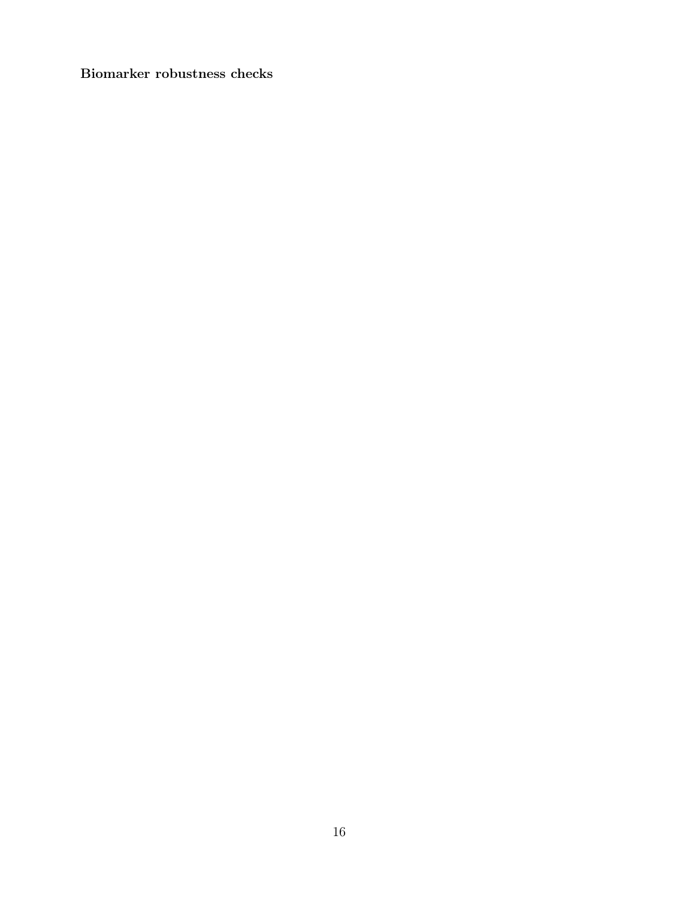**Biomarker robustness checks**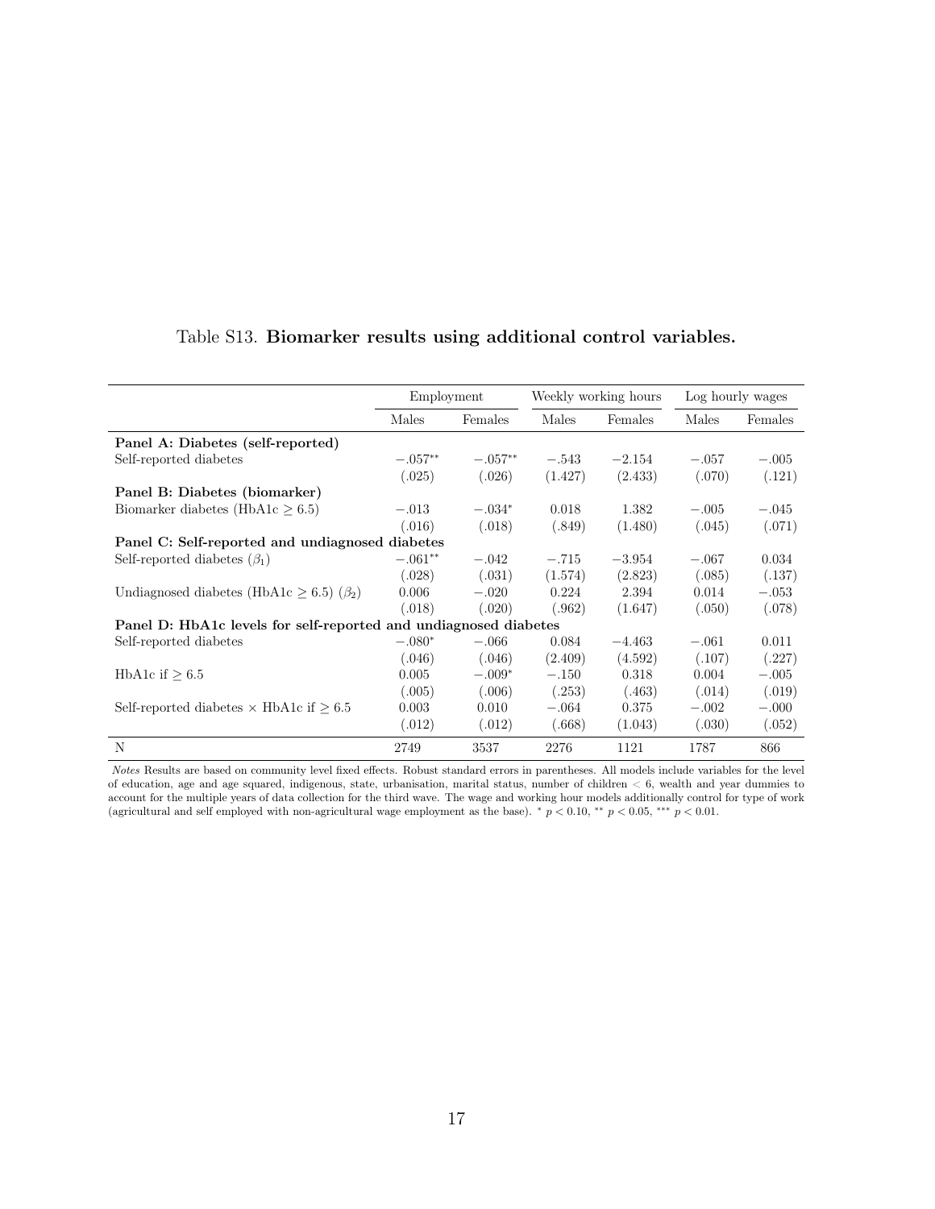Table S13. **Biomarker results using additional control variables.**

| | Employment | | Weekly working hours | | Log hourly wages | |
|---|---|---|---|---|---|---|
| | Males | Females | Males | Females | Males | Females |
| **Panel A: Diabetes (self-reported)** | | | | | | |
| Self-reported diabetes | $-.057^{**}$ | $-.057^{**}$ | $-.543$ | $-2.154$ | $-.057$ | $-.005$ |
| | (.025) | (.026) | (1.427) | (2.433) | (.070) | (.121) |
| **Panel B: Diabetes (biomarker)** | | | | | | |
| Biomarker diabetes (HbA1c $\geq 6.5$) | $-.013$ | $-.034^{*}$ | 0.018 | 1.382 | $-.005$ | $-.045$ |
| | (.016) | (.018) | (.849) | (1.480) | (.045) | (.071) |
| **Panel C: Self-reported and undiagnosed diabetes** | | | | | | |
| Self-reported diabetes ($\beta_1$) | $-.061^{**}$ | $-.042$ | $-.715$ | $-3.954$ | $-.067$ | 0.034 |
| | (.028) | (.031) | (1.574) | (2.823) | (.085) | (.137) |
| Undiagnosed diabetes (HbA1c $\geq 6.5$) ($\beta_2$) | 0.006 | $-.020$ | 0.224 | 2.394 | 0.014 | $-.053$ |
| | (.018) | (.020) | (.962) | (1.647) | (.050) | (.078) |
| **Panel D: HbA1c levels for self-reported and undiagnosed diabetes** | | | | | | |
| Self-reported diabetes | $-.080^{*}$ | $-.066$ | 0.084 | $-4.463$ | $-.061$ | 0.011 |
| | (.046) | (.046) | (2.409) | (4.592) | (.107) | (.227) |
| HbA1c if $\geq 6.5$ | 0.005 | $-.009^{*}$ | $-.150$ | 0.318 | 0.004 | $-.005$ |
| | (.005) | (.006) | (.253) | (.463) | (.014) | (.019) |
| Self-reported diabetes $\times$ HbA1c if $\geq 6.5$ | 0.003 | 0.010 | $-.064$ | 0.375 | $-.002$ | $-.000$ |
| | (.012) | (.012) | (.668) | (1.043) | (.030) | (.052) |
| N | 2749 | 3537 | 2276 | 1121 | 1787 | 866 |

*Notes* Results are based on community level fixed effects. Robust standard errors in parentheses. All models include variables for the level of education, age and age squared, indigenous, state, urbanisation, marital status, number of children $< 6$, wealth and year dummies to account for the multiple years of data collection for the third wave. The wage and working hour models additionally control for type of work (agricultural and self employed with non-agricultural wage employment as the base). $^{*}$ $p < 0.10$, $^{**}$ $p < 0.05$, $^{***}$ $p < 0.01$.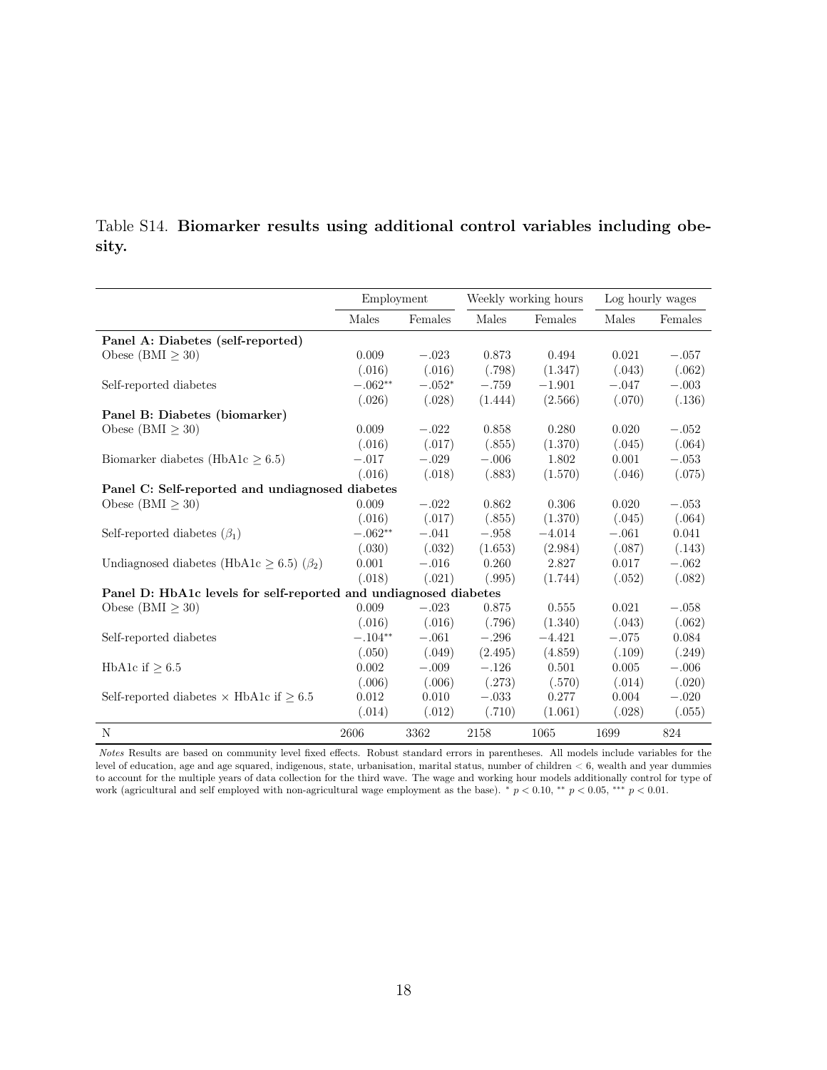Table S14. **Biomarker results using additional control variables including obesity.**

| | Employment | | Weekly working hours | | Log hourly wages | |
|---|---|---|---|---|---|---|
| | Males | Females | Males | Females | Males | Females |
| **Panel A: Diabetes (self-reported)** | | | | | | |
| Obese (BMI $\geq$ 30) | 0.009 | $-.023$ | 0.873 | 0.494 | 0.021 | $-.057$ |
| | (.016) | (.016) | (.798) | (1.347) | (.043) | (.062) |
| Self-reported diabetes | $-.062^{**}$ | $-.052^{*}$ | $-.759$ | $-1.901$ | $-.047$ | $-.003$ |
| | (.026) | (.028) | (1.444) | (2.566) | (.070) | (.136) |
| **Panel B: Diabetes (biomarker)** | | | | | | |
| Obese (BMI $\geq$ 30) | 0.009 | $-.022$ | 0.858 | 0.280 | 0.020 | $-.052$ |
| | (.016) | (.017) | (.855) | (1.370) | (.045) | (.064) |
| Biomarker diabetes (HbA1c $\geq$ 6.5) | $-.017$ | $-.029$ | $-.006$ | 1.802 | 0.001 | $-.053$ |
| | (.016) | (.018) | (.883) | (1.570) | (.046) | (.075) |
| **Panel C: Self-reported and undiagnosed diabetes** | | | | | | |
| Obese (BMI $\geq$ 30) | 0.009 | $-.022$ | 0.862 | 0.306 | 0.020 | $-.053$ |
| | (.016) | (.017) | (.855) | (1.370) | (.045) | (.064) |
| Self-reported diabetes ($\beta_1$) | $-.062^{**}$ | $-.041$ | $-.958$ | $-4.014$ | $-.061$ | 0.041 |
| | (.030) | (.032) | (1.653) | (2.984) | (.087) | (.143) |
| Undiagnosed diabetes (HbA1c $\geq$ 6.5) ($\beta_2$) | 0.001 | $-.016$ | 0.260 | 2.827 | 0.017 | $-.062$ |
| | (.018) | (.021) | (.995) | (1.744) | (.052) | (.082) |
| **Panel D: HbA1c levels for self-reported and undiagnosed diabetes** | | | | | | |
| Obese (BMI $\geq$ 30) | 0.009 | $-.023$ | 0.875 | 0.555 | 0.021 | $-.058$ |
| | (.016) | (.016) | (.796) | (1.340) | (.043) | (.062) |
| Self-reported diabetes | $-.104^{**}$ | $-.061$ | $-.296$ | $-4.421$ | $-.075$ | 0.084 |
| | (.050) | (.049) | (2.495) | (4.859) | (.109) | (.249) |
| HbA1c if $\geq$ 6.5 | 0.002 | $-.009$ | $-.126$ | 0.501 | 0.005 | $-.006$ |
| | (.006) | (.006) | (.273) | (.570) | (.014) | (.020) |
| Self-reported diabetes $\times$ HbA1c if $\geq$ 6.5 | 0.012 | 0.010 | $-.033$ | 0.277 | 0.004 | $-.020$ |
| | (.014) | (.012) | (.710) | (1.061) | (.028) | (.055) |
| N | 2606 | 3362 | 2158 | 1065 | 1699 | 824 |

*Notes* Results are based on community level fixed effects. Robust standard errors in parentheses. All models include variables for the level of education, age and age squared, indigenous, state, urbanisation, marital status, number of children < 6, wealth and year dummies to account for the multiple years of data collection for the third wave. The wage and working hour models additionally control for type of work (agricultural and self employed with non-agricultural wage employment as the base). $^{*}$ $p < 0.10$, $^{**}$ $p < 0.05$, $^{***}$ $p < 0.01$.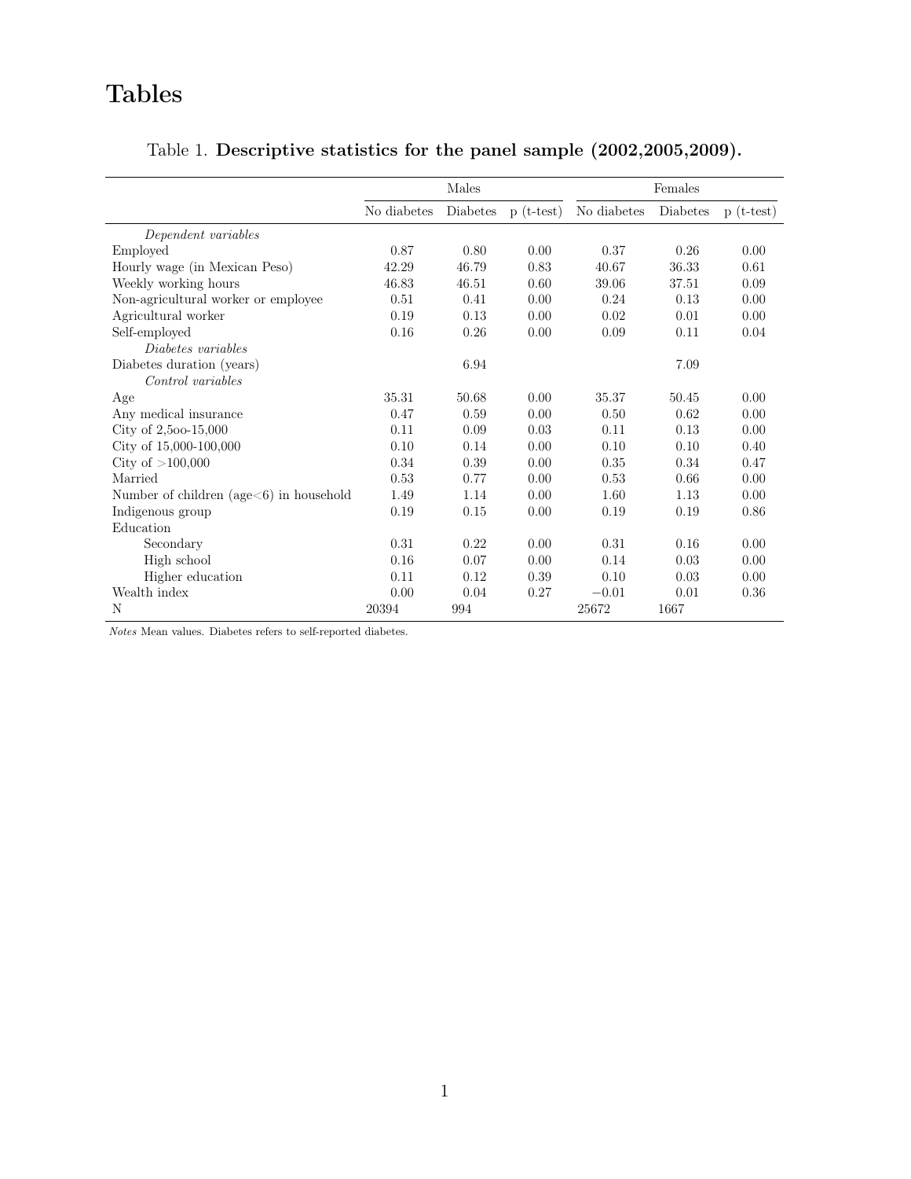# Tables

Table 1. **Descriptive statistics for the panel sample (2002,2005,2009).**

| | Males | | | Females | | |
|---|---|---|---|---|---|---|
| | No diabetes | Diabetes | p (t-test) | No diabetes | Diabetes | p (t-test) |
| *Dependent variables* | | | | | | |
| Employed | 0.87 | 0.80 | 0.00 | 0.37 | 0.26 | 0.00 |
| Hourly wage (in Mexican Peso) | 42.29 | 46.79 | 0.83 | 40.67 | 36.33 | 0.61 |
| Weekly working hours | 46.83 | 46.51 | 0.60 | 39.06 | 37.51 | 0.09 |
| Non-agricultural worker or employee | 0.51 | 0.41 | 0.00 | 0.24 | 0.13 | 0.00 |
| Agricultural worker | 0.19 | 0.13 | 0.00 | 0.02 | 0.01 | 0.00 |
| Self-employed | 0.16 | 0.26 | 0.00 | 0.09 | 0.11 | 0.04 |
| *Diabetes variables* | | | | | | |
| Diabetes duration (years) | | 6.94 | | | 7.09 | |
| *Control variables* | | | | | | |
| Age | 35.31 | 50.68 | 0.00 | 35.37 | 50.45 | 0.00 |
| Any medical insurance | 0.47 | 0.59 | 0.00 | 0.50 | 0.62 | 0.00 |
| City of 2,5oo-15,000 | 0.11 | 0.09 | 0.03 | 0.11 | 0.13 | 0.00 |
| City of 15,000-100,000 | 0.10 | 0.14 | 0.00 | 0.10 | 0.10 | 0.40 |
| City of >100,000 | 0.34 | 0.39 | 0.00 | 0.35 | 0.34 | 0.47 |
| Married | 0.53 | 0.77 | 0.00 | 0.53 | 0.66 | 0.00 |
| Number of children (age<6) in household | 1.49 | 1.14 | 0.00 | 1.60 | 1.13 | 0.00 |
| Indigenous group | 0.19 | 0.15 | 0.00 | 0.19 | 0.19 | 0.86 |
| Education | | | | | | |
| Secondary | 0.31 | 0.22 | 0.00 | 0.31 | 0.16 | 0.00 |
| High school | 0.16 | 0.07 | 0.00 | 0.14 | 0.03 | 0.00 |
| Higher education | 0.11 | 0.12 | 0.39 | 0.10 | 0.03 | 0.00 |
| Wealth index | 0.00 | 0.04 | 0.27 | −0.01 | 0.01 | 0.36 |
| N | 20394 | 994 | | 25672 | 1667 | |

*Notes* Mean values. Diabetes refers to self-reported diabetes.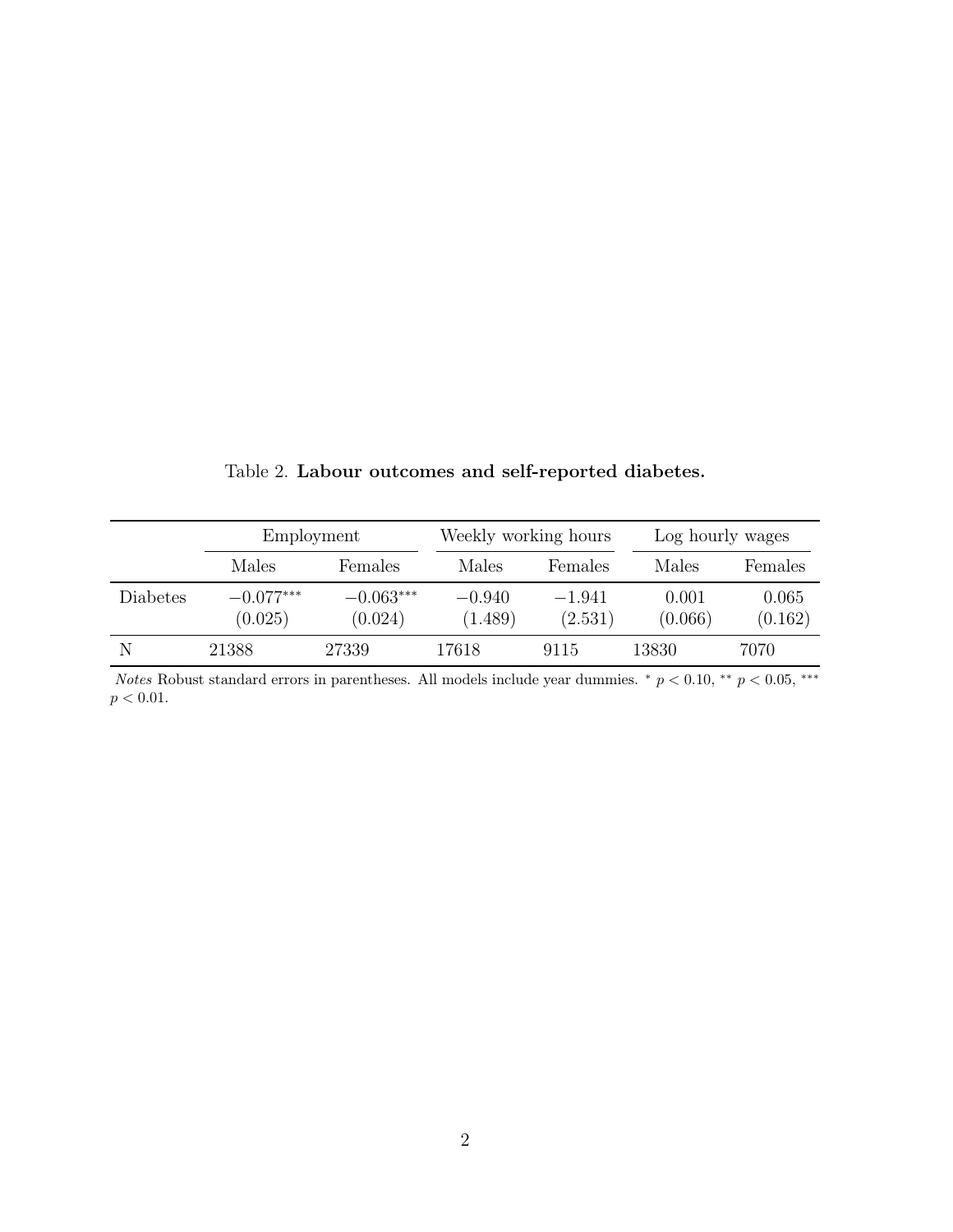Table 2. **Labour outcomes and self-reported diabetes.**

| | Employment | | Weekly working hours | | Log hourly wages | |
|---|---|---|---|---|---|---|
| | Males | Females | Males | Females | Males | Females |
| Diabetes | $-0.077^{***}$ | $-0.063^{***}$ | $-0.940$ | $-1.941$ | 0.001 | 0.065 |
| | (0.025) | (0.024) | (1.489) | (2.531) | (0.066) | (0.162) |
| N | 21388 | 27339 | 17618 | 9115 | 13830 | 7070 |

*Notes* Robust standard errors in parentheses. All models include year dummies. $^{*}$ $p < 0.10$, $^{**}$ $p < 0.05$, $^{***}$ $p < 0.01$.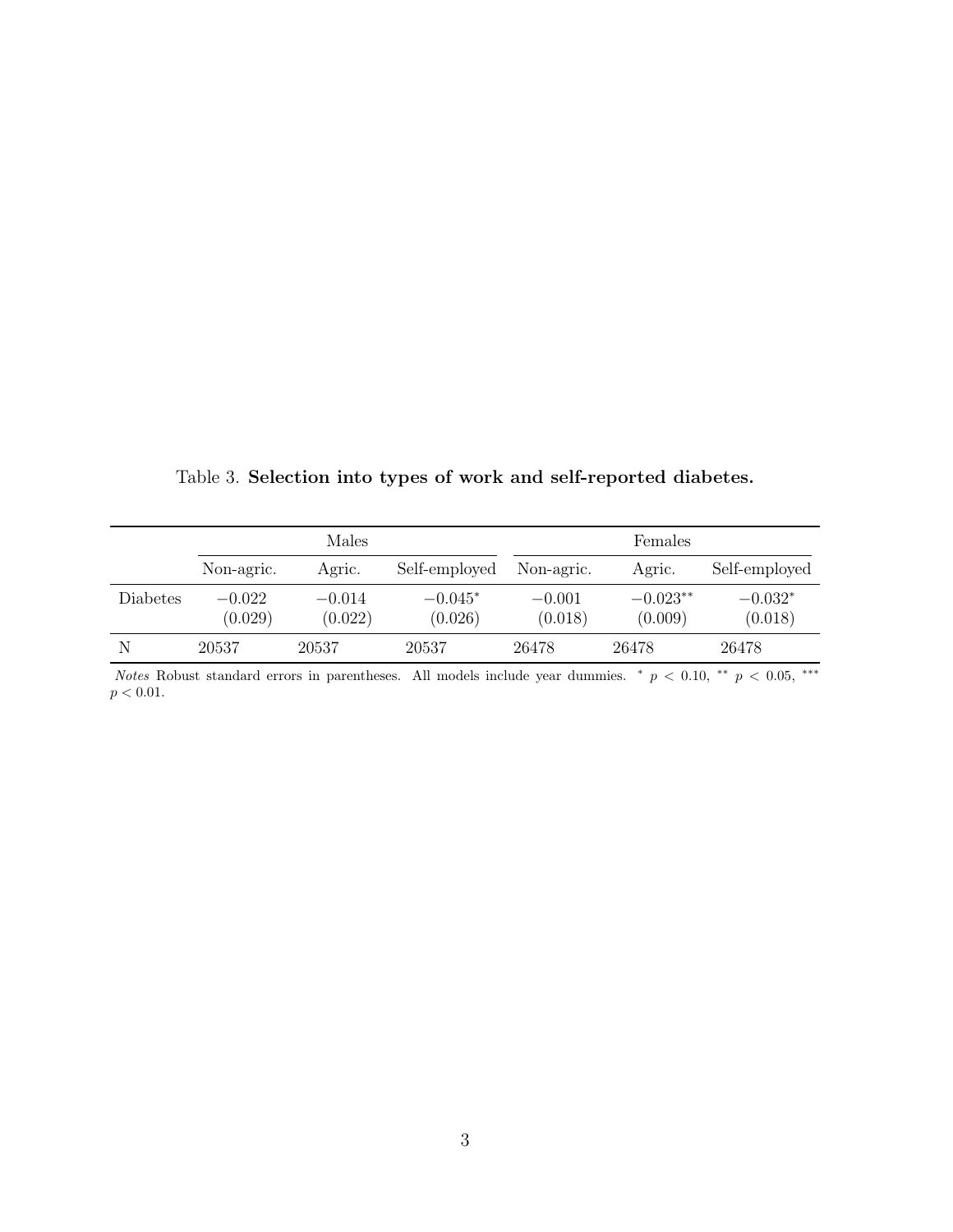Table 3. **Selection into types of work and self-reported diabetes.**

| | Males | | | Females | | |
|---|---|---|---|---|---|---|
| | Non-agric. | Agric. | Self-employed | Non-agric. | Agric. | Self-employed |
| Diabetes | $-0.022$ | $-0.014$ | $-0.045^{*}$ | $-0.001$ | $-0.023^{**}$ | $-0.032^{*}$ |
| | (0.029) | (0.022) | (0.026) | (0.018) | (0.009) | (0.018) |
| N | 20537 | 20537 | 20537 | 26478 | 26478 | 26478 |

*Notes* Robust standard errors in parentheses. All models include year dummies. $^{*}$ $p < 0.10$, $^{**}$ $p < 0.05$, $^{***}$ $p < 0.01$.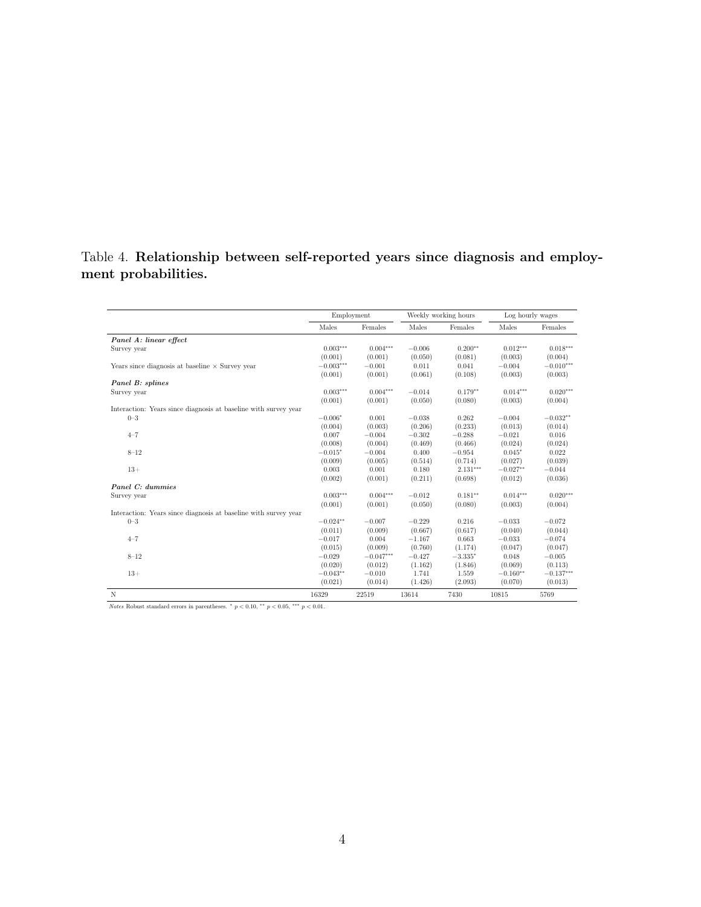Table 4. **Relationship between self-reported years since diagnosis and employment probabilities.**

| | Employment | | Weekly working hours | | Log hourly wages | |
|---|---|---|---|---|---|---|
| | Males | Females | Males | Females | Males | Females |
| ***Panel A: linear effect*** | | | | | | |
| Survey year | $0.003^{***}$ | $0.004^{***}$ | $-0.006$ | $0.200^{**}$ | $0.012^{***}$ | $0.018^{***}$ |
| | (0.001) | (0.001) | (0.050) | (0.081) | (0.003) | (0.004) |
| Years since diagnosis at baseline × Survey year | $-0.003^{***}$ | $-0.001$ | 0.011 | 0.041 | $-0.004$ | $-0.010^{***}$ |
| | (0.001) | (0.001) | (0.061) | (0.108) | (0.003) | (0.003) |
| ***Panel B: splines*** | | | | | | |
| Survey year | $0.003^{***}$ | $0.004^{***}$ | $-0.014$ | $0.179^{**}$ | $0.014^{***}$ | $0.020^{***}$ |
| | (0.001) | (0.001) | (0.050) | (0.080) | (0.003) | (0.004) |
| Interaction: Years since diagnosis at baseline with survey year | | | | | | |
| 0–3 | $-0.006^{*}$ | 0.001 | $-0.038$ | 0.262 | $-0.004$ | $-0.032^{**}$ |
| | (0.004) | (0.003) | (0.206) | (0.233) | (0.013) | (0.014) |
| 4–7 | 0.007 | $-0.004$ | $-0.302$ | $-0.288$ | $-0.021$ | 0.016 |
| | (0.008) | (0.004) | (0.469) | (0.466) | (0.024) | (0.024) |
| 8–12 | $-0.015^{*}$ | $-0.004$ | 0.400 | $-0.954$ | $0.045^{*}$ | 0.022 |
| | (0.009) | (0.005) | (0.514) | (0.714) | (0.027) | (0.039) |
| 13+ | 0.003 | 0.001 | 0.180 | $2.131^{***}$ | $-0.027^{**}$ | $-0.044$ |
| | (0.002) | (0.001) | (0.211) | (0.698) | (0.012) | (0.036) |
| ***Panel C: dummies*** | | | | | | |
| Survey year | $0.003^{***}$ | $0.004^{***}$ | $-0.012$ | $0.181^{**}$ | $0.014^{***}$ | $0.020^{***}$ |
| | (0.001) | (0.001) | (0.050) | (0.080) | (0.003) | (0.004) |
| Interaction: Years since diagnosis at baseline with survey year | | | | | | |
| 0–3 | $-0.024^{**}$ | $-0.007$ | $-0.229$ | 0.216 | $-0.033$ | $-0.072$ |
| | (0.011) | (0.009) | (0.667) | (0.617) | (0.040) | (0.044) |
| 4–7 | $-0.017$ | 0.004 | $-1.167$ | 0.663 | $-0.033$ | $-0.074$ |
| | (0.015) | (0.009) | (0.760) | (1.174) | (0.047) | (0.047) |
| 8–12 | $-0.029$ | $-0.047^{***}$ | $-0.427$ | $-3.335^{*}$ | 0.048 | $-0.005$ |
| | (0.020) | (0.012) | (1.162) | (1.846) | (0.069) | (0.113) |
| 13+ | $-0.043^{**}$ | $-0.010$ | 1.741 | 1.559 | $-0.160^{**}$ | $-0.137^{***}$ |
| | (0.021) | (0.014) | (1.426) | (2.093) | (0.070) | (0.013) |
| N | 16329 | 22519 | 13614 | 7430 | 10815 | 5769 |

*Notes* Robust standard errors in parentheses. $^{*}$ $p < 0.10$, $^{**}$ $p < 0.05$, $^{***}$ $p < 0.01$.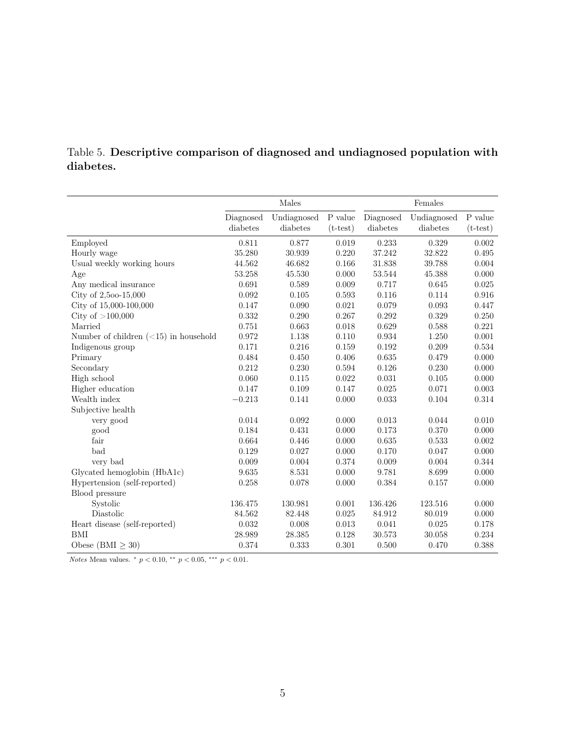Table 5. **Descriptive comparison of diagnosed and undiagnosed population with diabetes.**

| | Males | | | Females | | |
|---|---|---|---|---|---|---|
| | Diagnosed diabetes | Undiagnosed diabetes | P value (t-test) | Diagnosed diabetes | Undiagnosed diabetes | P value (t-test) |
| Employed | 0.811 | 0.877 | 0.019 | 0.233 | 0.329 | 0.002 |
| Hourly wage | 35.280 | 30.939 | 0.220 | 37.242 | 32.822 | 0.495 |
| Usual weekly working hours | 44.562 | 46.682 | 0.166 | 31.838 | 39.788 | 0.004 |
| Age | 53.258 | 45.530 | 0.000 | 53.544 | 45.388 | 0.000 |
| Any medical insurance | 0.691 | 0.589 | 0.009 | 0.717 | 0.645 | 0.025 |
| City of 2,5oo-15,000 | 0.092 | 0.105 | 0.593 | 0.116 | 0.114 | 0.916 |
| City of 15,000-100,000 | 0.147 | 0.090 | 0.021 | 0.079 | 0.093 | 0.447 |
| City of >100,000 | 0.332 | 0.290 | 0.267 | 0.292 | 0.329 | 0.250 |
| Married | 0.751 | 0.663 | 0.018 | 0.629 | 0.588 | 0.221 |
| Number of children (<15) in household | 0.972 | 1.138 | 0.110 | 0.934 | 1.250 | 0.001 |
| Indigenous group | 0.171 | 0.216 | 0.159 | 0.192 | 0.209 | 0.534 |
| Primary | 0.484 | 0.450 | 0.406 | 0.635 | 0.479 | 0.000 |
| Secondary | 0.212 | 0.230 | 0.594 | 0.126 | 0.230 | 0.000 |
| High school | 0.060 | 0.115 | 0.022 | 0.031 | 0.105 | 0.000 |
| Higher education | 0.147 | 0.109 | 0.147 | 0.025 | 0.071 | 0.003 |
| Wealth index | −0.213 | 0.141 | 0.000 | 0.033 | 0.104 | 0.314 |
| Subjective health | | | | | | |
| very good | 0.014 | 0.092 | 0.000 | 0.013 | 0.044 | 0.010 |
| good | 0.184 | 0.431 | 0.000 | 0.173 | 0.370 | 0.000 |
| fair | 0.664 | 0.446 | 0.000 | 0.635 | 0.533 | 0.002 |
| bad | 0.129 | 0.027 | 0.000 | 0.170 | 0.047 | 0.000 |
| very bad | 0.009 | 0.004 | 0.374 | 0.009 | 0.004 | 0.344 |
| Glycated hemoglobin (HbA1c) | 9.635 | 8.531 | 0.000 | 9.781 | 8.699 | 0.000 |
| Hypertension (self-reported) | 0.258 | 0.078 | 0.000 | 0.384 | 0.157 | 0.000 |
| Blood pressure | | | | | | |
| Systolic | 136.475 | 130.981 | 0.001 | 136.426 | 123.516 | 0.000 |
| Diastolic | 84.562 | 82.448 | 0.025 | 84.912 | 80.019 | 0.000 |
| Heart disease (self-reported) | 0.032 | 0.008 | 0.013 | 0.041 | 0.025 | 0.178 |
| BMI | 28.989 | 28.385 | 0.128 | 30.573 | 30.058 | 0.234 |
| Obese (BMI $\geq$ 30) | 0.374 | 0.333 | 0.301 | 0.500 | 0.470 | 0.388 |

*Notes* Mean values. $^{*}$ $p < 0.10$, $^{**}$ $p < 0.05$, $^{***}$ $p < 0.01$.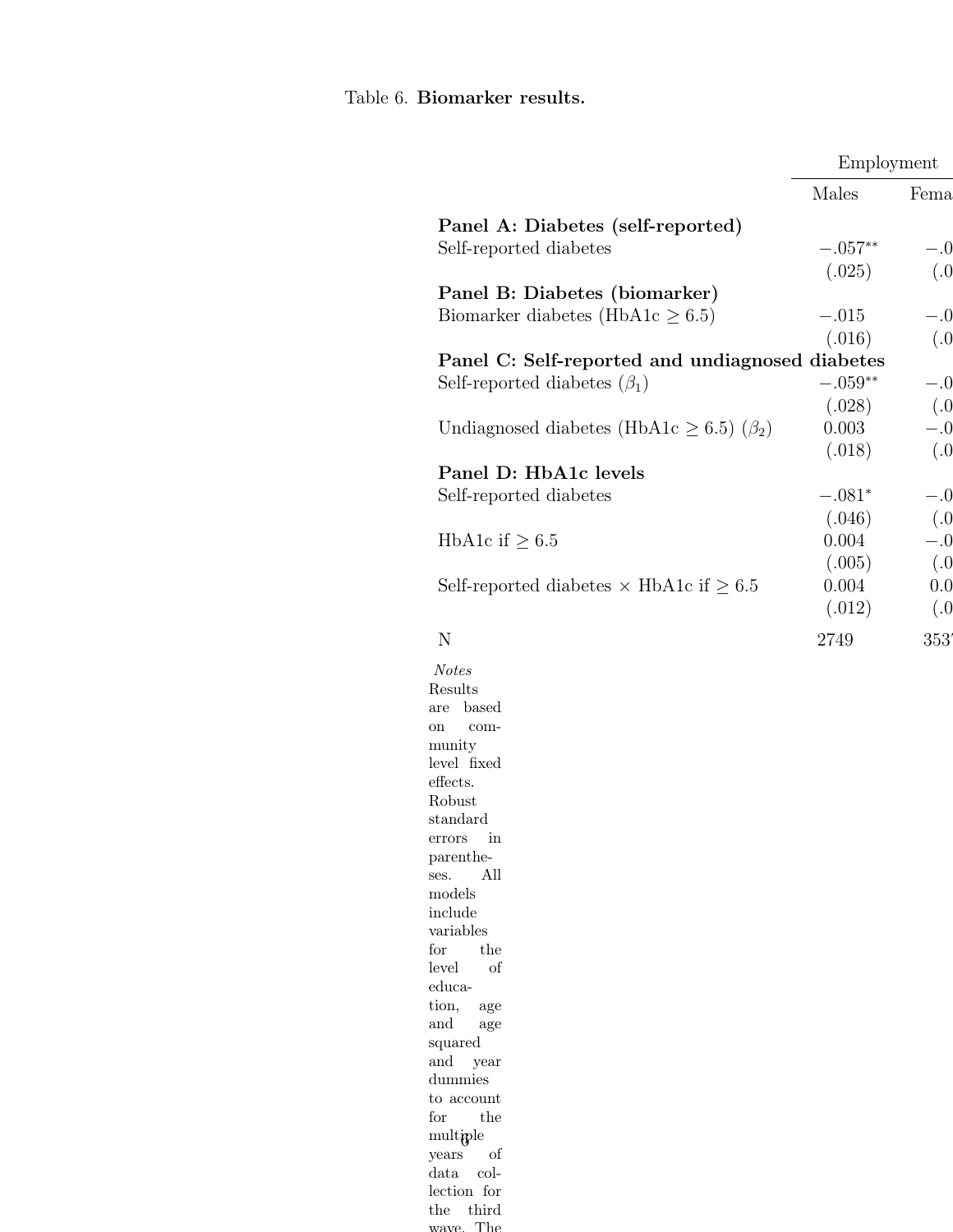Table 6. **Biomarker results.**

| | Employment | |
|---|---|---|
| | Males | Fema |
| **Panel A: Diabetes (self-reported)** | | |
| Self-reported diabetes | $-.057^{**}$ | $-.0$ |
| | (.025) | (.0 |
| **Panel B: Diabetes (biomarker)** | | |
| Biomarker diabetes (HbA1c $\geq 6.5$) | $-.015$ | $-.0$ |
| | (.016) | (.0 |
| **Panel C: Self-reported and undiagnosed diabetes** | | |
| Self-reported diabetes ($\beta_1$) | $-.059^{**}$ | $-.0$ |
| | (.028) | (.0 |
| Undiagnosed diabetes (HbA1c $\geq 6.5$) ($\beta_2$) | 0.003 | $-.0$ |
| | (.018) | (.0 |
| **Panel D: HbA1c levels** | | |
| Self-reported diabetes | $-.081^{*}$ | $-.0$ |
| | (.046) | (.0 |
| HbA1c if $\geq 6.5$ | 0.004 | $-.0$ |
| | (.005) | (.0 |
| Self-reported diabetes $\times$ HbA1c if $\geq 6.5$ | 0.004 | 0.0 |
| | (.012) | (.0 |
| N | 2749 | 353 |

*Notes* Results are based on community level fixed effects. Robust standard errors in parentheses. All models include variables for the level of education, age and age squared and year dummies to account for the multiple years of data collection for the third wave. The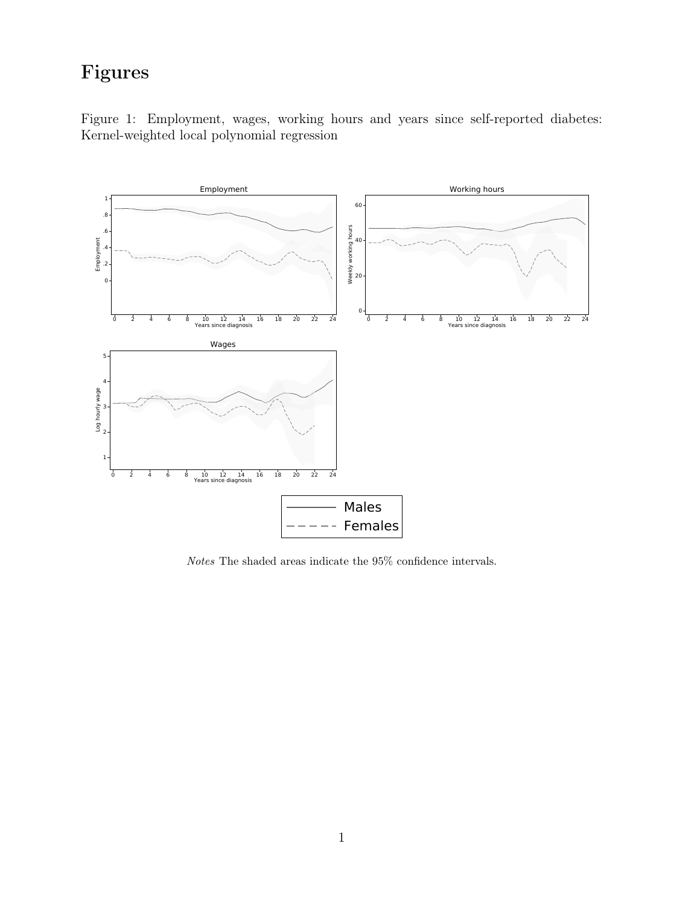# Figures

Figure 1: Employment, wages, working hours and years since self-reported diabetes: Kernel-weighted local polynomial regression

Employment

Employment

1
.8
.6
.4
.2
0

0 2 4 6 8 10 12 14 16 18 20 22 24
Years since diagnosis

Working hours

Weekly working hours

60
40
20
0

0 2 4 6 8 10 12 14 16 18 20 22 24
Years since diagnosis

Wages

Log hourly wage

5
4
3
2
1

0 2 4 6 8 10 12 14 16 18 20 22 24
Years since diagnosis

Males
Females

*Notes* The shaded areas indicate the 95% confidence intervals.